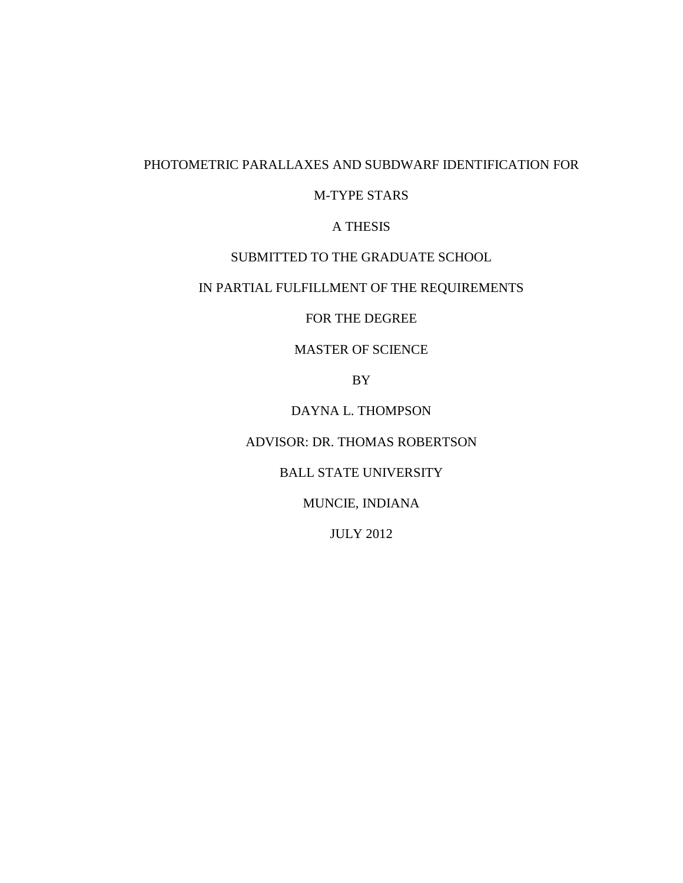# PHOTOMETRIC PARALLAXES AND SUBDWARF IDENTIFICATION FOR M-TYPE STARS

A THESIS

SUBMITTED TO THE GRADUATE SCHOOL

IN PARTIAL FULFILLMENT OF THE REQUIREMENTS

FOR THE DEGREE

MASTER OF SCIENCE

BY

DAYNA L. THOMPSON

ADVISOR: DR. THOMAS ROBERTSON

BALL STATE UNIVERSITY

MUNCIE, INDIANA

JULY 2012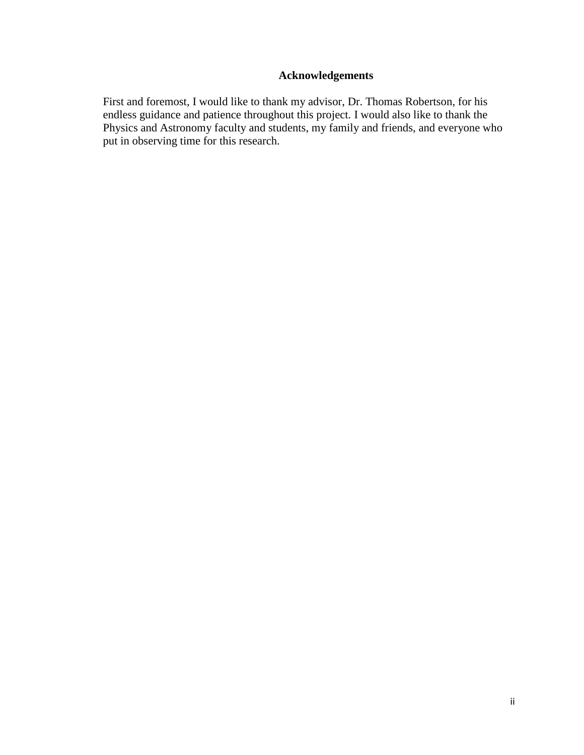# Acknowledgements

First and foremost, I would like to thank my advisor, Dr. Thomas Robertson, for his endless guidance and patience throughout this project. I would also like to thank the Physics and Astronomy faculty and students, my family and friends, and everyone who put in observing time for this research.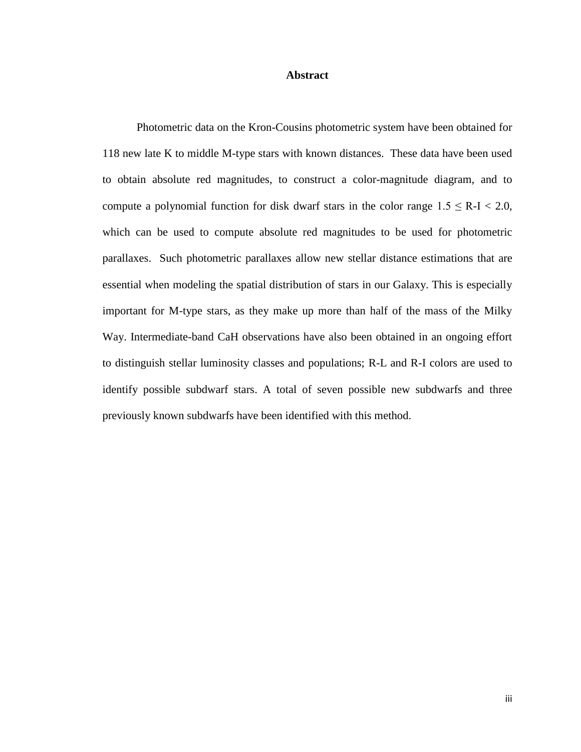# Abstract

Photometric data on the Kron-Cousins photometric system have been obtained for 118 new late K to middle M-type stars with known distances. These data have been used to obtain absolute red magnitudes, to construct a color-magnitude diagram, and to compute a polynomial function for disk dwarf stars in the color range $1.5 \leq R\text{-}I < 2.0$, which can be used to compute absolute red magnitudes to be used for photometric parallaxes. Such photometric parallaxes allow new stellar distance estimations that are essential when modeling the spatial distribution of stars in our Galaxy. This is especially important for M-type stars, as they make up more than half of the mass of the Milky Way. Intermediate-band CaH observations have also been obtained in an ongoing effort to distinguish stellar luminosity classes and populations; R-L and R-I colors are used to identify possible subdwarf stars. A total of seven possible new subdwarfs and three previously known subdwarfs have been identified with this method.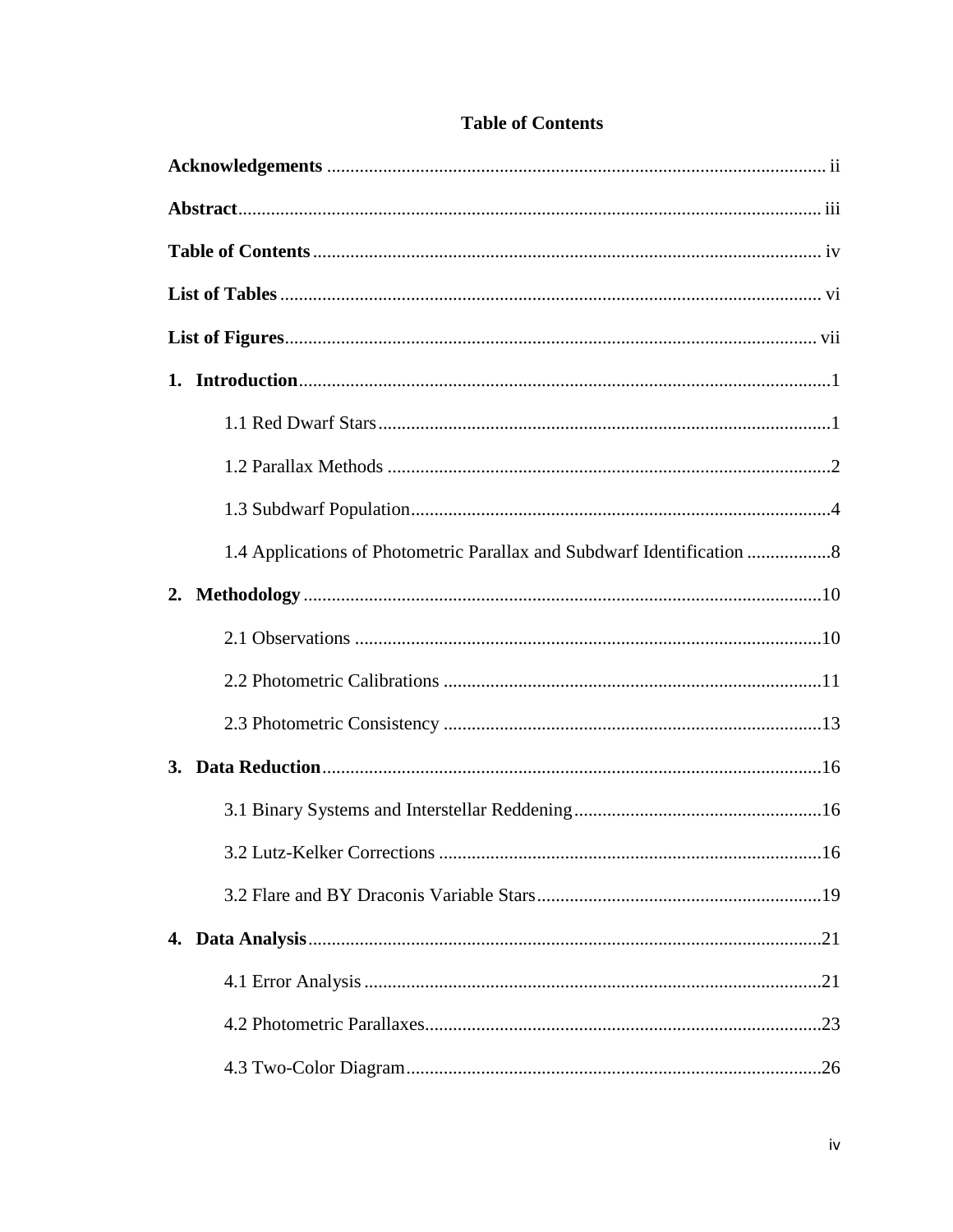# Table of Contents

**Acknowledgements** .......... ii

**Abstract** .......... iii

**Table of Contents** .......... iv

**List of Tables** .......... vi

**List of Figures** .......... vii

**1. Introduction** .......... 1

- 1.1 Red Dwarf Stars .......... 1
- 1.2 Parallax Methods .......... 2
- 1.3 Subdwarf Population .......... 4
- 1.4 Applications of Photometric Parallax and Subdwarf Identification .......... 8

**2. Methodology** .......... 10

- 2.1 Observations .......... 10
- 2.2 Photometric Calibrations .......... 11
- 2.3 Photometric Consistency .......... 13

**3. Data Reduction** .......... 16

- 3.1 Binary Systems and Interstellar Reddening .......... 16
- 3.2 Lutz-Kelker Corrections .......... 16
- 3.2 Flare and BY Draconis Variable Stars .......... 19

**4. Data Analysis** .......... 21

- 4.1 Error Analysis .......... 21
- 4.2 Photometric Parallaxes .......... 23
- 4.3 Two-Color Diagram .......... 26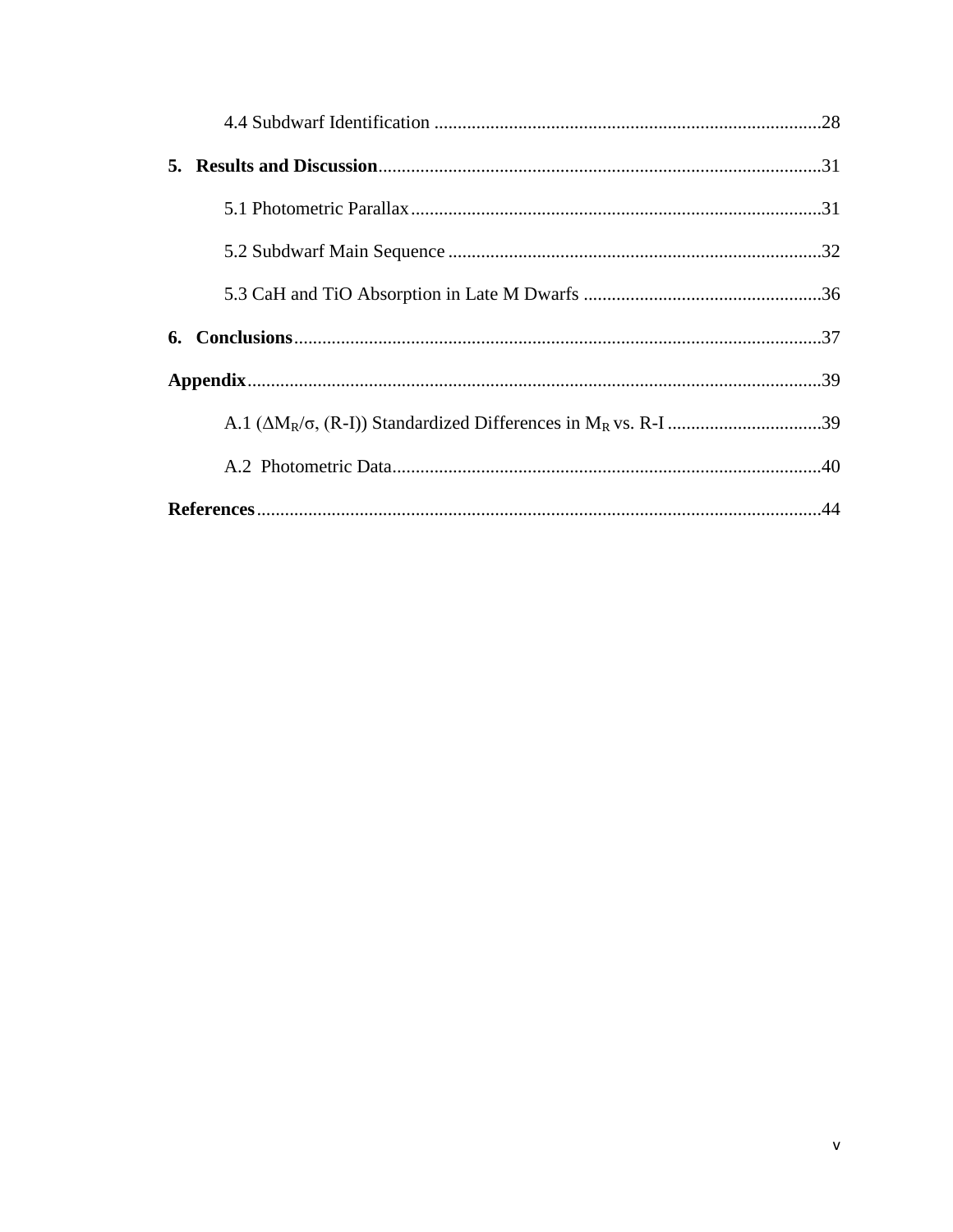4.4 Subdwarf Identification ........................................................................................28

**5. Results and Discussion**..............................................................................................31

5.1 Photometric Parallax.......................................................................................31

5.2 Subdwarf Main Sequence ................................................................................32

5.3 CaH and TiO Absorption in Late M Dwarfs ...................................................36

**6. Conclusions**................................................................................................................37

**Appendix**..........................................................................................................................39

A.1 ($\Delta M_R/\sigma$, (R-I)) Standardized Differences in $M_R$ vs. R-I .................................39

A.2 Photometric Data............................................................................................40

**References**........................................................................................................................44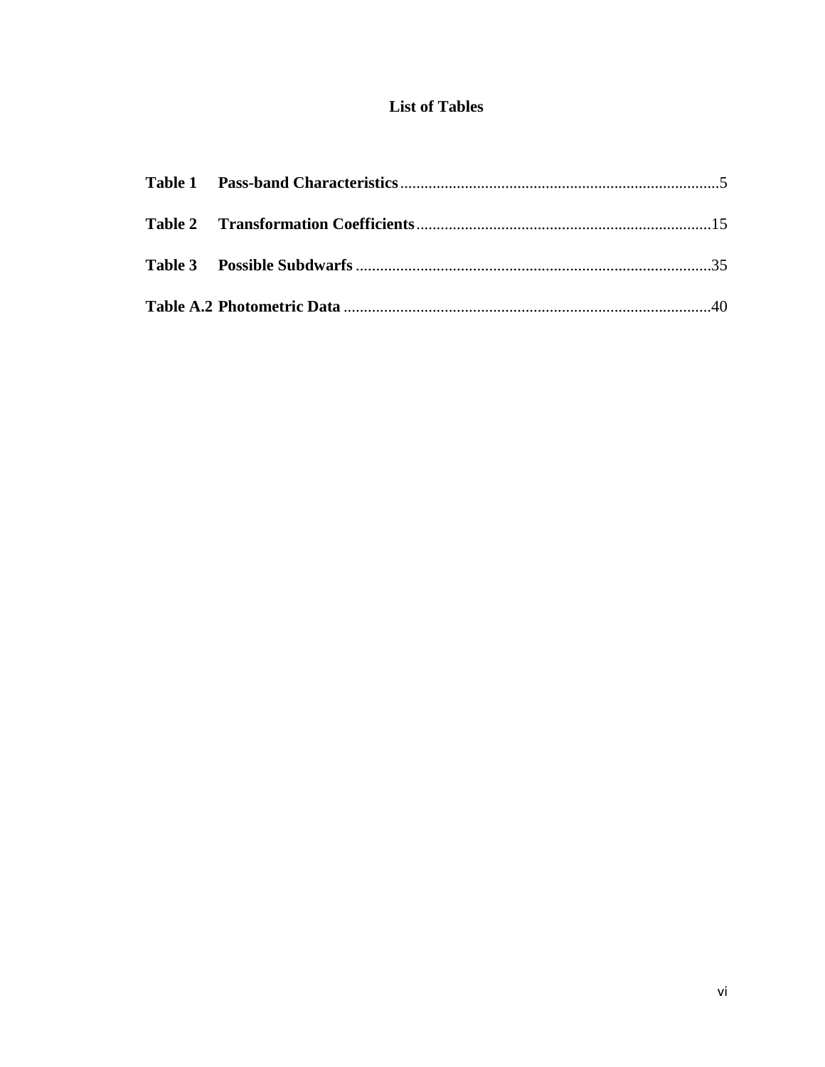# List of Tables

**Table 1 Pass-band Characteristics** ............................................................................. 5

**Table 2 Transformation Coefficients** ........................................................................ 15

**Table 3 Possible Subdwarfs** ....................................................................................... 35

**Table A.2 Photometric Data** ...................................................................................... 40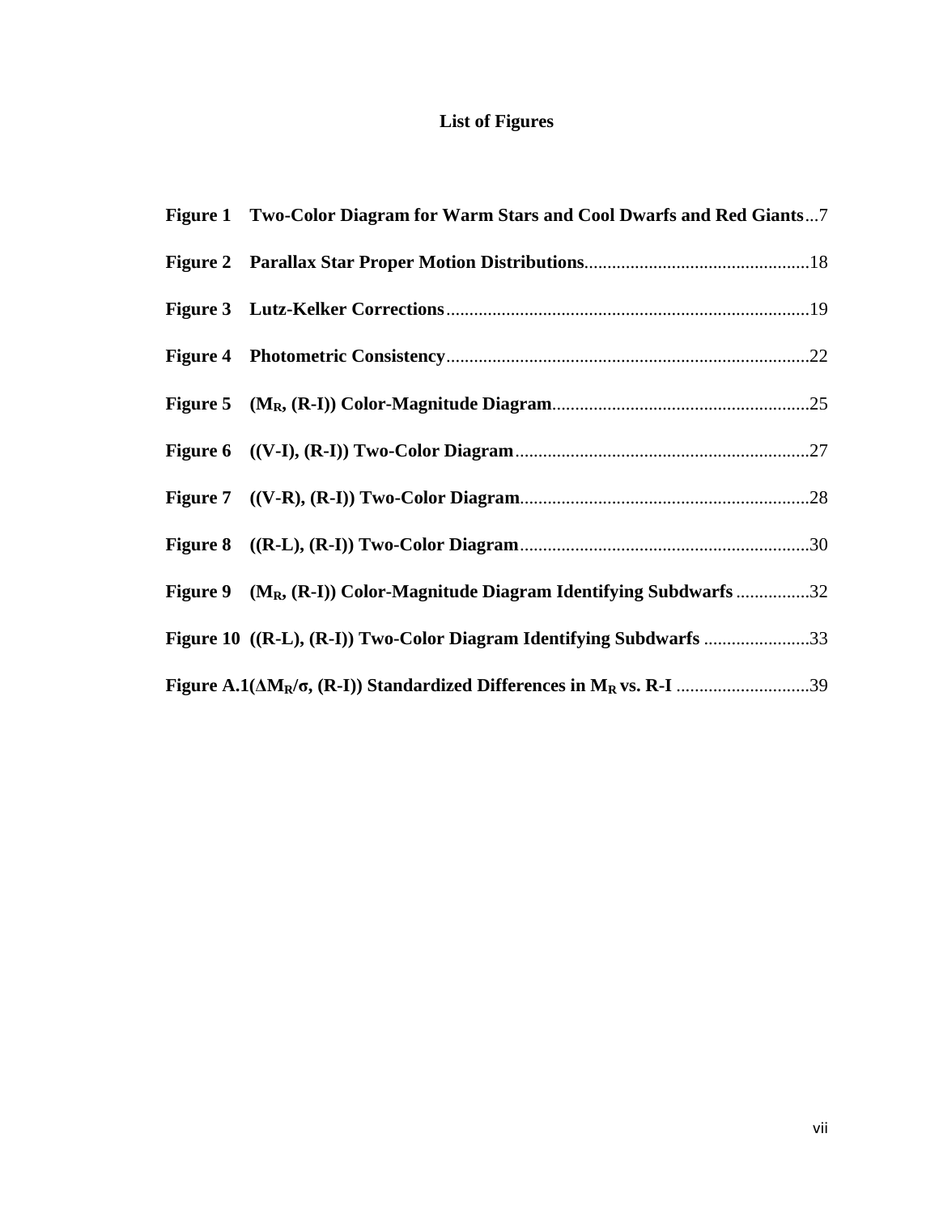# List of Figures

**Figure 1 Two-Color Diagram for Warm Stars and Cool Dwarfs and Red Giants**...7

**Figure 2 Parallax Star Proper Motion Distributions**................................................18

**Figure 3 Lutz-Kelker Corrections**..............................................................................19

**Figure 4 Photometric Consistency**..............................................................................22

**Figure 5 ($M_R$, (R-I)) Color-Magnitude Diagram**.......................................................25

**Figure 6 ((V-I), (R-I)) Two-Color Diagram**...............................................................27

**Figure 7 ((V-R), (R-I)) Two-Color Diagram**..............................................................28

**Figure 8 ((R-L), (R-I)) Two-Color Diagram**..............................................................30

**Figure 9 ($M_R$, (R-I)) Color-Magnitude Diagram Identifying Subdwarfs** ................32

**Figure 10 ((R-L), (R-I)) Two-Color Diagram Identifying Subdwarfs** .......................33

**Figure A.1($\Delta M_R/\sigma$, (R-I)) Standardized Differences in $M_R$ vs. R-I** .............................39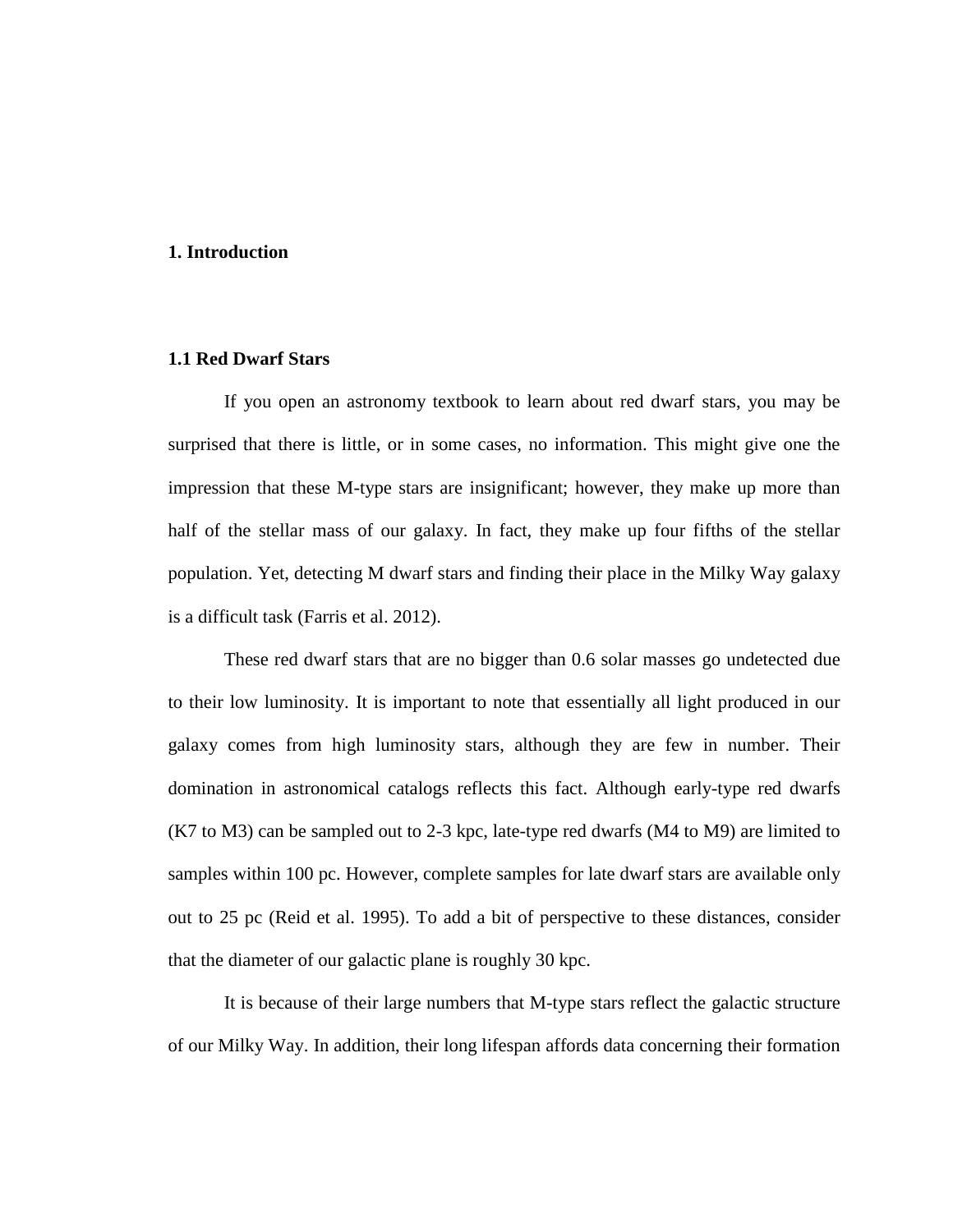# 1. Introduction

## 1.1 Red Dwarf Stars

If you open an astronomy textbook to learn about red dwarf stars, you may be surprised that there is little, or in some cases, no information. This might give one the impression that these M-type stars are insignificant; however, they make up more than half of the stellar mass of our galaxy. In fact, they make up four fifths of the stellar population. Yet, detecting M dwarf stars and finding their place in the Milky Way galaxy is a difficult task (Farris et al. 2012).

These red dwarf stars that are no bigger than 0.6 solar masses go undetected due to their low luminosity. It is important to note that essentially all light produced in our galaxy comes from high luminosity stars, although they are few in number. Their domination in astronomical catalogs reflects this fact. Although early-type red dwarfs (K7 to M3) can be sampled out to 2-3 kpc, late-type red dwarfs (M4 to M9) are limited to samples within 100 pc. However, complete samples for late dwarf stars are available only out to 25 pc (Reid et al. 1995). To add a bit of perspective to these distances, consider that the diameter of our galactic plane is roughly 30 kpc.

It is because of their large numbers that M-type stars reflect the galactic structure of our Milky Way. In addition, their long lifespan affords data concerning their formation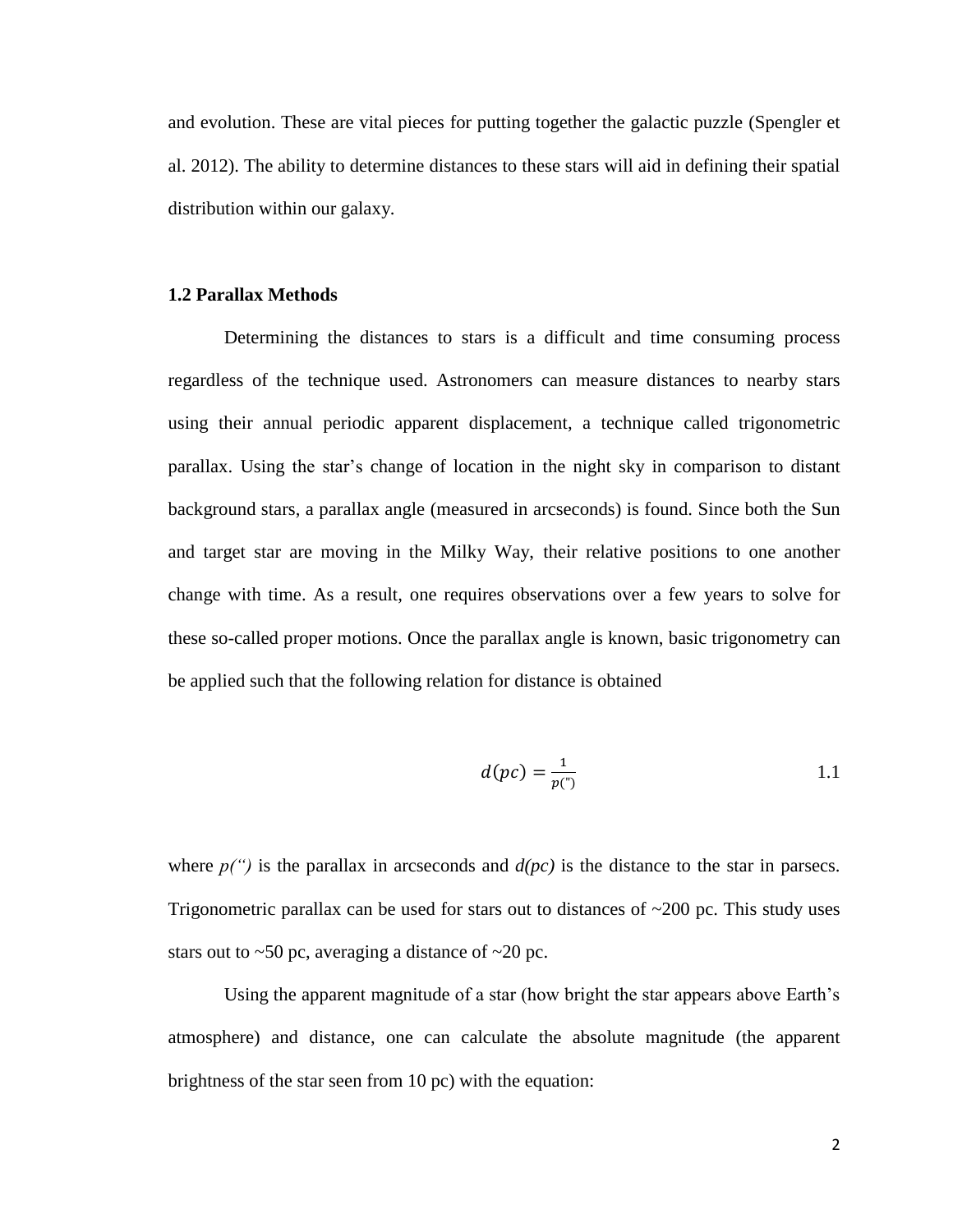and evolution. These are vital pieces for putting together the galactic puzzle (Spengler et al. 2012). The ability to determine distances to these stars will aid in defining their spatial distribution within our galaxy.

### 1.2 Parallax Methods

Determining the distances to stars is a difficult and time consuming process regardless of the technique used. Astronomers can measure distances to nearby stars using their annual periodic apparent displacement, a technique called trigonometric parallax. Using the star's change of location in the night sky in comparison to distant background stars, a parallax angle (measured in arcseconds) is found. Since both the Sun and target star are moving in the Milky Way, their relative positions to one another change with time. As a result, one requires observations over a few years to solve for these so-called proper motions. Once the parallax angle is known, basic trigonometry can be applied such that the following relation for distance is obtained

$$d(pc) = \frac{1}{p('')} \qquad 1.1$$

where *p(")* is the parallax in arcseconds and *d(pc)* is the distance to the star in parsecs. Trigonometric parallax can be used for stars out to distances of ~200 pc. This study uses stars out to ~50 pc, averaging a distance of ~20 pc.

Using the apparent magnitude of a star (how bright the star appears above Earth's atmosphere) and distance, one can calculate the absolute magnitude (the apparent brightness of the star seen from 10 pc) with the equation: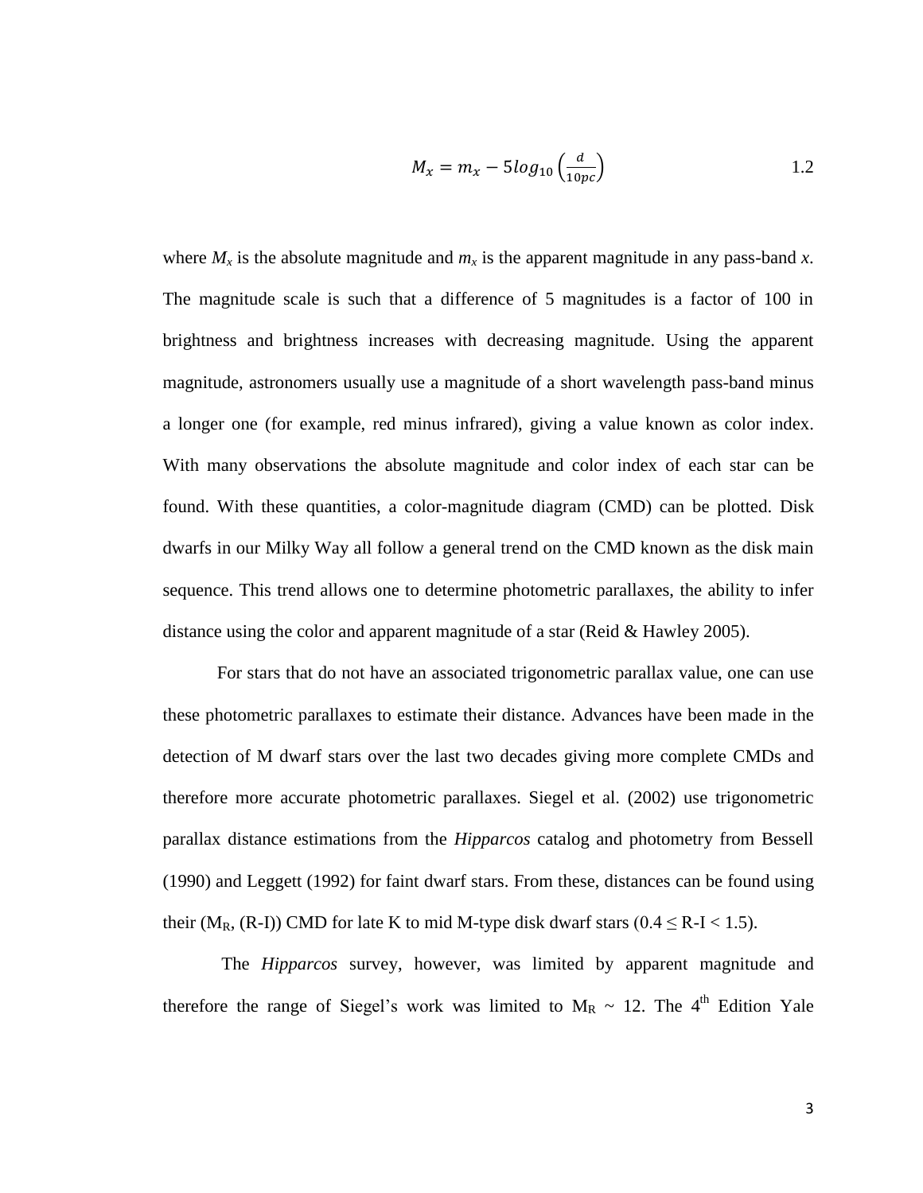$$M_x = m_x - 5log_{10}\left(\frac{d}{10pc}\right) \qquad 1.2$$

where $M_x$ is the absolute magnitude and $m_x$ is the apparent magnitude in any pass-band *x*. The magnitude scale is such that a difference of 5 magnitudes is a factor of 100 in brightness and brightness increases with decreasing magnitude. Using the apparent magnitude, astronomers usually use a magnitude of a short wavelength pass-band minus a longer one (for example, red minus infrared), giving a value known as color index. With many observations the absolute magnitude and color index of each star can be found. With these quantities, a color-magnitude diagram (CMD) can be plotted. Disk dwarfs in our Milky Way all follow a general trend on the CMD known as the disk main sequence. This trend allows one to determine photometric parallaxes, the ability to infer distance using the color and apparent magnitude of a star (Reid & Hawley 2005).

For stars that do not have an associated trigonometric parallax value, one can use these photometric parallaxes to estimate their distance. Advances have been made in the detection of M dwarf stars over the last two decades giving more complete CMDs and therefore more accurate photometric parallaxes. Siegel et al. (2002) use trigonometric parallax distance estimations from the *Hipparcos* catalog and photometry from Bessell (1990) and Leggett (1992) for faint dwarf stars. From these, distances can be found using their ($M_R$, (R-I)) CMD for late K to mid M-type disk dwarf stars ($0.4 \leq$ R-I $< 1.5$).

The *Hipparcos* survey, however, was limited by apparent magnitude and therefore the range of Siegel's work was limited to $M_R \sim 12$. The 4th Edition Yale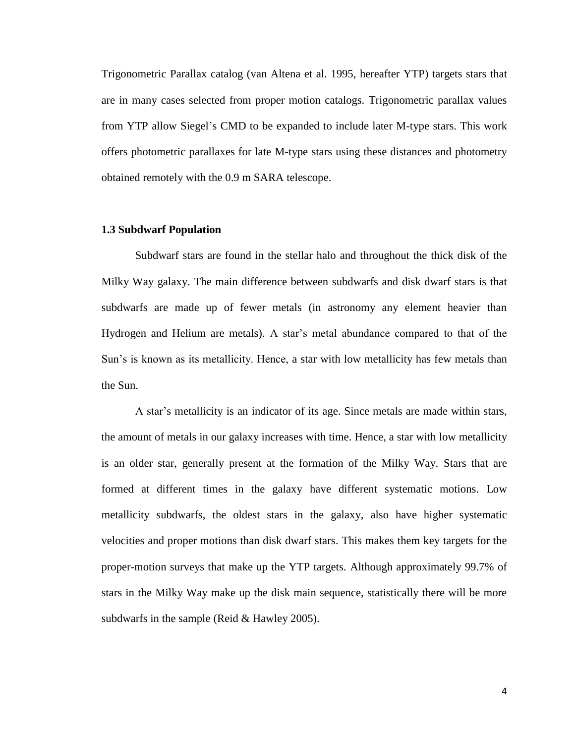Trigonometric Parallax catalog (van Altena et al. 1995, hereafter YTP) targets stars that are in many cases selected from proper motion catalogs. Trigonometric parallax values from YTP allow Siegel's CMD to be expanded to include later M-type stars. This work offers photometric parallaxes for late M-type stars using these distances and photometry obtained remotely with the 0.9 m SARA telescope.

### 1.3 Subdwarf Population

Subdwarf stars are found in the stellar halo and throughout the thick disk of the Milky Way galaxy. The main difference between subdwarfs and disk dwarf stars is that subdwarfs are made up of fewer metals (in astronomy any element heavier than Hydrogen and Helium are metals). A star's metal abundance compared to that of the Sun's is known as its metallicity. Hence, a star with low metallicity has few metals than the Sun.

A star's metallicity is an indicator of its age. Since metals are made within stars, the amount of metals in our galaxy increases with time. Hence, a star with low metallicity is an older star, generally present at the formation of the Milky Way. Stars that are formed at different times in the galaxy have different systematic motions. Low metallicity subdwarfs, the oldest stars in the galaxy, also have higher systematic velocities and proper motions than disk dwarf stars. This makes them key targets for the proper-motion surveys that make up the YTP targets. Although approximately 99.7% of stars in the Milky Way make up the disk main sequence, statistically there will be more subdwarfs in the sample (Reid & Hawley 2005).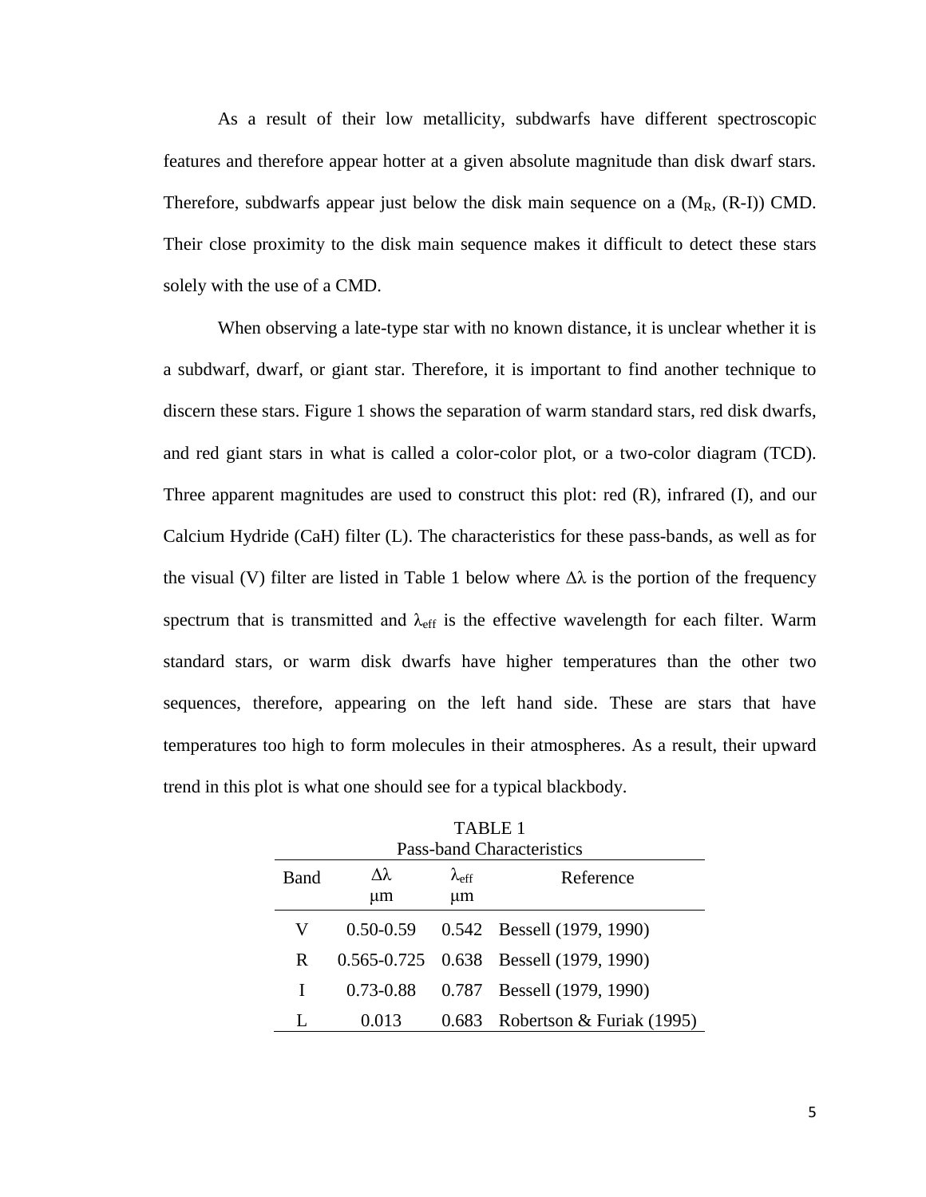As a result of their low metallicity, subdwarfs have different spectroscopic features and therefore appear hotter at a given absolute magnitude than disk dwarf stars. Therefore, subdwarfs appear just below the disk main sequence on a ($M_R$, (R-I)) CMD. Their close proximity to the disk main sequence makes it difficult to detect these stars solely with the use of a CMD.

When observing a late-type star with no known distance, it is unclear whether it is a subdwarf, dwarf, or giant star. Therefore, it is important to find another technique to discern these stars. Figure 1 shows the separation of warm standard stars, red disk dwarfs, and red giant stars in what is called a color-color plot, or a two-color diagram (TCD). Three apparent magnitudes are used to construct this plot: red (R), infrared (I), and our Calcium Hydride (CaH) filter (L). The characteristics for these pass-bands, as well as for the visual (V) filter are listed in Table 1 below where $\Delta\lambda$ is the portion of the frequency spectrum that is transmitted and $\lambda_{eff}$ is the effective wavelength for each filter. Warm standard stars, or warm disk dwarfs have higher temperatures than the other two sequences, therefore, appearing on the left hand side. These are stars that have temperatures too high to form molecules in their atmospheres. As a result, their upward trend in this plot is what one should see for a typical blackbody.

TABLE 1
Pass-band Characteristics

| Band | $\Delta\lambda$ μm | $\lambda_{eff}$ μm | Reference |
|---|---|---|---|
| V | 0.50-0.59 | 0.542 | Bessell (1979, 1990) |
| R | 0.565-0.725 | 0.638 | Bessell (1979, 1990) |
| I | 0.73-0.88 | 0.787 | Bessell (1979, 1990) |
| L | 0.013 | 0.683 | Robertson & Furiak (1995) |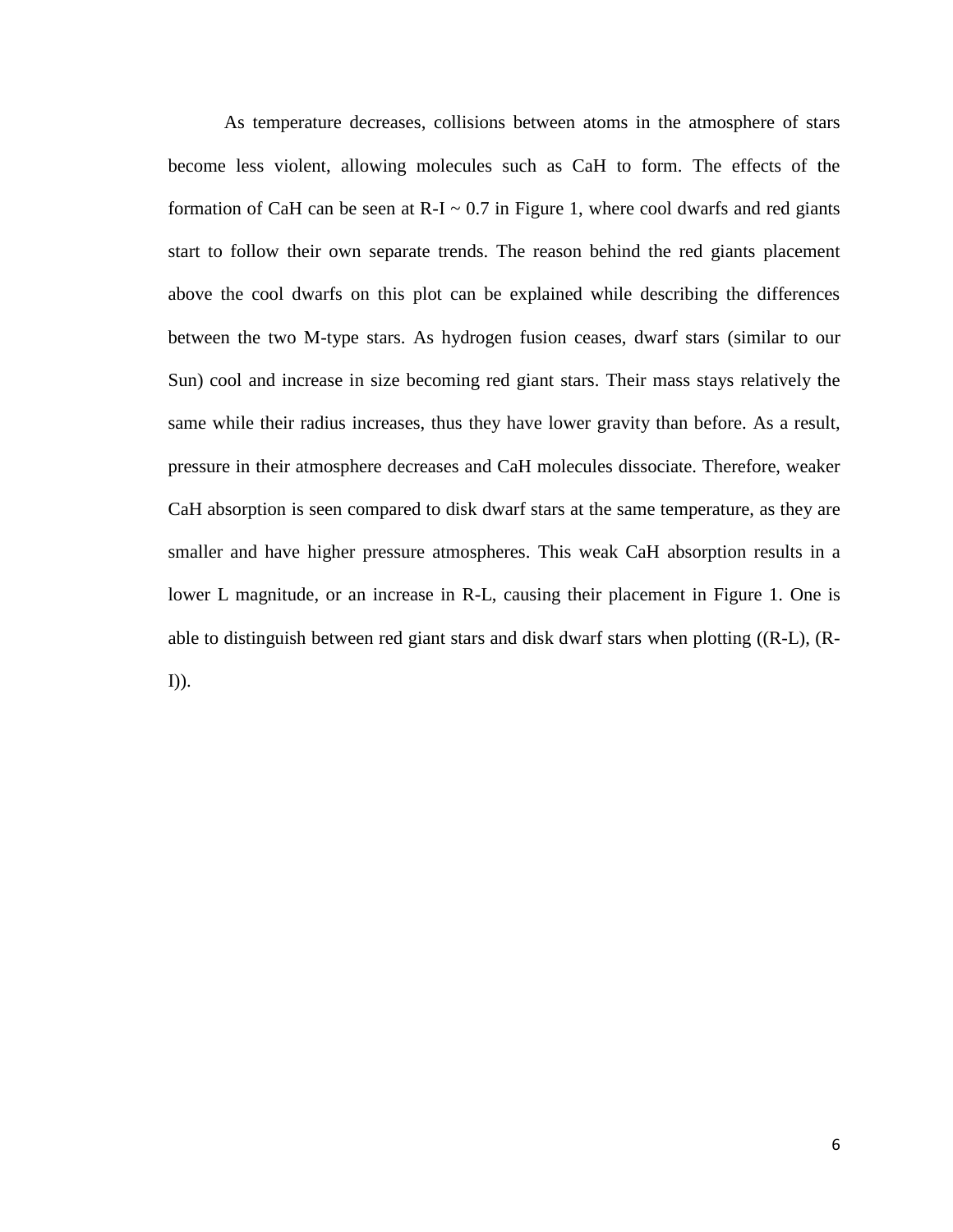As temperature decreases, collisions between atoms in the atmosphere of stars become less violent, allowing molecules such as CaH to form. The effects of the formation of CaH can be seen at R-I ~ 0.7 in Figure 1, where cool dwarfs and red giants start to follow their own separate trends. The reason behind the red giants placement above the cool dwarfs on this plot can be explained while describing the differences between the two M-type stars. As hydrogen fusion ceases, dwarf stars (similar to our Sun) cool and increase in size becoming red giant stars. Their mass stays relatively the same while their radius increases, thus they have lower gravity than before. As a result, pressure in their atmosphere decreases and CaH molecules dissociate. Therefore, weaker CaH absorption is seen compared to disk dwarf stars at the same temperature, as they are smaller and have higher pressure atmospheres. This weak CaH absorption results in a lower L magnitude, or an increase in R-L, causing their placement in Figure 1. One is able to distinguish between red giant stars and disk dwarf stars when plotting ((R-L), (R-I)).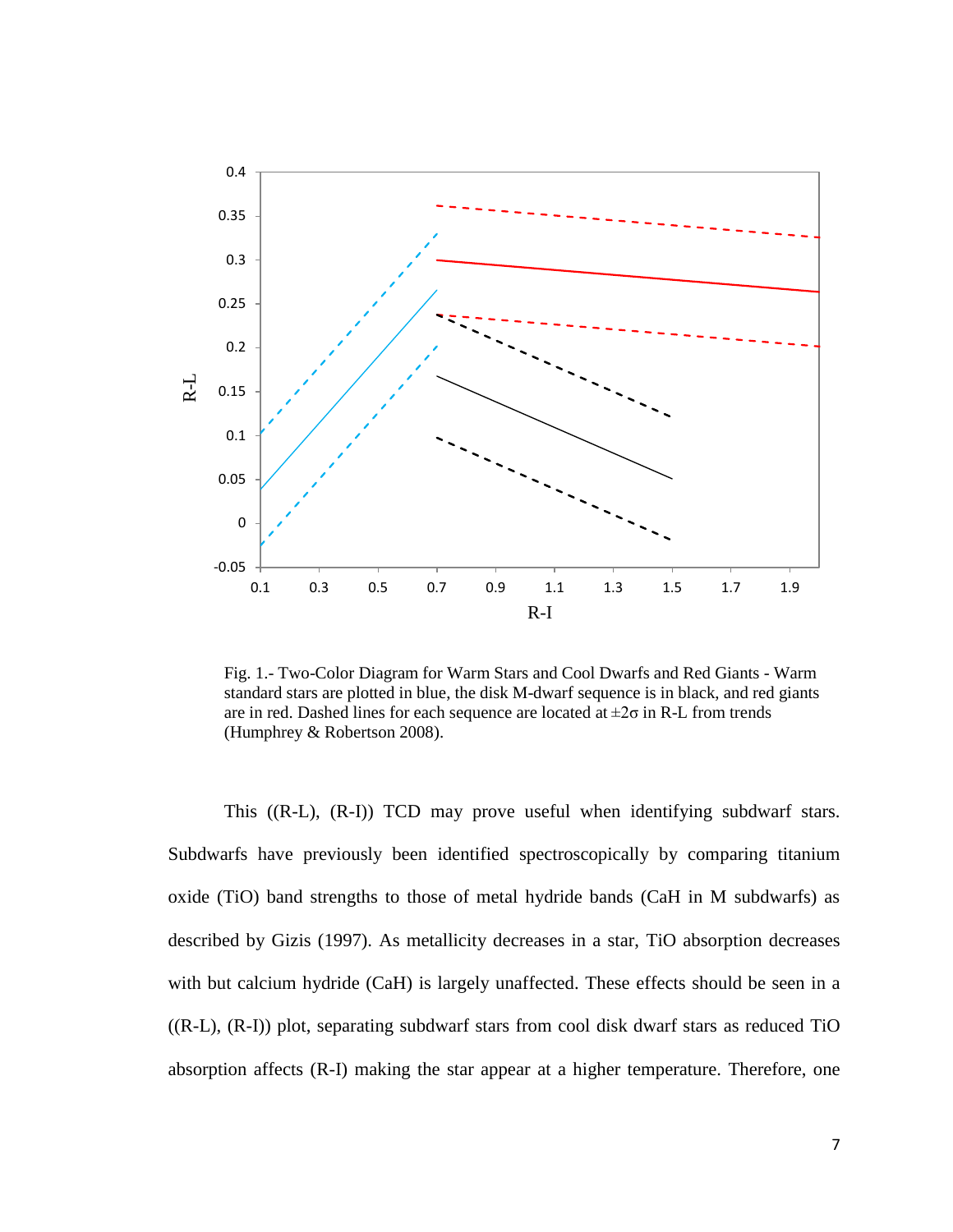Fig. 1.- Two-Color Diagram for Warm Stars and Cool Dwarfs and Red Giants - Warm standard stars are plotted in blue, the disk M-dwarf sequence is in black, and red giants are in red. Dashed lines for each sequence are located at ±2σ in R-L from trends (Humphrey & Robertson 2008).

This ((R-L), (R-I)) TCD may prove useful when identifying subdwarf stars. Subdwarfs have previously been identified spectroscopically by comparing titanium oxide (TiO) band strengths to those of metal hydride bands (CaH in M subdwarfs) as described by Gizis (1997). As metallicity decreases in a star, TiO absorption decreases with but calcium hydride (CaH) is largely unaffected. These effects should be seen in a ((R-L), (R-I)) plot, separating subdwarf stars from cool disk dwarf stars as reduced TiO absorption affects (R-I) making the star appear at a higher temperature. Therefore, one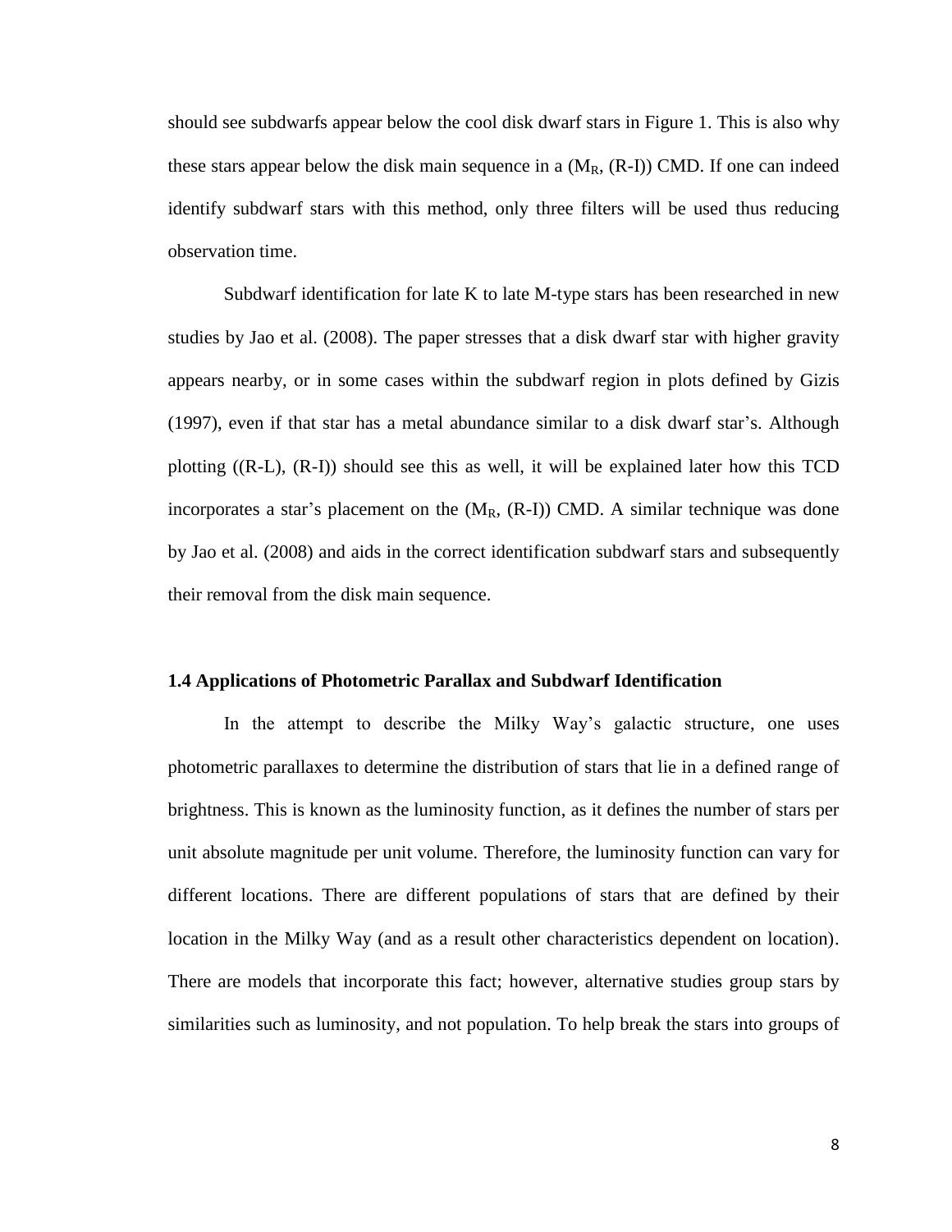should see subdwarfs appear below the cool disk dwarf stars in Figure 1. This is also why these stars appear below the disk main sequence in a ($M_R$, (R-I)) CMD. If one can indeed identify subdwarf stars with this method, only three filters will be used thus reducing observation time.

Subdwarf identification for late K to late M-type stars has been researched in new studies by Jao et al. (2008). The paper stresses that a disk dwarf star with higher gravity appears nearby, or in some cases within the subdwarf region in plots defined by Gizis (1997), even if that star has a metal abundance similar to a disk dwarf star's. Although plotting ((R-L), (R-I)) should see this as well, it will be explained later how this TCD incorporates a star's placement on the ($M_R$, (R-I)) CMD. A similar technique was done by Jao et al. (2008) and aids in the correct identification subdwarf stars and subsequently their removal from the disk main sequence.

### 1.4 Applications of Photometric Parallax and Subdwarf Identification

In the attempt to describe the Milky Way's galactic structure, one uses photometric parallaxes to determine the distribution of stars that lie in a defined range of brightness. This is known as the luminosity function, as it defines the number of stars per unit absolute magnitude per unit volume. Therefore, the luminosity function can vary for different locations. There are different populations of stars that are defined by their location in the Milky Way (and as a result other characteristics dependent on location). There are models that incorporate this fact; however, alternative studies group stars by similarities such as luminosity, and not population. To help break the stars into groups of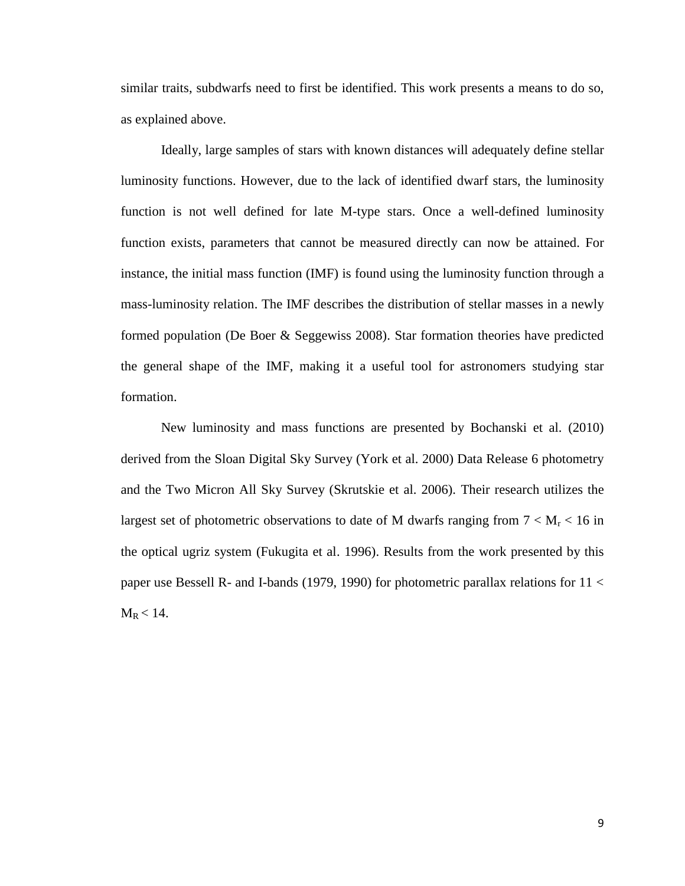similar traits, subdwarfs need to first be identified. This work presents a means to do so, as explained above.

Ideally, large samples of stars with known distances will adequately define stellar luminosity functions. However, due to the lack of identified dwarf stars, the luminosity function is not well defined for late M-type stars. Once a well-defined luminosity function exists, parameters that cannot be measured directly can now be attained. For instance, the initial mass function (IMF) is found using the luminosity function through a mass-luminosity relation. The IMF describes the distribution of stellar masses in a newly formed population (De Boer & Seggewiss 2008). Star formation theories have predicted the general shape of the IMF, making it a useful tool for astronomers studying star formation.

New luminosity and mass functions are presented by Bochanski et al. (2010) derived from the Sloan Digital Sky Survey (York et al. 2000) Data Release 6 photometry and the Two Micron All Sky Survey (Skrutskie et al. 2006). Their research utilizes the largest set of photometric observations to date of M dwarfs ranging from $7 < M_r < 16$ in the optical ugriz system (Fukugita et al. 1996). Results from the work presented by this paper use Bessell R- and I-bands (1979, 1990) for photometric parallax relations for $11 < M_R < 14$.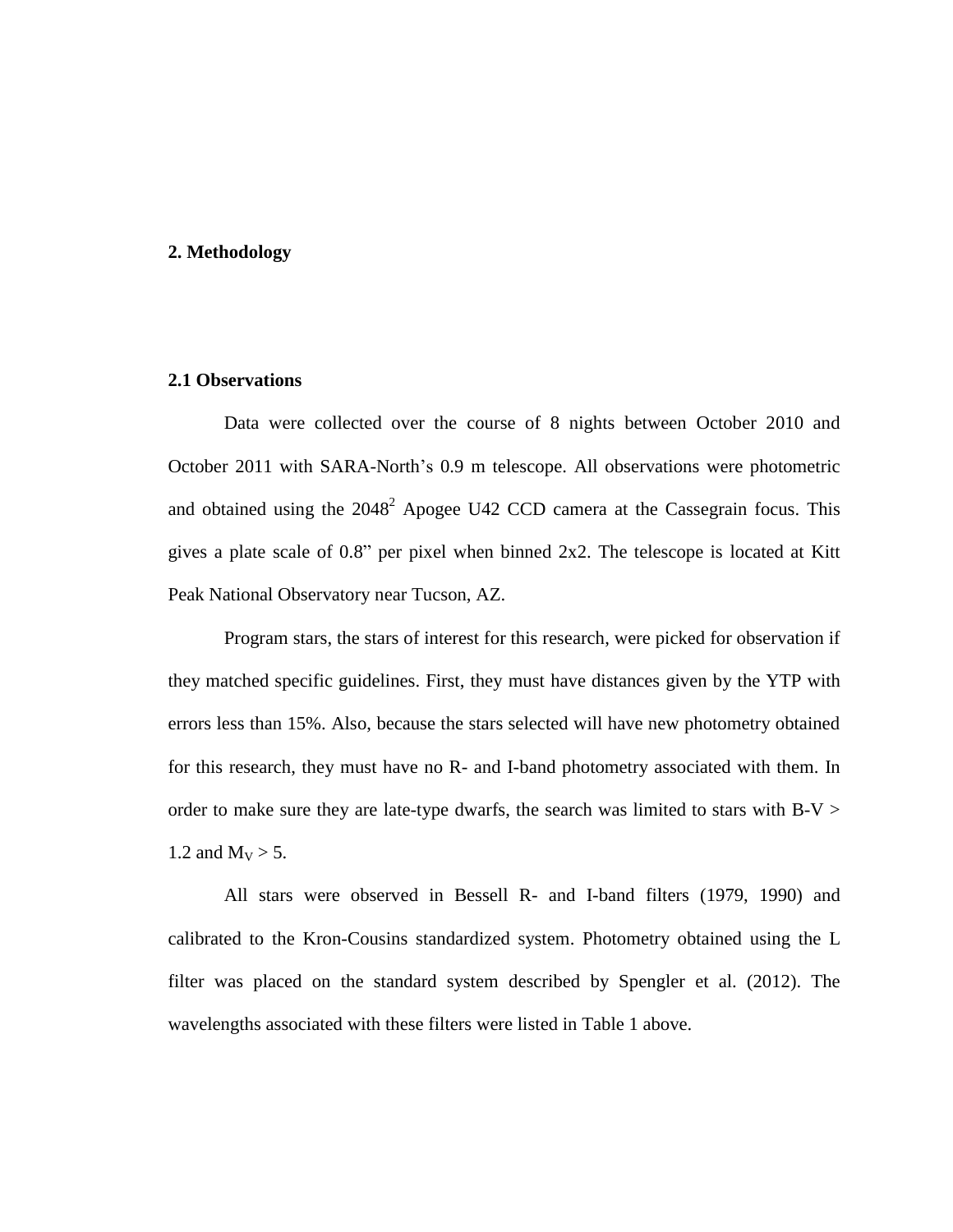## 2. Methodology

### 2.1 Observations

Data were collected over the course of 8 nights between October 2010 and October 2011 with SARA-North's 0.9 m telescope. All observations were photometric and obtained using the $2048^2$ Apogee U42 CCD camera at the Cassegrain focus. This gives a plate scale of 0.8" per pixel when binned 2x2. The telescope is located at Kitt Peak National Observatory near Tucson, AZ.

Program stars, the stars of interest for this research, were picked for observation if they matched specific guidelines. First, they must have distances given by the YTP with errors less than 15%. Also, because the stars selected will have new photometry obtained for this research, they must have no R- and I-band photometry associated with them. In order to make sure they are late-type dwarfs, the search was limited to stars with B-V > 1.2 and $M_V > 5$.

All stars were observed in Bessell R- and I-band filters (1979, 1990) and calibrated to the Kron-Cousins standardized system. Photometry obtained using the L filter was placed on the standard system described by Spengler et al. (2012). The wavelengths associated with these filters were listed in Table 1 above.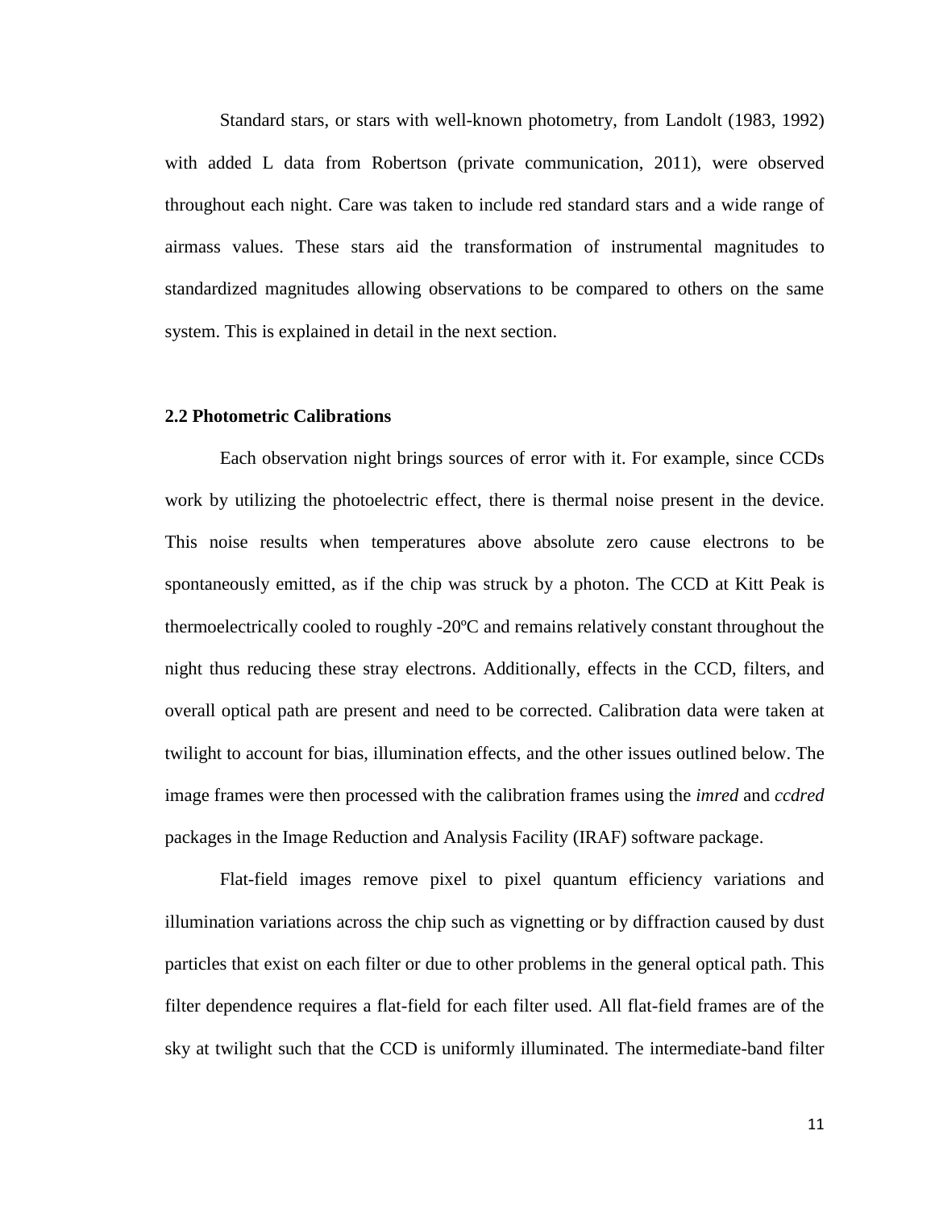Standard stars, or stars with well-known photometry, from Landolt (1983, 1992) with added L data from Robertson (private communication, 2011), were observed throughout each night. Care was taken to include red standard stars and a wide range of airmass values. These stars aided the transformation of instrumental magnitudes to standardized magnitudes allowing observations to be compared to others on the same system. This is explained in detail in the next section.

### 2.2 Photometric Calibrations

Each observation night brings sources of error with it. For example, since CCDs work by utilizing the photoelectric effect, there is thermal noise present in the device. This noise results when temperatures above absolute zero cause electrons to be spontaneously emitted, as if the chip was struck by a photon. The CCD at Kitt Peak is thermoelectrically cooled to roughly -20ºC and remains relatively constant throughout the night thus reducing these stray electrons. Additionally, effects in the CCD, filters, and overall optical path are present and need to be corrected. Calibration data were taken at twilight to account for bias, illumination effects, and the other issues outlined below. The image frames were then processed with the calibration frames using the *imred* and *ccdred* packages in the Image Reduction and Analysis Facility (IRAF) software package.

Flat-field images remove pixel to pixel quantum efficiency variations and illumination variations across the chip such as vignetting or by diffraction caused by dust particles that exist on each filter or due to other problems in the general optical path. This filter dependence requires a flat-field for each filter used. All flat-field frames are of the sky at twilight such that the CCD is uniformly illuminated. The intermediate-band filter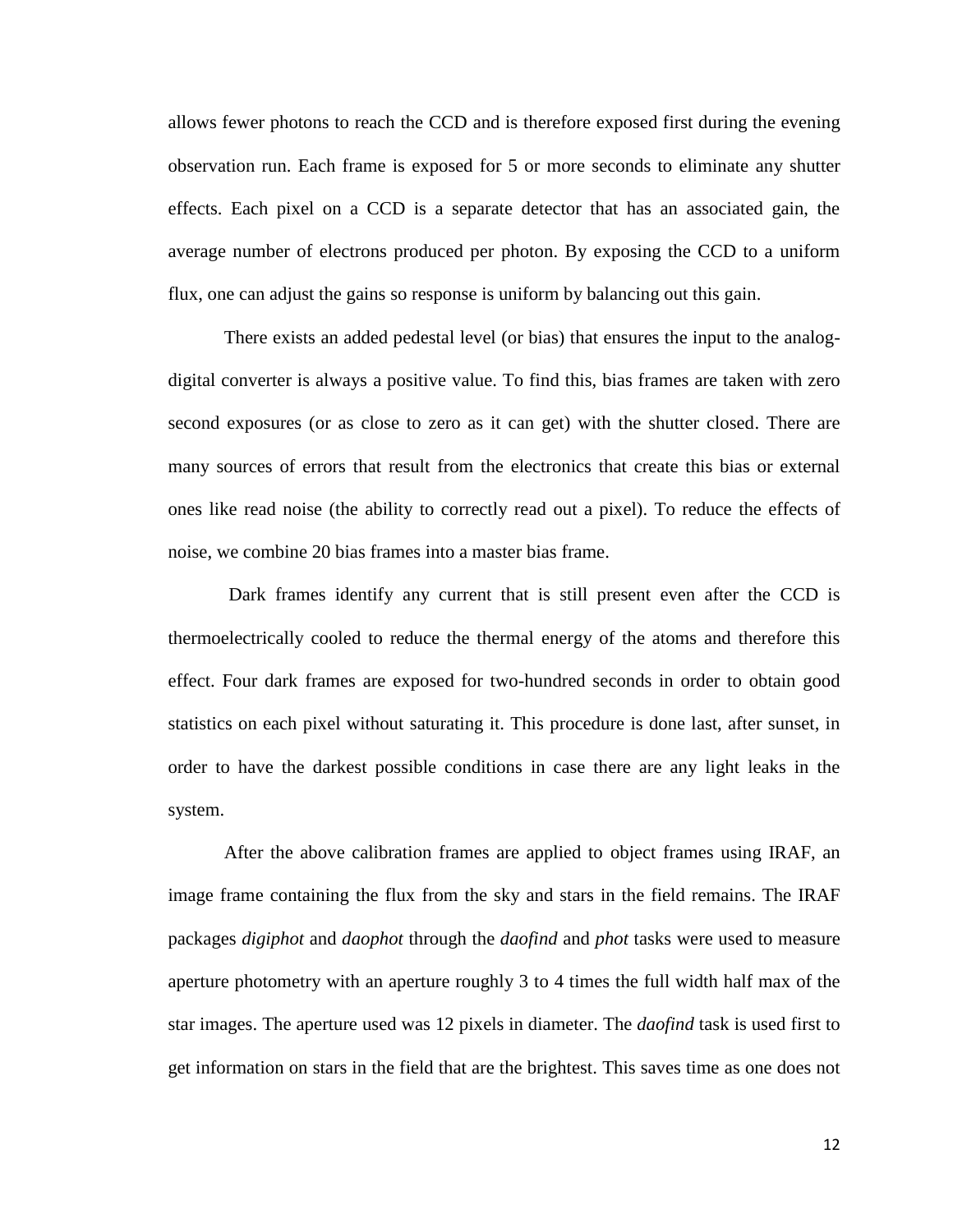allows fewer photons to reach the CCD and is therefore exposed first during the evening observation run. Each frame is exposed for 5 or more seconds to eliminate any shutter effects. Each pixel on a CCD is a separate detector that has an associated gain, the average number of electrons produced per photon. By exposing the CCD to a uniform flux, one can adjust the gains so response is uniform by balancing out this gain.

There exists an added pedestal level (or bias) that ensures the input to the analog-digital converter is always a positive value. To find this, bias frames are taken with zero second exposures (or as close to zero as it can get) with the shutter closed. There are many sources of errors that result from the electronics that create this bias or external ones like read noise (the ability to correctly read out a pixel). To reduce the effects of noise, we combine 20 bias frames into a master bias frame.

Dark frames identify any current that is still present even after the CCD is thermoelectrically cooled to reduce the thermal energy of the atoms and therefore this effect. Four dark frames are exposed for two-hundred seconds in order to obtain good statistics on each pixel without saturating it. This procedure is done last, after sunset, in order to have the darkest possible conditions in case there are any light leaks in the system.

After the above calibration frames are applied to object frames using IRAF, an image frame containing the flux from the sky and stars in the field remains. The IRAF packages *digiphot* and *daophot* through the *daofind* and *phot* tasks were used to measure aperture photometry with an aperture roughly 3 to 4 times the full width half max of the star images. The aperture used was 12 pixels in diameter. The *daofind* task is used first to get information on stars in the field that are the brightest. This saves time as one does not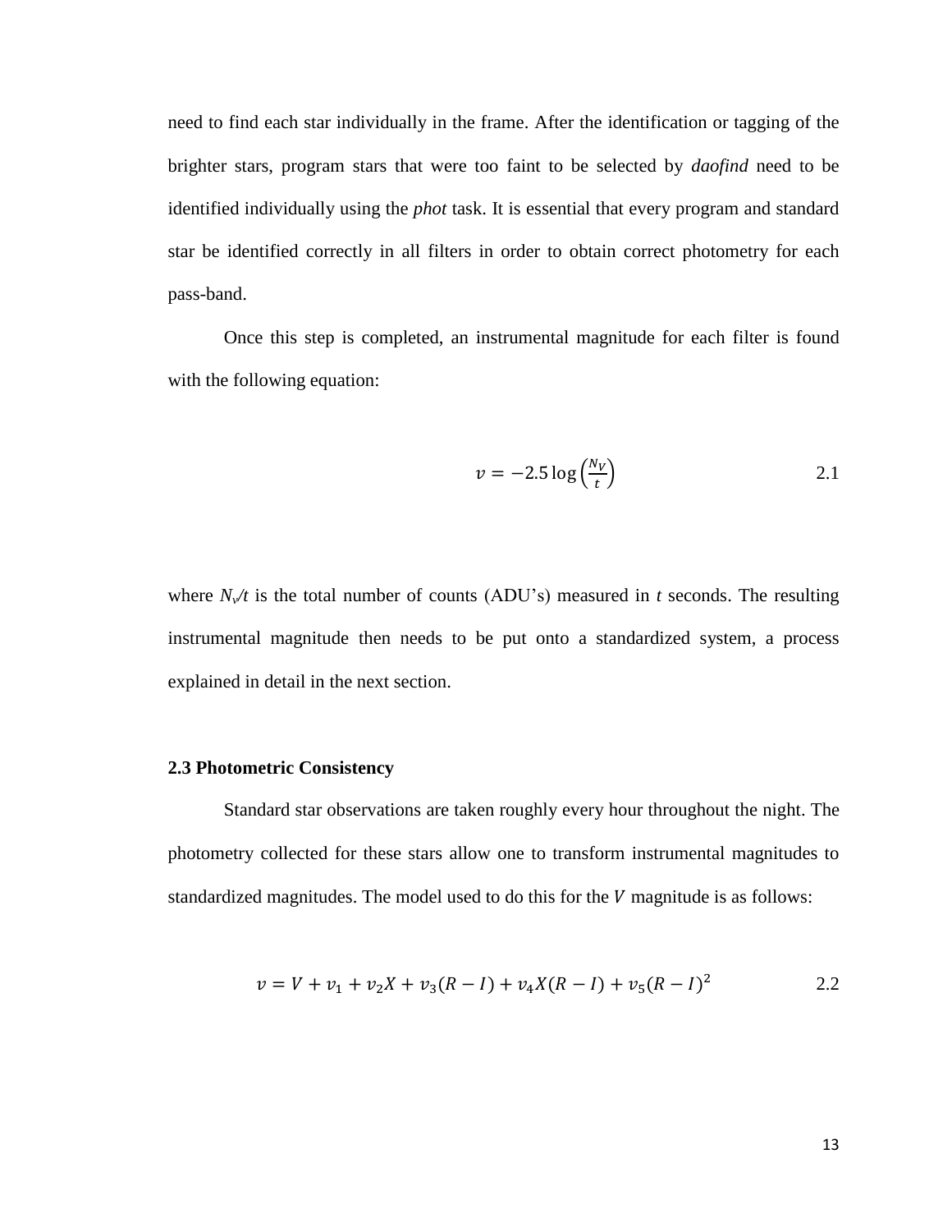need to find each star individually in the frame. After the identification or tagging of the brighter stars, program stars that were too faint to be selected by *daofind* need to be identified individually using the *phot* task. It is essential that every program and standard star be identified correctly in all filters in order to obtain correct photometry for each pass-band.

Once this step is completed, an instrumental magnitude for each filter is found with the following equation:

$$v = -2.5 \log \left( \frac{N_V}{t} \right) \tag{2.1}$$

where $N_v/t$ is the total number of counts (ADU's) measured in *t* seconds. The resulting instrumental magnitude then needs to be put onto a standardized system, a process explained in detail in the next section.

### 2.3 Photometric Consistency

Standard star observations are taken roughly every hour throughout the night. The photometry collected for these stars allow one to transform instrumental magnitudes to standardized magnitudes. The model used to do this for the $V$ magnitude is as follows:

$$v = V + v_1 + v_2 X + v_3 (R - I) + v_4 X (R - I) + v_5 (R - I)^2 \tag{2.2}$$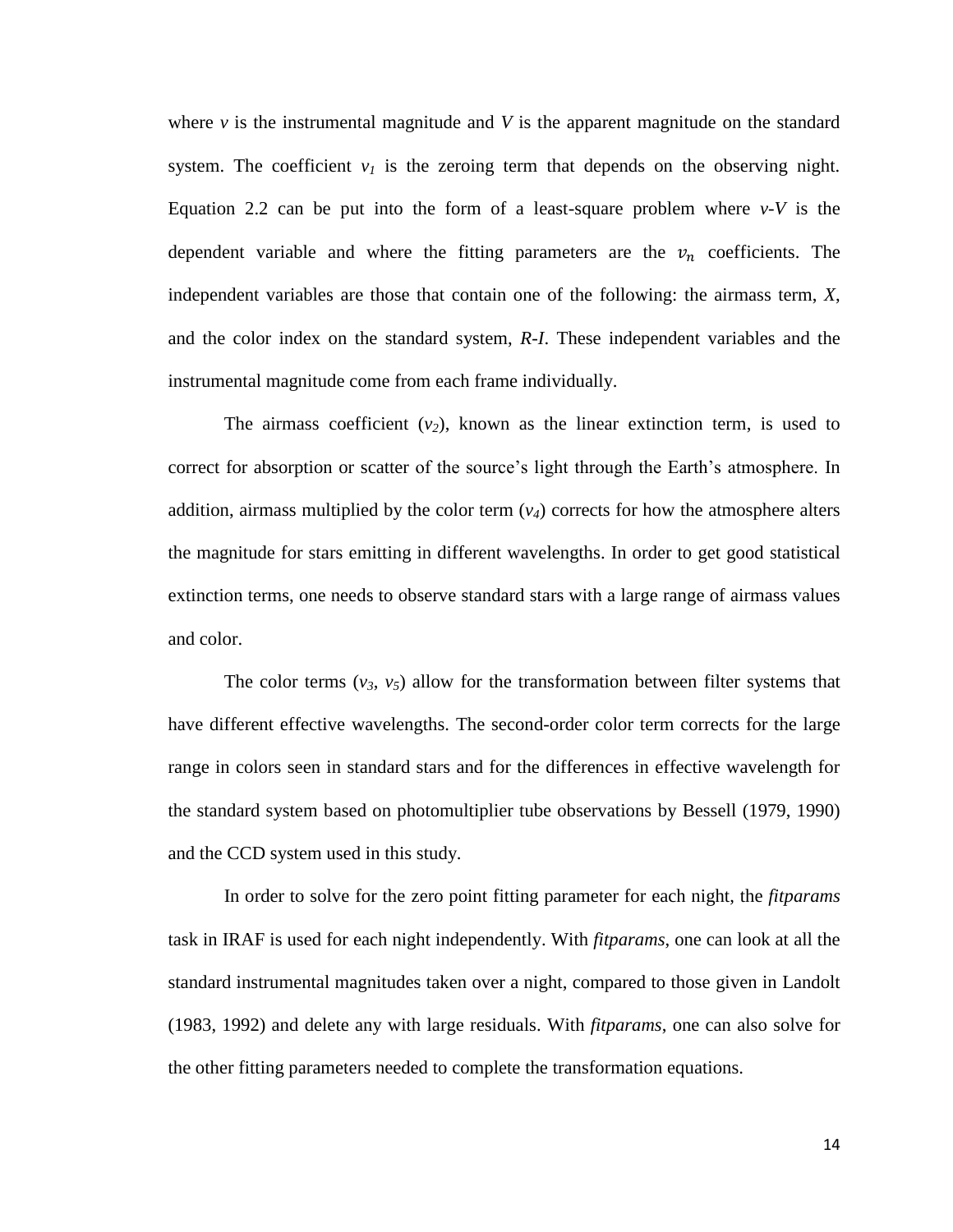where $v$ is the instrumental magnitude and $V$ is the apparent magnitude on the standard system. The coefficient $v_1$ is the zeroing term that depends on the observing night. Equation 2.2 can be put into the form of a least-square problem where $v$-$V$ is the dependent variable and where the fitting parameters are the $v_n$ coefficients. The independent variables are those that contain one of the following: the airmass term, $X$, and the color index on the standard system, $R$-$I$. These independent variables and the instrumental magnitude come from each frame individually.

The airmass coefficient ($v_2$), known as the linear extinction term, is used to correct for absorption or scatter of the source's light through the Earth's atmosphere. In addition, airmass multiplied by the color term ($v_4$) corrects for how the atmosphere alters the magnitude for stars emitting in different wavelengths. In order to get good statistical extinction terms, one needs to observe standard stars with a large range of airmass values and color.

The color terms ($v_3$, $v_5$) allow for the transformation between filter systems that have different effective wavelengths. The second-order color term corrects for the large range in colors seen in standard stars and for the differences in effective wavelength for the standard system based on photomultiplier tube observations by Bessell (1979, 1990) and the CCD system used in this study.

In order to solve for the zero point fitting parameter for each night, the *fitparams* task in IRAF is used for each night independently. With *fitparams*, one can look at all the standard instrumental magnitudes taken over a night, compared to those given in Landolt (1983, 1992) and delete any with large residuals. With *fitparams*, one can also solve for the other fitting parameters needed to complete the transformation equations.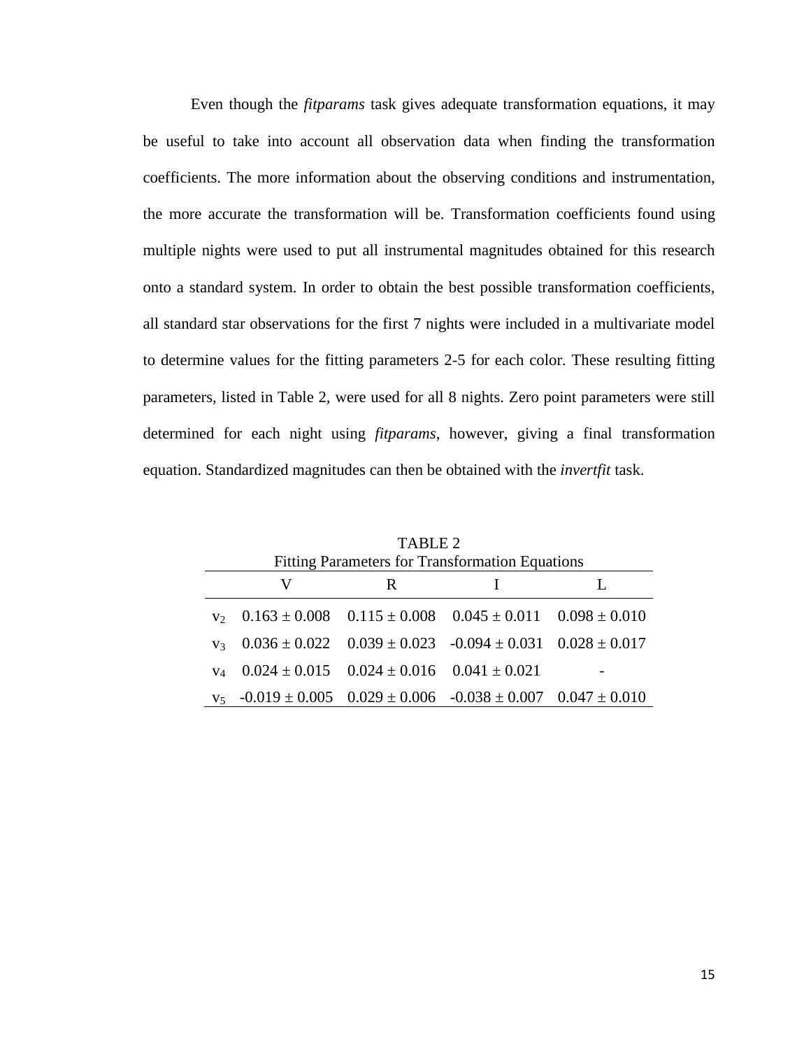Even though the *fitparams* task gives adequate transformation equations, it may be useful to take into account all observation data when finding the transformation coefficients. The more information about the observing conditions and instrumentation, the more accurate the transformation will be. Transformation coefficients found using multiple nights were used to put all instrumental magnitudes obtained for this research onto a standard system. In order to obtain the best possible transformation coefficients, all standard star observations for the first 7 nights were included in a multivariate model to determine values for the fitting parameters 2-5 for each color. These resulting fitting parameters, listed in Table 2, were used for all 8 nights. Zero point parameters were still determined for each night using *fitparams*, however, giving a final transformation equation. Standardized magnitudes can then be obtained with the *invertfit* task.

TABLE 2
Fitting Parameters for Transformation Equations

| | V | R | I | L |
|---|---|---|---|---|
| $v_2$ | 0.163 ± 0.008 | 0.115 ± 0.008 | 0.045 ± 0.011 | 0.098 ± 0.010 |
| $v_3$ | 0.036 ± 0.022 | 0.039 ± 0.023 | -0.094 ± 0.031 | 0.028 ± 0.017 |
| $v_4$ | 0.024 ± 0.015 | 0.024 ± 0.016 | 0.041 ± 0.021 | - |
| $v_5$ | -0.019 ± 0.005 | 0.029 ± 0.006 | -0.038 ± 0.007 | 0.047 ± 0.010 |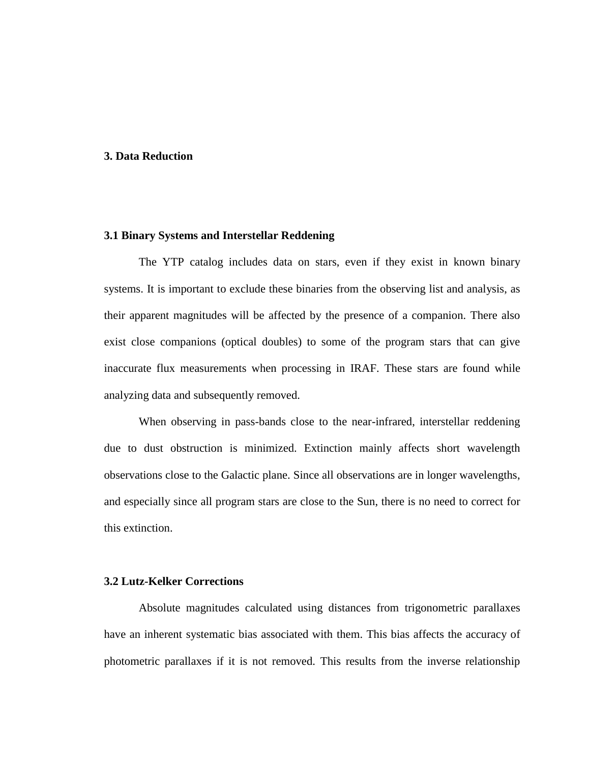# 3. Data Reduction

## 3.1 Binary Systems and Interstellar Reddening

The YTP catalog includes data on stars, even if they exist in known binary systems. It is important to exclude these binaries from the observing list and analysis, as their apparent magnitudes will be affected by the presence of a companion. There also exist close companions (optical doubles) to some of the program stars that can give inaccurate flux measurements when processing in IRAF. These stars are found while analyzing data and subsequently removed.

When observing in pass-bands close to the near-infrared, interstellar reddening due to dust obstruction is minimized. Extinction mainly affects short wavelength observations close to the Galactic plane. Since all observations are in longer wavelengths, and especially since all program stars are close to the Sun, there is no need to correct for this extinction.

## 3.2 Lutz-Kelker Corrections

Absolute magnitudes calculated using distances from trigonometric parallaxes have an inherent systematic bias associated with them. This bias affects the accuracy of photometric parallaxes if it is not removed. This results from the inverse relationship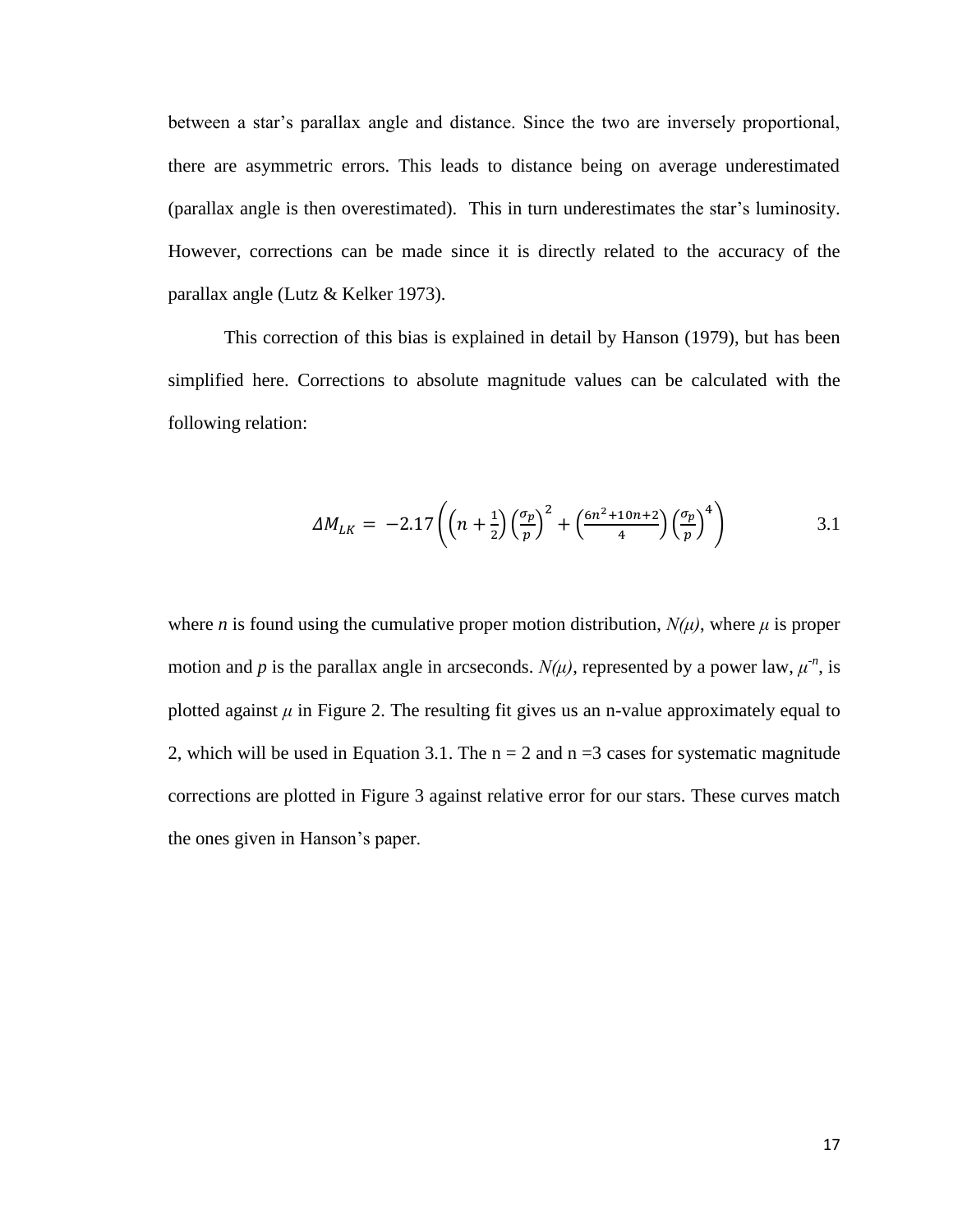between a star's parallax angle and distance. Since the two are inversely proportional, there are asymmetric errors. This leads to distance being on average underestimated (parallax angle is then overestimated). This in turn underestimates the star's luminosity. However, corrections can be made since it is directly related to the accuracy of the parallax angle (Lutz & Kelker 1973).

This correction of this bias is explained in detail by Hanson (1979), but has been simplified here. Corrections to absolute magnitude values can be calculated with the following relation:

$$\Delta M_{LK} = -2.17\left(\left(n+\tfrac{1}{2}\right)\left(\frac{\sigma_p}{p}\right)^2 + \left(\frac{6n^2+10n+2}{4}\right)\left(\frac{\sigma_p}{p}\right)^4\right) \qquad 3.1$$

where $n$ is found using the cumulative proper motion distribution, $N(\mu)$, where $\mu$ is proper motion and $p$ is the parallax angle in arcseconds. $N(\mu)$, represented by a power law, $\mu^{-n}$, is plotted against $\mu$ in Figure 2. The resulting fit gives us an n-value approximately equal to 2, which will be used in Equation 3.1. The $n = 2$ and $n = 3$ cases for systematic magnitude corrections are plotted in Figure 3 against relative error for our stars. These curves match the ones given in Hanson's paper.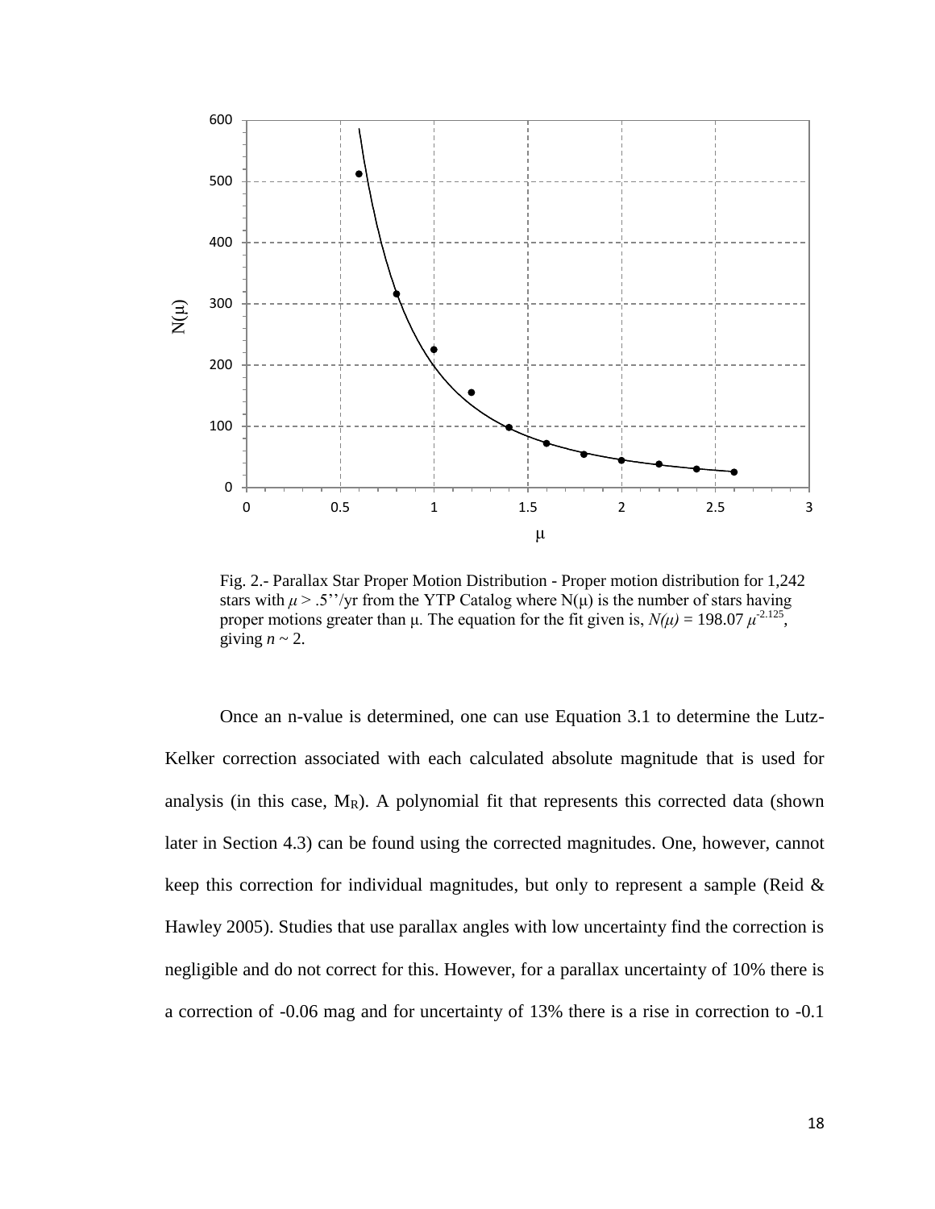Fig. 2.- Parallax Star Proper Motion Distribution - Proper motion distribution for 1,242 stars with $\mu > .5''$/yr from the YTP Catalog where $N(\mu)$ is the number of stars having proper motions greater than $\mu$. The equation for the fit given is, $N(\mu) = 198.07\, \mu^{-2.125}$, giving $n \sim 2$.

Once an n-value is determined, one can use Equation 3.1 to determine the Lutz-Kelker correction associated with each calculated absolute magnitude that is used for analysis (in this case, $M_R$). A polynomial fit that represents this corrected data (shown later in Section 4.3) can be found using the corrected magnitudes. One, however, cannot keep this correction for individual magnitudes, but only to represent a sample (Reid & Hawley 2005). Studies that use parallax angles with low uncertainty find the correction is negligible and do not correct for this. However, for a parallax uncertainty of 10% there is a correction of -0.06 mag and for uncertainty of 13% there is a rise in correction to -0.1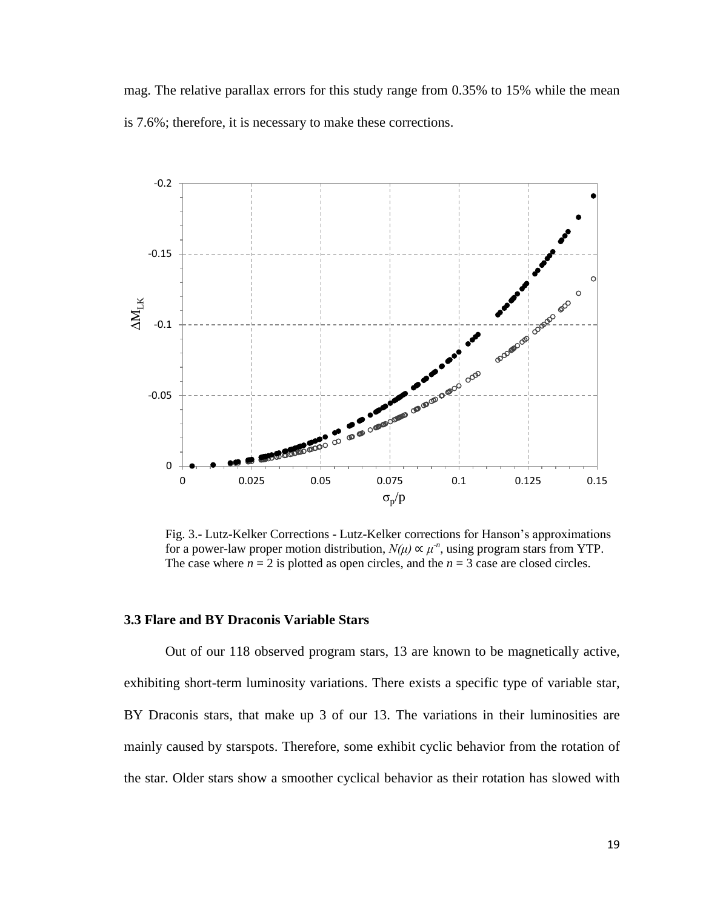mag. The relative parallax errors for this study range from 0.35% to 15% while the mean is 7.6%; therefore, it is necessary to make these corrections.

Fig. 3.- Lutz-Kelker Corrections - Lutz-Kelker corrections for Hanson's approximations for a power-law proper motion distribution, $N(\mu) \propto \mu^{-n}$, using program stars from YTP. The case where $n = 2$ is plotted as open circles, and the $n = 3$ case are closed circles.

### 3.3 Flare and BY Draconis Variable Stars

Out of our 118 observed program stars, 13 are known to be magnetically active, exhibiting short-term luminosity variations. There exists a specific type of variable star, BY Draconis stars, that make up 3 of our 13. The variations in their luminosities are mainly caused by starspots. Therefore, some exhibit cyclic behavior from the rotation of the star. Older stars show a smoother cyclical behavior as their rotation has slowed with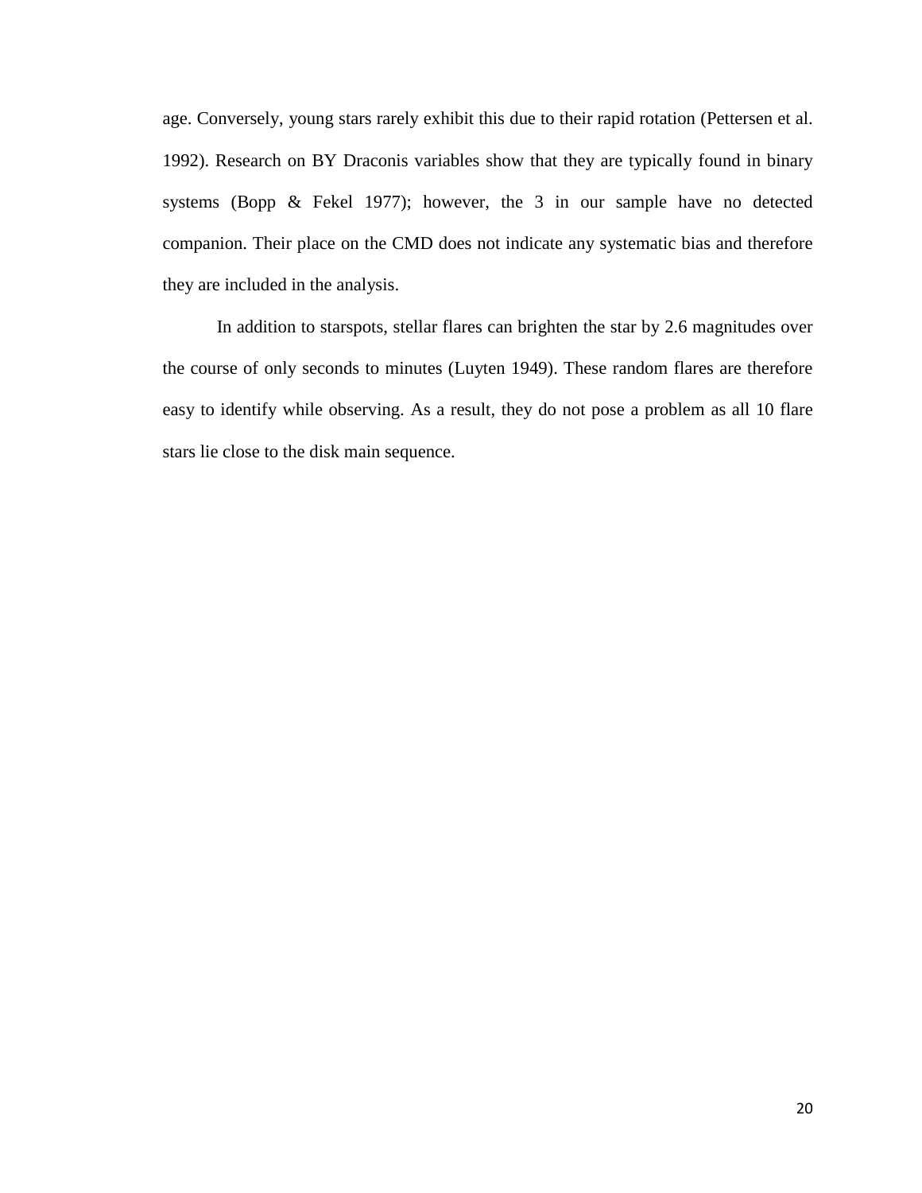age. Conversely, young stars rarely exhibit this due to their rapid rotation (Pettersen et al. 1992). Research on BY Draconis variables show that they are typically found in binary systems (Bopp & Fekel 1977); however, the 3 in our sample have no detected companion. Their place on the CMD does not indicate any systematic bias and therefore they are included in the analysis.

In addition to starspots, stellar flares can brighten the star by 2.6 magnitudes over the course of only seconds to minutes (Luyten 1949). These random flares are therefore easy to identify while observing. As a result, they do not pose a problem as all 10 flare stars lie close to the disk main sequence.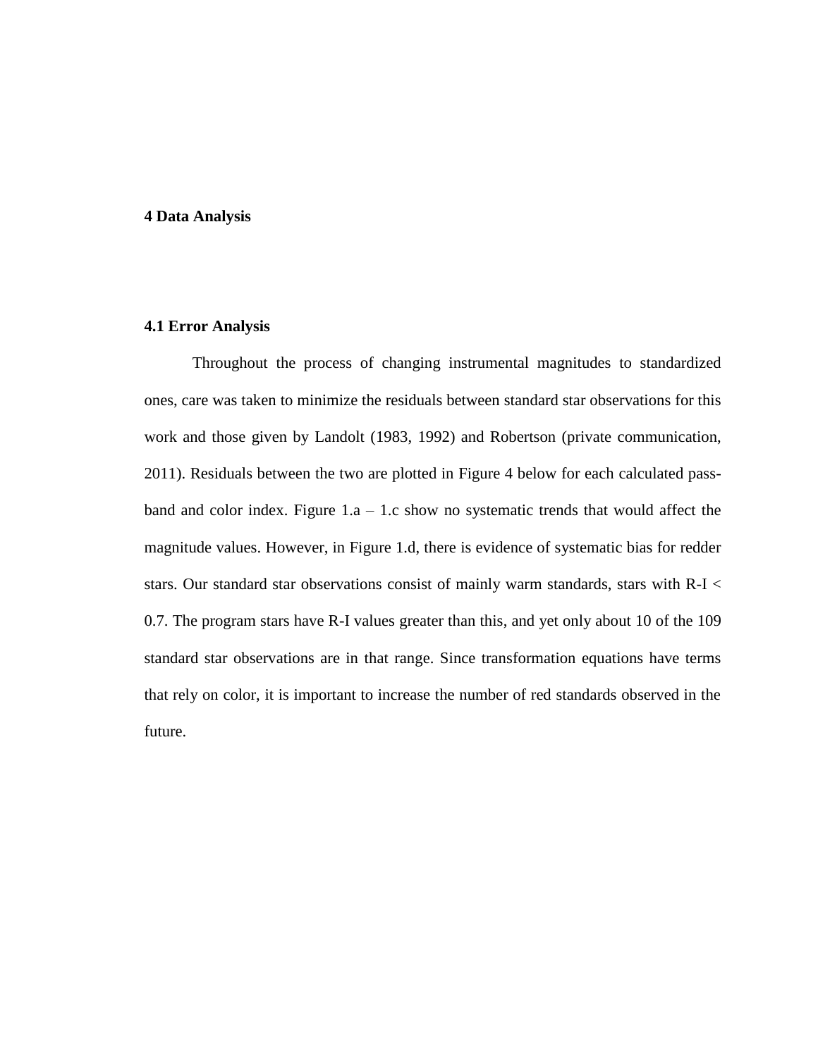# 4 Data Analysis

## 4.1 Error Analysis

Throughout the process of changing instrumental magnitudes to standardized ones, care was taken to minimize the residuals between standard star observations for this work and those given by Landolt (1983, 1992) and Robertson (private communication, 2011). Residuals between the two are plotted in Figure 4 below for each calculated pass-band and color index. Figure 1.a – 1.c show no systematic trends that would affect the magnitude values. However, in Figure 1.d, there is evidence of systematic bias for redder stars. Our standard star observations consist of mainly warm standards, stars with R-I < 0.7. The program stars have R-I values greater than this, and yet only about 10 of the 109 standard star observations are in that range. Since transformation equations have terms that rely on color, it is important to increase the number of red standards observed in the future.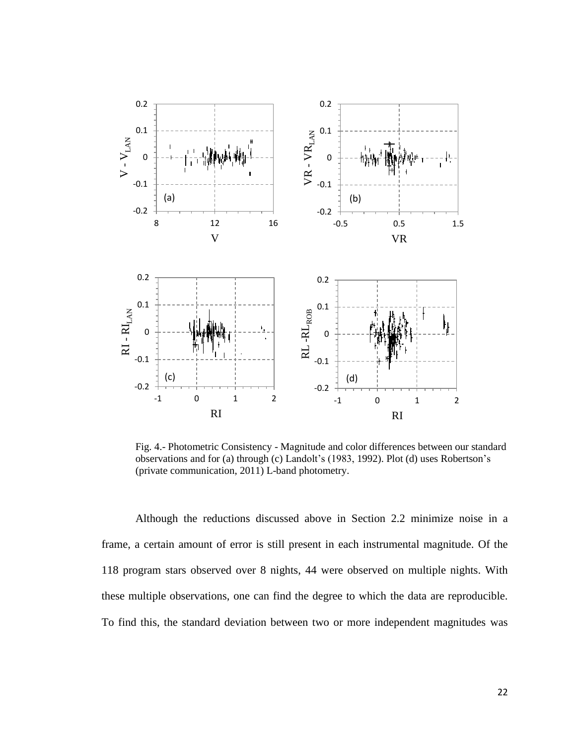Fig. 4.- Photometric Consistency - Magnitude and color differences between our standard observations and for (a) through (c) Landolt's (1983, 1992). Plot (d) uses Robertson's (private communication, 2011) L-band photometry.

Although the reductions discussed above in Section 2.2 minimize noise in a frame, a certain amount of error is still present in each instrumental magnitude. Of the 118 program stars observed over 8 nights, 44 were observed on multiple nights. With these multiple observations, one can find the degree to which the data are reproducible. To find this, the standard deviation between two or more independent magnitudes was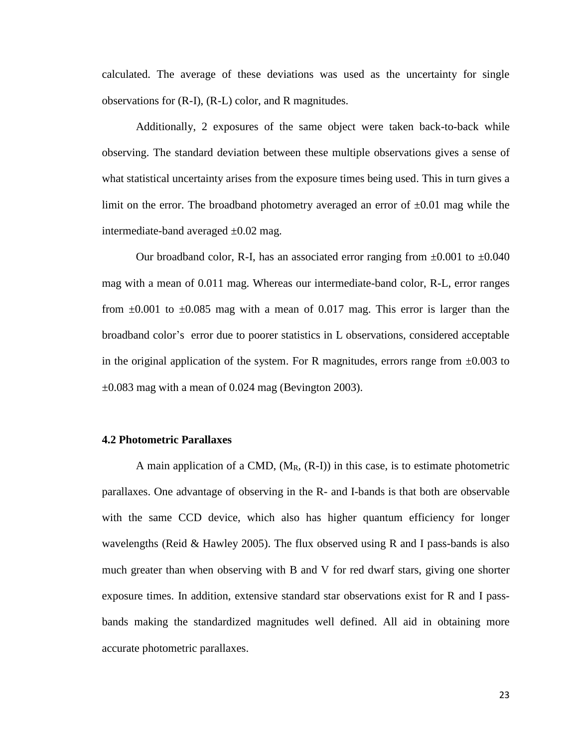calculated. The average of these deviations was used as the uncertainty for single observations for (R-I), (R-L) color, and R magnitudes.

Additionally, 2 exposures of the same object were taken back-to-back while observing. The standard deviation between these multiple observations gives a sense of what statistical uncertainty arises from the exposure times being used. This in turn gives a limit on the error. The broadband photometry averaged an error of ±0.01 mag while the intermediate-band averaged ±0.02 mag.

Our broadband color, R-I, has an associated error ranging from ±0.001 to ±0.040 mag with a mean of 0.011 mag. Whereas our intermediate-band color, R-L, error ranges from ±0.001 to ±0.085 mag with a mean of 0.017 mag. This error is larger than the broadband color's error due to poorer statistics in L observations, considered acceptable in the original application of the system. For R magnitudes, errors range from ±0.003 to ±0.083 mag with a mean of 0.024 mag (Bevington 2003).

### 4.2 Photometric Parallaxes

A main application of a CMD, ($M_R$, (R-I)) in this case, is to estimate photometric parallaxes. One advantage of observing in the R- and I-bands is that both are observable with the same CCD device, which also has higher quantum efficiency for longer wavelengths (Reid & Hawley 2005). The flux observed using R and I pass-bands is also much greater than when observing with B and V for red dwarf stars, giving one shorter exposure times. In addition, extensive standard star observations exist for R and I pass-bands making the standardized magnitudes well defined. All aid in obtaining more accurate photometric parallaxes.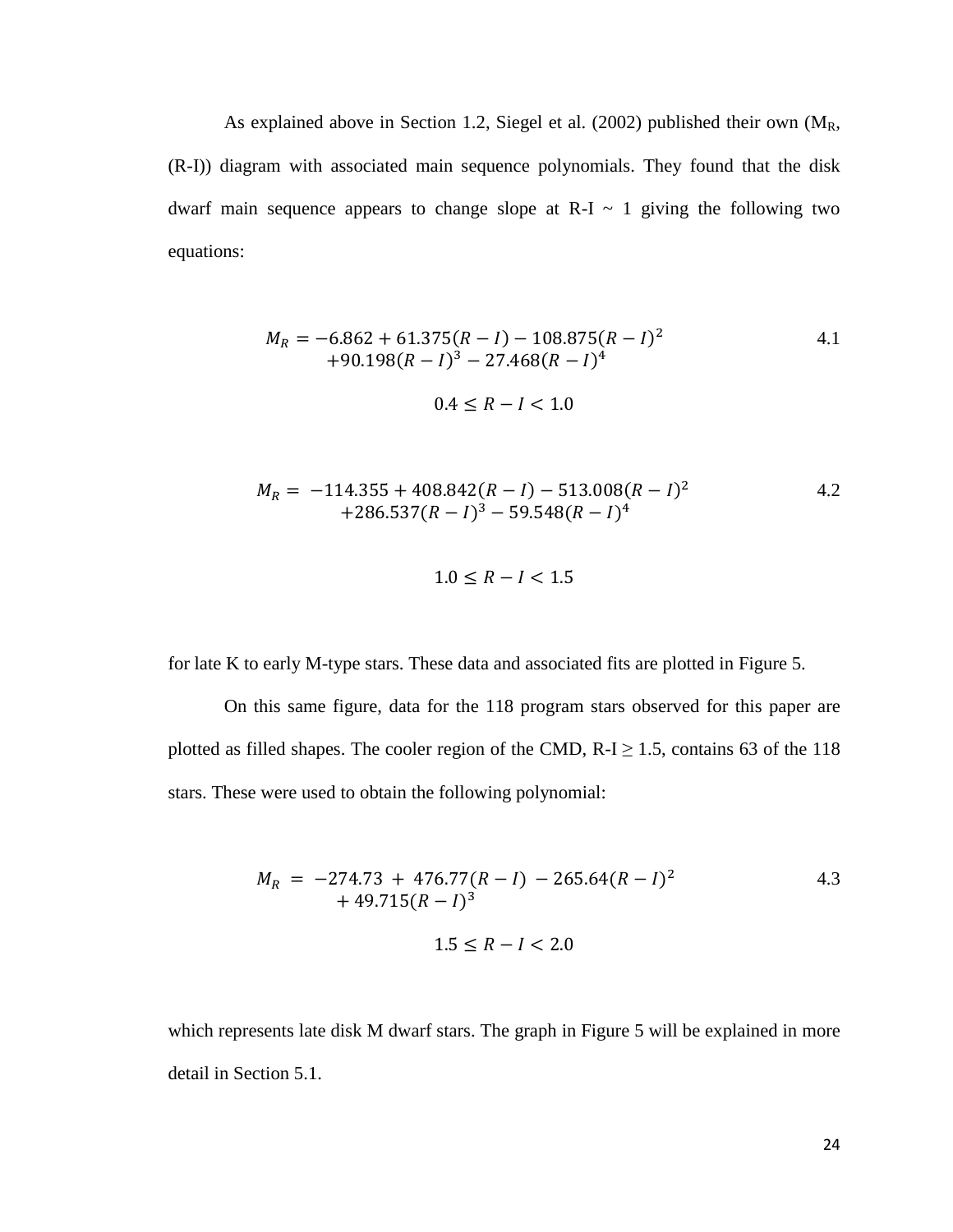As explained above in Section 1.2, Siegel et al. (2002) published their own ($M_R$, (R-I)) diagram with associated main sequence polynomials. They found that the disk dwarf main sequence appears to change slope at R-I ~ 1 giving the following two equations:

$$M_R = -6.862 + 61.375(R-I) - 108.875(R-I)^2 + 90.198(R-I)^3 - 27.468(R-I)^4 \tag{4.1}$$

$$0.4 \leq R - I < 1.0$$

$$M_R = -114.355 + 408.842(R-I) - 513.008(R-I)^2 + 286.537(R-I)^3 - 59.548(R-I)^4 \tag{4.2}$$

$$1.0 \leq R - I < 1.5$$

for late K to early M-type stars. These data and associated fits are plotted in Figure 5.

On this same figure, data for the 118 program stars observed for this paper are plotted as filled shapes. The cooler region of the CMD, R-I ≥ 1.5, contains 63 of the 118 stars. These were used to obtain the following polynomial:

$$M_R = -274.73 + 476.77(R-I) - 265.64(R-I)^2 + 49.715(R-I)^3 \tag{4.3}$$

$$1.5 \leq R - I < 2.0$$

which represents late disk M dwarf stars. The graph in Figure 5 will be explained in more detail in Section 5.1.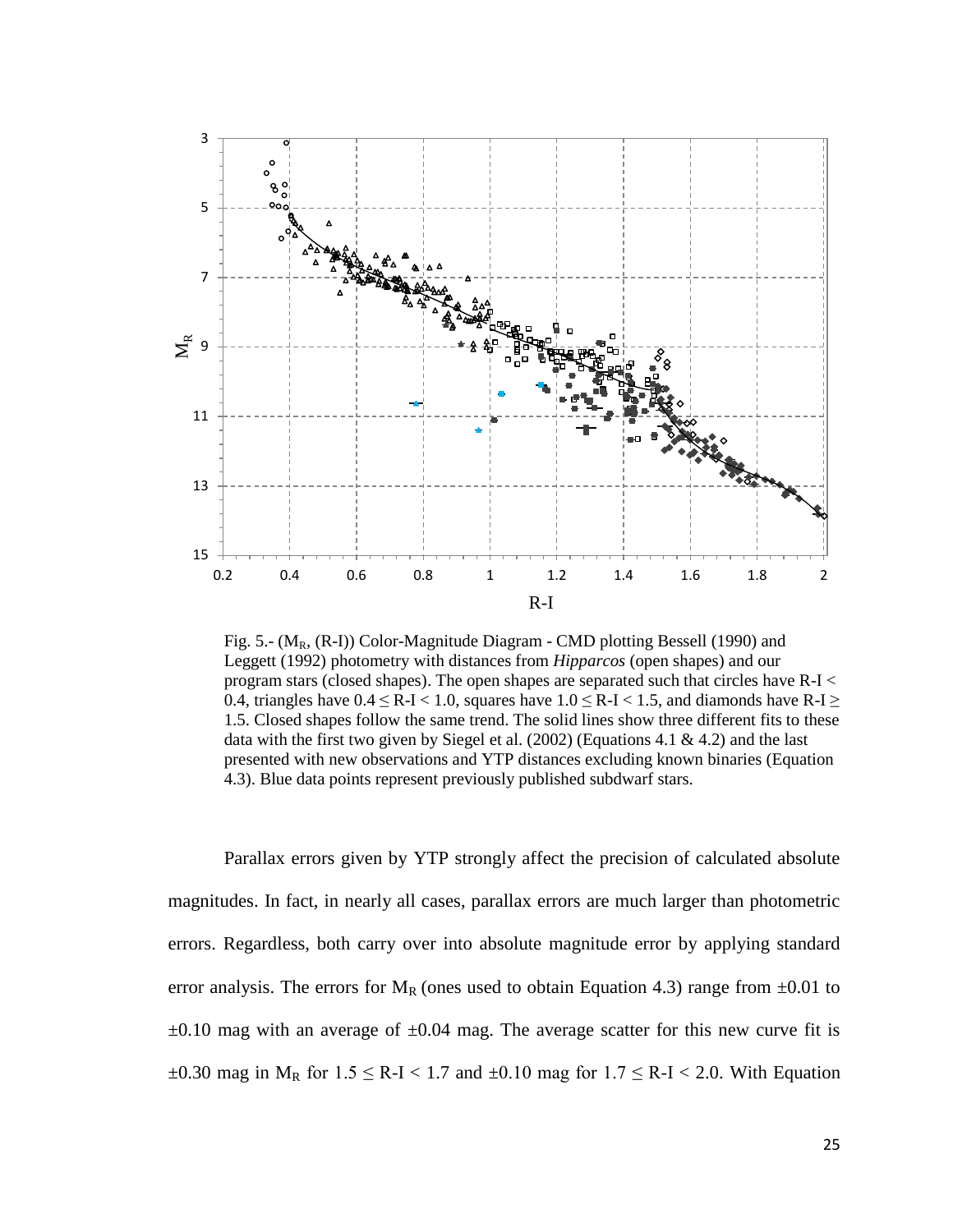Fig. 5.- ($M_R$, (R-I)) Color-Magnitude Diagram - CMD plotting Bessell (1990) and Leggett (1992) photometry with distances from *Hipparcos* (open shapes) and our program stars (closed shapes). The open shapes are separated such that circles have R-I < 0.4, triangles have 0.4 ≤ R-I < 1.0, squares have 1.0 ≤ R-I < 1.5, and diamonds have R-I ≥ 1.5. Closed shapes follow the same trend. The solid lines show three different fits to these data with the first two given by Siegel et al. (2002) (Equations 4.1 & 4.2) and the last presented with new observations and YTP distances excluding known binaries (Equation 4.3). Blue data points represent previously published subdwarf stars.

Parallax errors given by YTP strongly affect the precision of calculated absolute magnitudes. In fact, in nearly all cases, parallax errors are much larger than photometric errors. Regardless, both carry over into absolute magnitude error by applying standard error analysis. The errors for $M_R$ (ones used to obtain Equation 4.3) range from ±0.01 to ±0.10 mag with an average of ±0.04 mag. The average scatter for this new curve fit is ±0.30 mag in $M_R$ for 1.5 ≤ R-I < 1.7 and ±0.10 mag for 1.7 ≤ R-I < 2.0. With Equation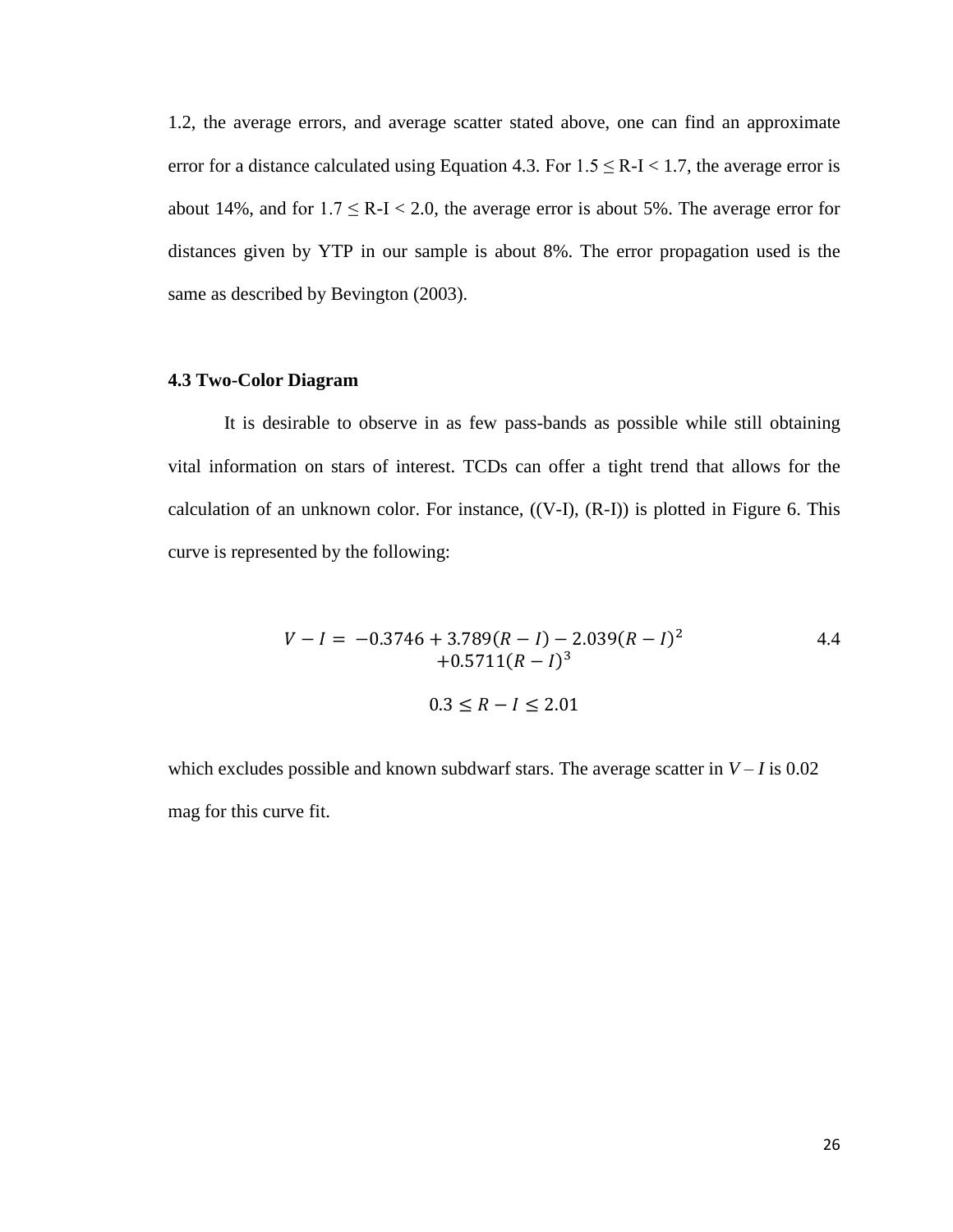1.2, the average errors, and average scatter stated above, one can find an approximate error for a distance calculated using Equation 4.3. For $1.5 \leq R\text{-}I < 1.7$, the average error is about 14%, and for $1.7 \leq R\text{-}I < 2.0$, the average error is about 5%. The average error for distances given by YTP in our sample is about 8%. The error propagation used is the same as described by Bevington (2003).

### 4.3 Two-Color Diagram

It is desirable to observe in as few pass-bands as possible while still obtaining vital information on stars of interest. TCDs can offer a tight trend that allows for the calculation of an unknown color. For instance, ((V-I), (R-I)) is plotted in Figure 6. This curve is represented by the following:

$$V - I = -0.3746 + 3.789(R - I) - 2.039(R - I)^2 + 0.5711(R - I)^3 \quad (4.4)$$

$$0.3 \leq R - I \leq 2.01$$

which excludes possible and known subdwarf stars. The average scatter in $V - I$ is 0.02 mag for this curve fit.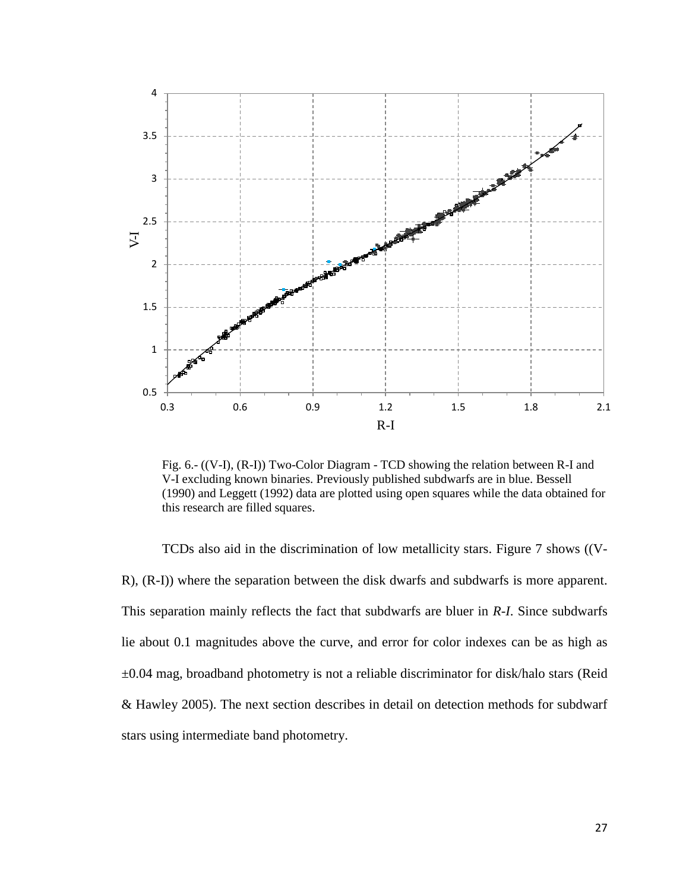Fig. 6.- ((V-I), (R-I)) Two-Color Diagram - TCD showing the relation between R-I and V-I excluding known binaries. Previously published subdwarfs are in blue. Bessell (1990) and Leggett (1992) data are plotted using open squares while the data obtained for this research are filled squares.

TCDs also aid in the discrimination of low metallicity stars. Figure 7 shows ((V-R), (R-I)) where the separation between the disk dwarfs and subdwarfs is more apparent. This separation mainly reflects the fact that subdwarfs are bluer in *R-I.* Since subdwarfs lie about 0.1 magnitudes above the curve, and error for color indexes can be as high as ±0.04 mag, broadband photometry is not a reliable discriminator for disk/halo stars (Reid & Hawley 2005). The next section describes in detail on detection methods for subdwarf stars using intermediate band photometry.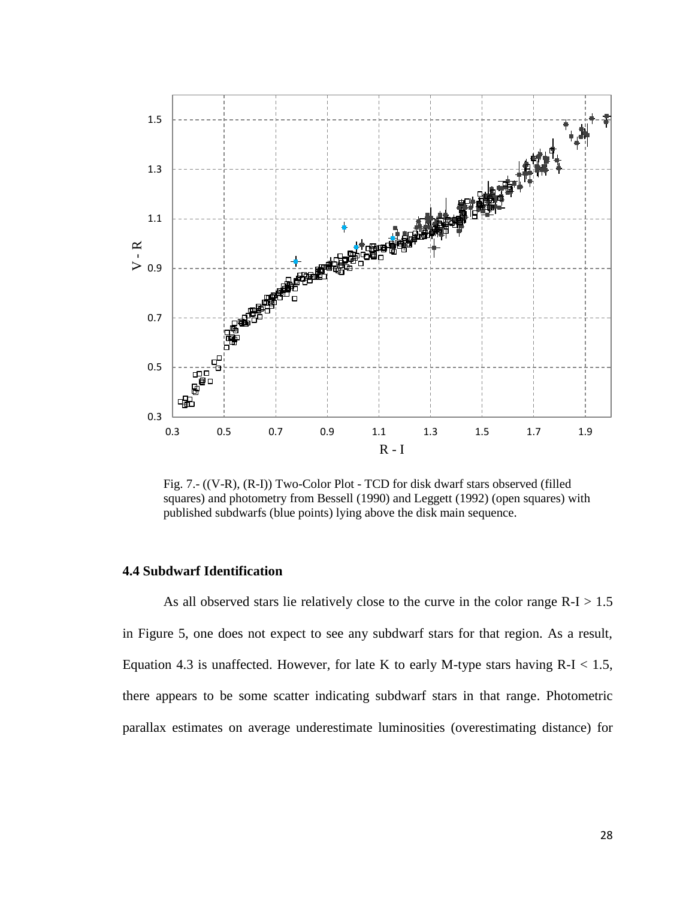Fig. 7.- ((V-R), (R-I)) Two-Color Plot - TCD for disk dwarf stars observed (filled squares) and photometry from Bessell (1990) and Leggett (1992) (open squares) with published subdwarfs (blue points) lying above the disk main sequence.

### 4.4 Subdwarf Identification

As all observed stars lie relatively close to the curve in the color range R-I > 1.5 in Figure 5, one does not expect to see any subdwarf stars for that region. As a result, Equation 4.3 is unaffected. However, for late K to early M-type stars having R-I < 1.5, there appears to be some scatter indicating subdwarf stars in that range. Photometric parallax estimates on average underestimate luminosities (overestimating distance) for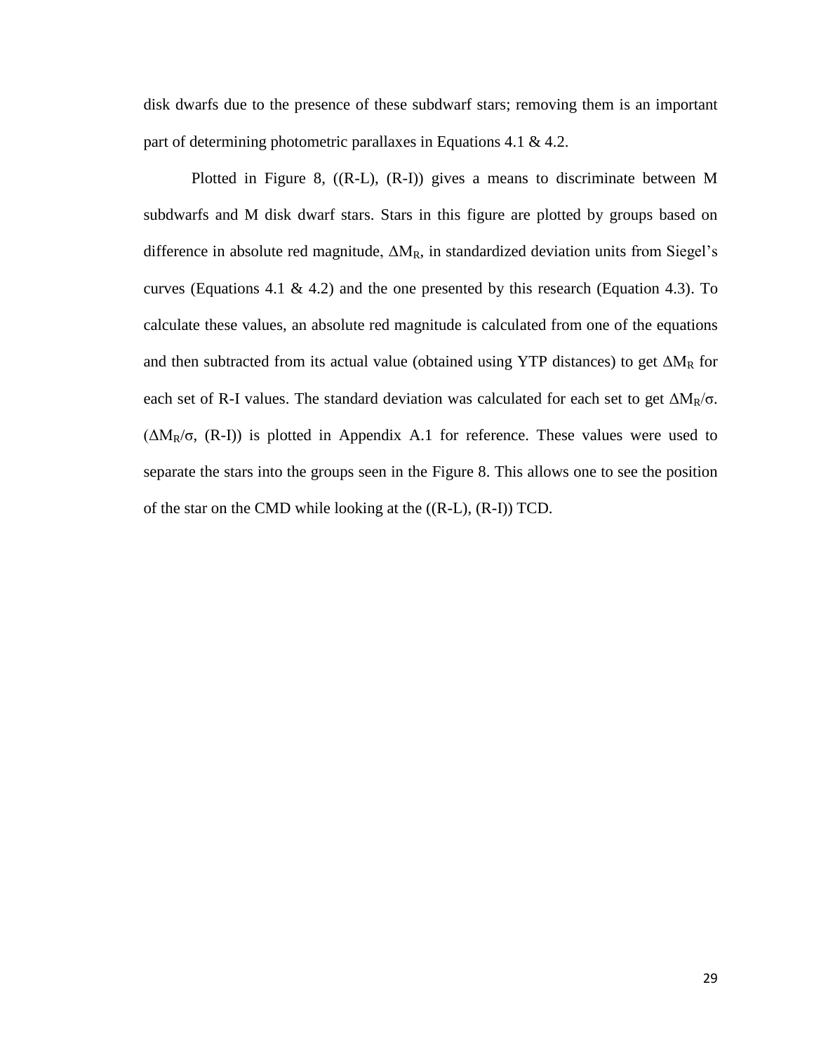disk dwarfs due to the presence of these subdwarf stars; removing them is an important part of determining photometric parallaxes in Equations 4.1 & 4.2.

Plotted in Figure 8, ((R-L), (R-I)) gives a means to discriminate between M subdwarfs and M disk dwarf stars. Stars in this figure are plotted by groups based on difference in absolute red magnitude, $\Delta M_R$, in standardized deviation units from Siegel's curves (Equations 4.1 & 4.2) and the one presented by this research (Equation 4.3). To calculate these values, an absolute red magnitude is calculated from one of the equations and then subtracted from its actual value (obtained using YTP distances) to get $\Delta M_R$ for each set of R-I values. The standard deviation was calculated for each set to get $\Delta M_R/\sigma$. ($\Delta M_R/\sigma$, (R-I)) is plotted in Appendix A.1 for reference. These values were used to separate the stars into the groups seen in the Figure 8. This allows one to see the position of the star on the CMD while looking at the ((R-L), (R-I)) TCD.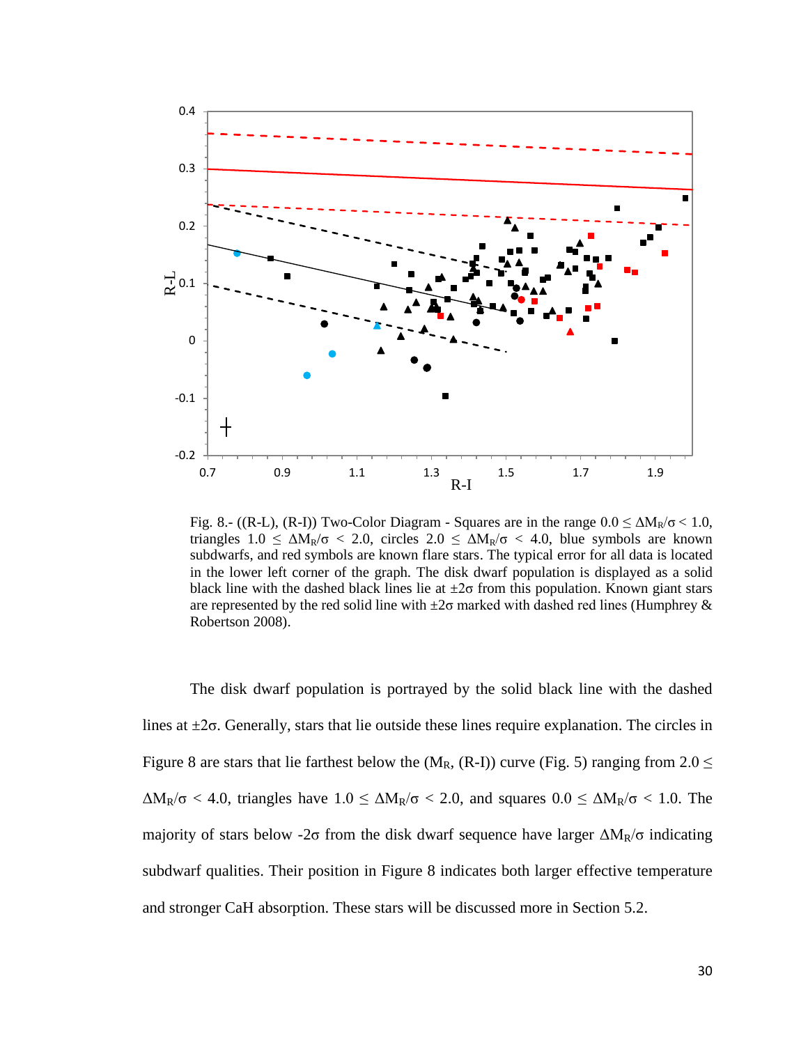Fig. 8.- ((R-L), (R-I)) Two-Color Diagram - Squares are in the range $0.0 \leq \Delta M_R/\sigma < 1.0$, triangles $1.0 \leq \Delta M_R/\sigma < 2.0$, circles $2.0 \leq \Delta M_R/\sigma < 4.0$, blue symbols are known subdwarfs, and red symbols are known flare stars. The typical error for all data is located in the lower left corner of the graph. The disk dwarf population is displayed as a solid black line with the dashed black lines lie at $\pm 2\sigma$ from this population. Known giant stars are represented by the red solid line with $\pm 2\sigma$ marked with dashed red lines (Humphrey & Robertson 2008).

The disk dwarf population is portrayed by the solid black line with the dashed lines at $\pm 2\sigma$. Generally, stars that lie outside these lines require explanation. The circles in Figure 8 are stars that lie farthest below the ($M_R$, (R-I)) curve (Fig. 5) ranging from $2.0 \leq \Delta M_R/\sigma < 4.0$, triangles have $1.0 \leq \Delta M_R/\sigma < 2.0$, and squares $0.0 \leq \Delta M_R/\sigma < 1.0$. The majority of stars below $-2\sigma$ from the disk dwarf sequence have larger $\Delta M_R/\sigma$ indicating subdwarf qualities. Their position in Figure 8 indicates both larger effective temperature and stronger CaH absorption. These stars will be discussed more in Section 5.2.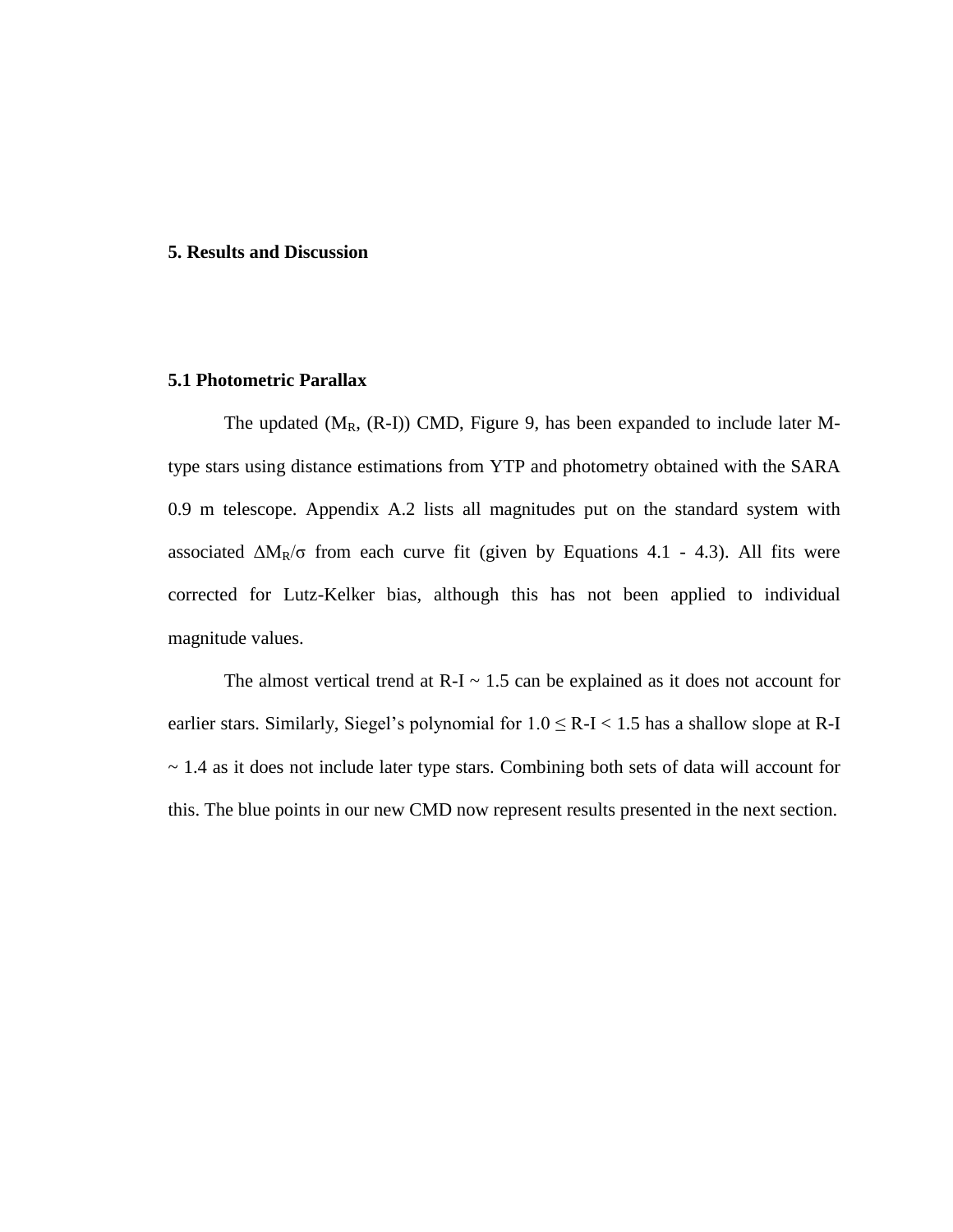## 5. Results and Discussion

### 5.1 Photometric Parallax

The updated ($M_R$, (R-I)) CMD, Figure 9, has been expanded to include later M-type stars using distance estimations from YTP and photometry obtained with the SARA 0.9 m telescope. Appendix A.2 lists all magnitudes put on the standard system with associated $\Delta M_R/\sigma$ from each curve fit (given by Equations 4.1 - 4.3). All fits were corrected for Lutz-Kelker bias, although this has not been applied to individual magnitude values.

The almost vertical trend at R-I ~ 1.5 can be explained as it does not account for earlier stars. Similarly, Siegel's polynomial for $1.0 \leq$ R-I $< 1.5$ has a shallow slope at R-I ~ 1.4 as it does not include later type stars. Combining both sets of data will account for this. The blue points in our new CMD now represent results presented in the next section.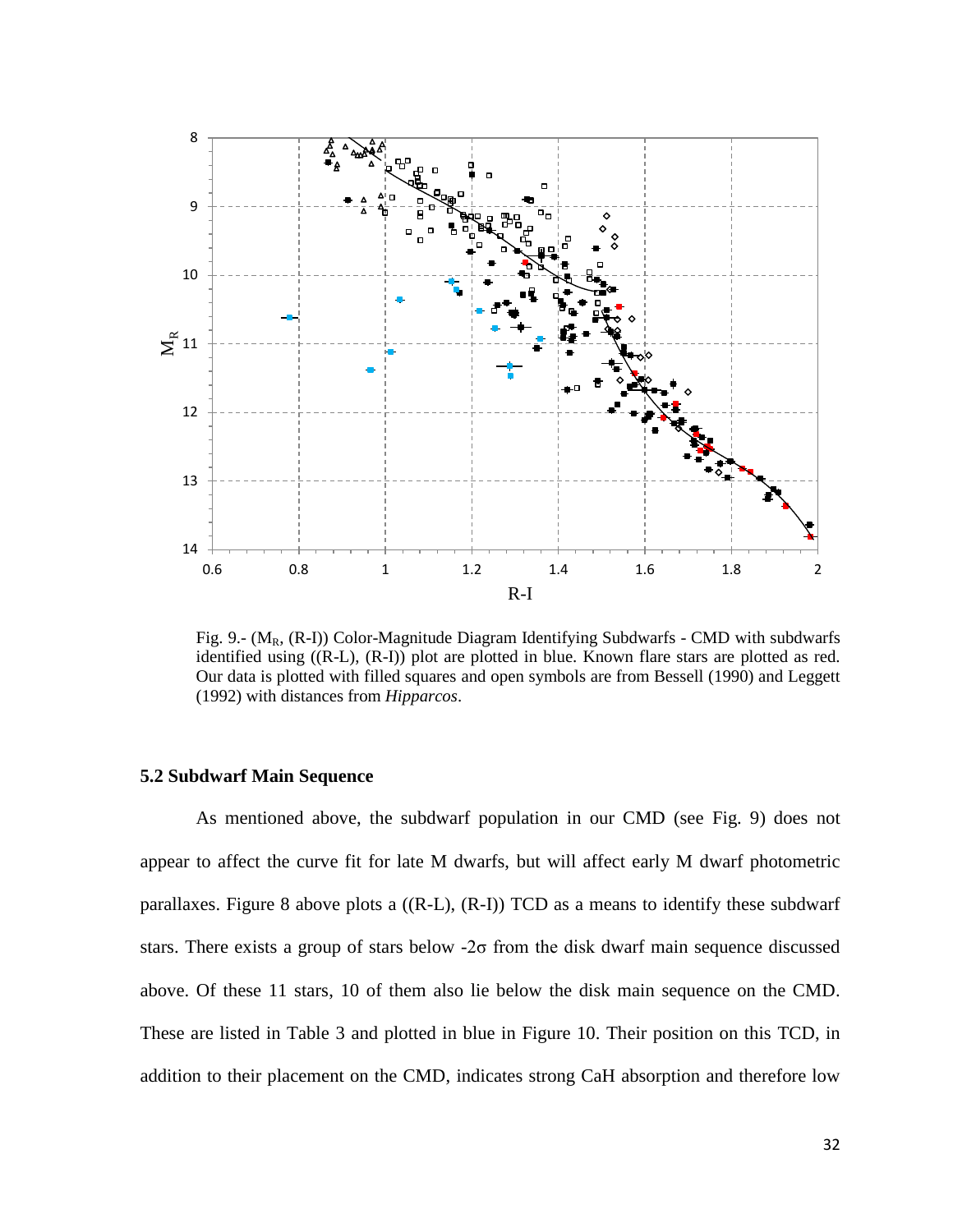Fig. 9.- ($M_R$, (R-I)) Color-Magnitude Diagram Identifying Subdwarfs - CMD with subdwarfs identified using ((R-L), (R-I)) plot are plotted in blue. Known flare stars are plotted as red. Our data is plotted with filled squares and open symbols are from Bessell (1990) and Leggett (1992) with distances from *Hipparcos*.

### 5.2 Subdwarf Main Sequence

As mentioned above, the subdwarf population in our CMD (see Fig. 9) does not appear to affect the curve fit for late M dwarfs, but will affect early M dwarf photometric parallaxes. Figure 8 above plots a ((R-L), (R-I)) TCD as a means to identify these subdwarf stars. There exists a group of stars below -2σ from the disk dwarf main sequence discussed above. Of these 11 stars, 10 of them also lie below the disk main sequence on the CMD. These are listed in Table 3 and plotted in blue in Figure 10. Their position on this TCD, in addition to their placement on the CMD, indicates strong CaH absorption and therefore low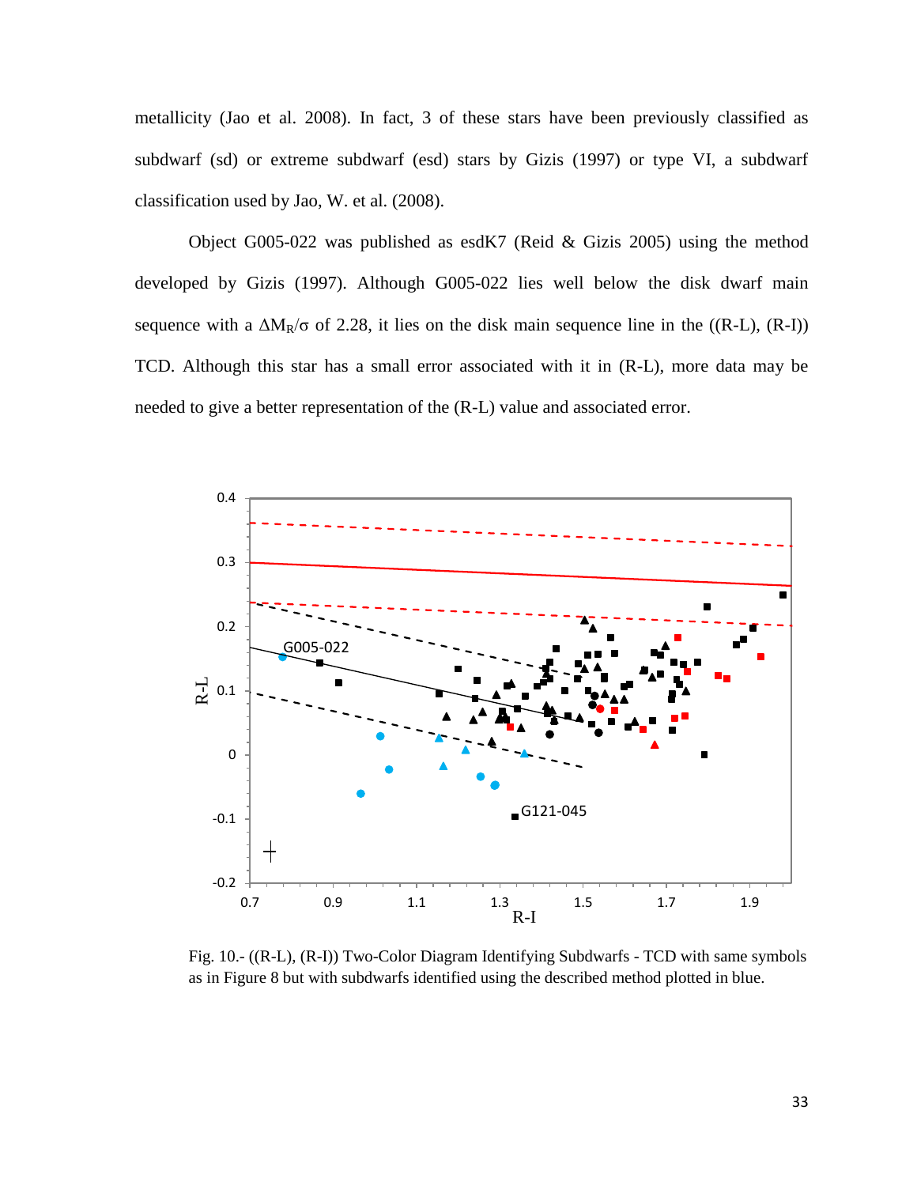metallicity (Jao et al. 2008). In fact, 3 of these stars have been previously classified as subdwarf (sd) or extreme subdwarf (esd) stars by Gizis (1997) or type VI, a subdwarf classification used by Jao, W. et al. (2008).

Object G005-022 was published as esdK7 (Reid & Gizis 2005) using the method developed by Gizis (1997). Although G005-022 lies well below the disk dwarf main sequence with a $\Delta M_R/\sigma$ of 2.28, it lies on the disk main sequence line in the ((R-L), (R-I)) TCD. Although this star has a small error associated with it in (R-L), more data may be needed to give a better representation of the (R-L) value and associated error.

Fig. 10.- ((R-L), (R-I)) Two-Color Diagram Identifying Subdwarfs - TCD with same symbols as in Figure 8 but with subdwarfs identified using the described method plotted in blue.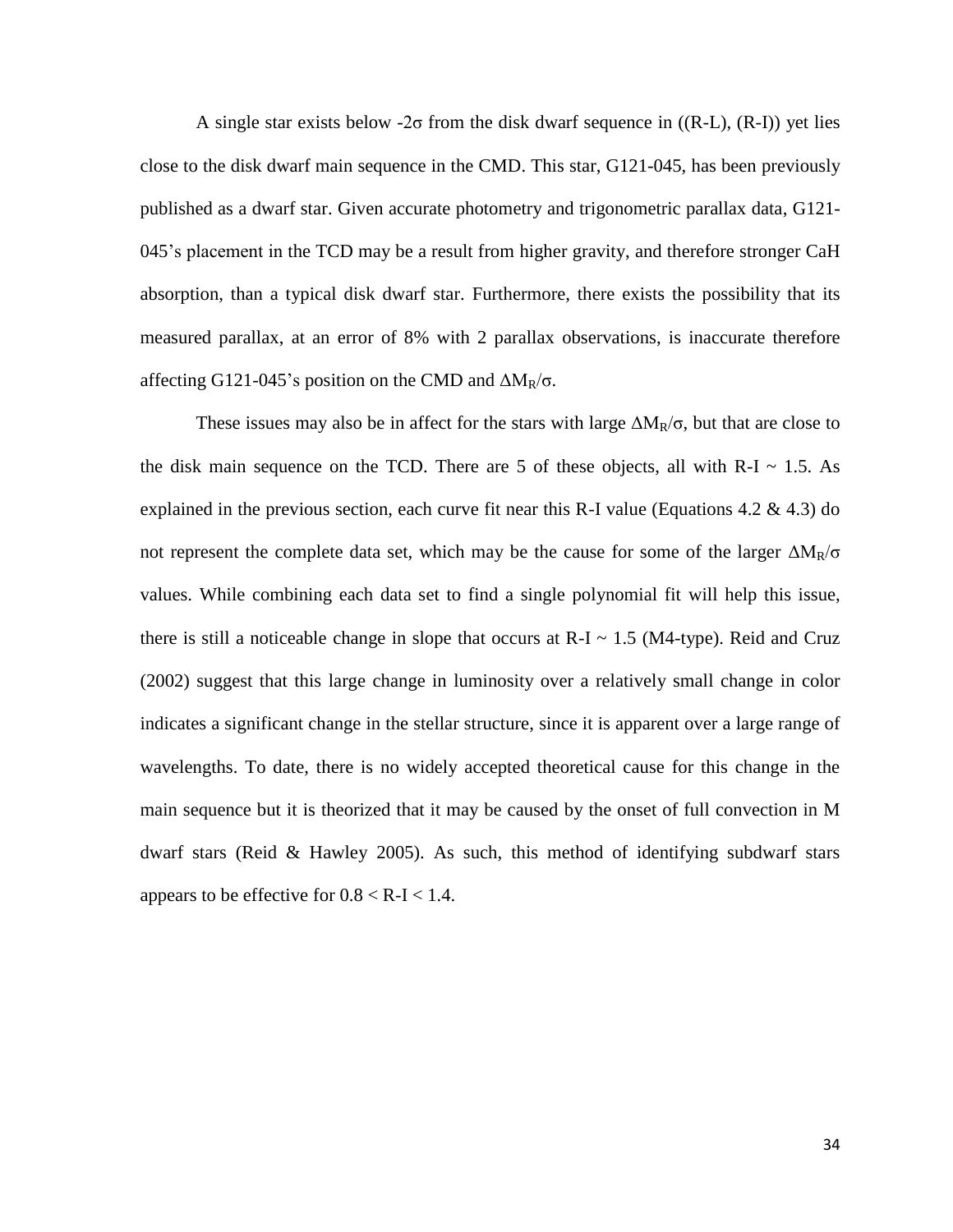A single star exists below $-2\sigma$ from the disk dwarf sequence in ((R-L), (R-I)) yet lies close to the disk dwarf main sequence in the CMD. This star, G121-045, has been previously published as a dwarf star. Given accurate photometry and trigonometric parallax data, G121-045's placement in the TCD may be a result from higher gravity, and therefore stronger CaH absorption, than a typical disk dwarf star. Furthermore, there exists the possibility that its measured parallax, at an error of 8% with 2 parallax observations, is inaccurate therefore affecting G121-045's position on the CMD and $\Delta M_R/\sigma$.

These issues may also be in affect for the stars with large $\Delta M_R/\sigma$, but that are close to the disk main sequence on the TCD. There are 5 of these objects, all with R-I ~ 1.5. As explained in the previous section, each curve fit near this R-I value (Equations 4.2 & 4.3) do not represent the complete data set, which may be the cause for some of the larger $\Delta M_R/\sigma$ values. While combining each data set to find a single polynomial fit will help this issue, there is still a noticeable change in slope that occurs at R-I ~ 1.5 (M4-type). Reid and Cruz (2002) suggest that this large change in luminosity over a relatively small change in color indicates a significant change in the stellar structure, since it is apparent over a large range of wavelengths. To date, there is no widely accepted theoretical cause for this change in the main sequence but it is theorized that it may be caused by the onset of full convection in M dwarf stars (Reid & Hawley 2005). As such, this method of identifying subdwarf stars appears to be effective for $0.8 < \text{R-I} < 1.4$.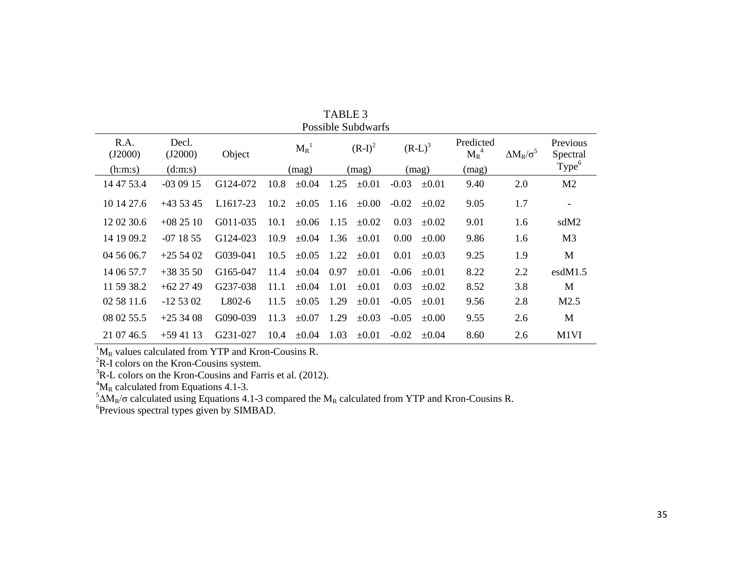TABLE 3
Possible Subdwarfs

| R.A. (J2000) (h:m:s) | Decl. (J2000) (d:m:s) | Object | $M_R$[1] (mag) | | $(R-I)$[2] (mag) | | $(R-L)$[3] (mag) | | Predicted $M_R$[4] (mag) | $\Delta M_R/\sigma$[5] | Previous Spectral Type[6] |
|---|---|---|---|---|---|---|---|---|---|---|---|
| 14 47 53.4 | -03 09 15 | G124-072 | 10.8 | ±0.04 | 1.25 | ±0.01 | -0.03 | ±0.01 | 9.40 | 2.0 | M2 |
| 10 14 27.6 | +43 53 45 | L1617-23 | 10.2 | ±0.05 | 1.16 | ±0.00 | -0.02 | ±0.02 | 9.05 | 1.7 | - |
| 12 02 30.6 | +08 25 10 | G011-035 | 10.1 | ±0.06 | 1.15 | ±0.02 | 0.03 | ±0.02 | 9.01 | 1.6 | sdM2 |
| 14 19 09.2 | -07 18 55 | G124-023 | 10.9 | ±0.04 | 1.36 | ±0.01 | 0.00 | ±0.00 | 9.86 | 1.6 | M3 |
| 04 56 06.7 | +25 54 02 | G039-041 | 10.5 | ±0.05 | 1.22 | ±0.01 | 0.01 | ±0.03 | 9.25 | 1.9 | M |
| 14 06 57.7 | +38 35 50 | G165-047 | 11.4 | ±0.04 | 0.97 | ±0.01 | -0.06 | ±0.01 | 8.22 | 2.2 | esdM1.5 |
| 11 59 38.2 | +62 27 49 | G237-038 | 11.1 | ±0.04 | 1.01 | ±0.01 | 0.03 | ±0.02 | 8.52 | 3.8 | M |
| 02 58 11.6 | -12 53 02 | L802-6 | 11.5 | ±0.05 | 1.29 | ±0.01 | -0.05 | ±0.01 | 9.56 | 2.8 | M2.5 |
| 08 02 55.5 | +25 34 08 | G090-039 | 11.3 | ±0.07 | 1.29 | ±0.03 | -0.05 | ±0.00 | 9.55 | 2.6 | M |
| 21 07 46.5 | +59 41 13 | G231-027 | 10.4 | ±0.04 | 1.03 | ±0.01 | -0.02 | ±0.04 | 8.60 | 2.6 | M1VI |

[1] $M_R$ values calculated from YTP and Kron-Cousins R.
[2] R-I colors on the Kron-Cousins system.
[3] R-L colors on the Kron-Cousins and Farris et al. (2012).
[4] $M_R$ calculated from Equations 4.1-3.
[5] $\Delta M_R/\sigma$ calculated using Equations 4.1-3 compared the $M_R$ calculated from YTP and Kron-Cousins R.
[6] Previous spectral types given by SIMBAD.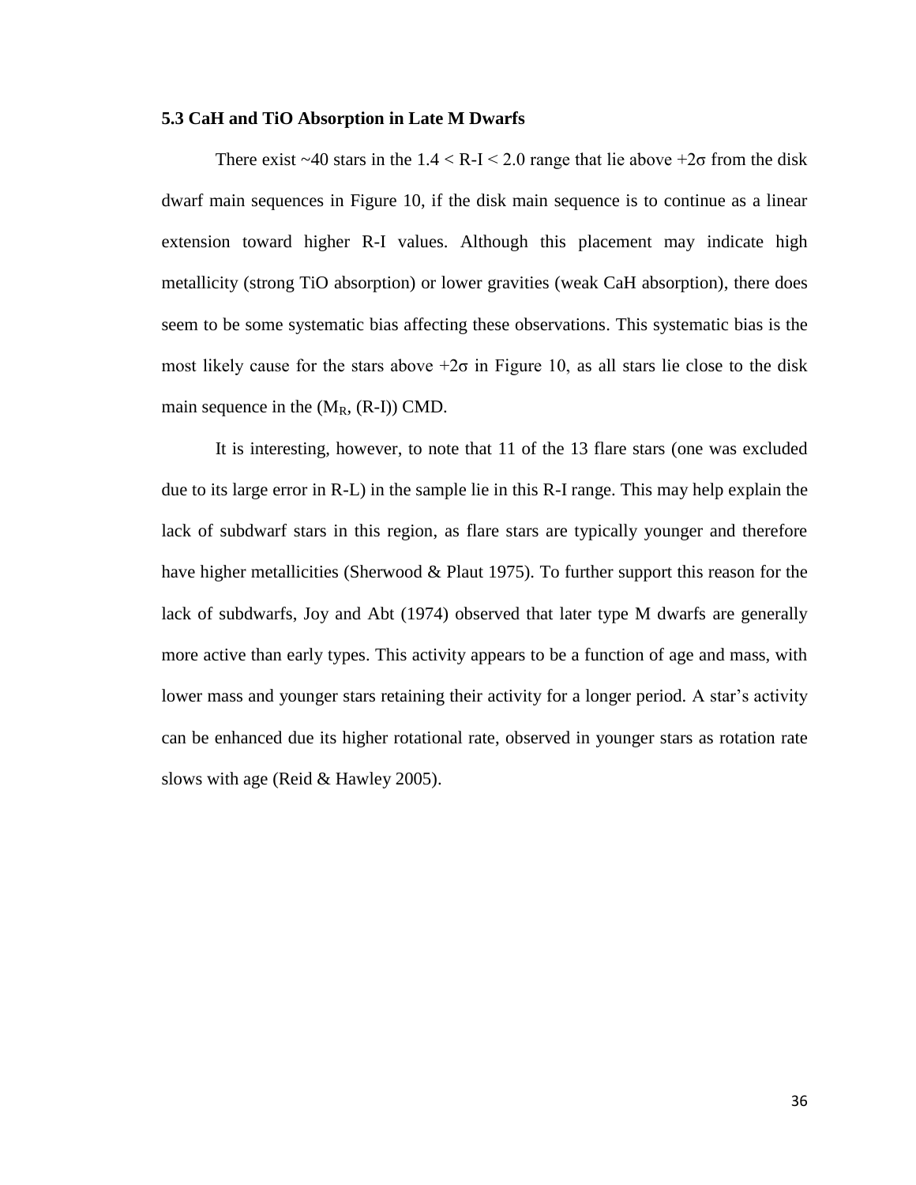### 5.3 CaH and TiO Absorption in Late M Dwarfs

There exist ~40 stars in the $1.4 < R\text{-}I < 2.0$ range that lie above $+2\sigma$ from the disk dwarf main sequences in Figure 10, if the disk main sequence is to continue as a linear extension toward higher R-I values. Although this placement may indicate high metallicity (strong TiO absorption) or lower gravities (weak CaH absorption), there does seem to be some systematic bias affecting these observations. This systematic bias is the most likely cause for the stars above $+2\sigma$ in Figure 10, as all stars lie close to the disk main sequence in the ($M_R$, (R-I)) CMD.

It is interesting, however, to note that 11 of the 13 flare stars (one was excluded due to its large error in R-L) in the sample lie in this R-I range. This may help explain the lack of subdwarf stars in this region, as flare stars are typically younger and therefore have higher metallicities (Sherwood & Plaut 1975). To further support this reason for the lack of subdwarfs, Joy and Abt (1974) observed that later type M dwarfs are generally more active than early types. This activity appears to be a function of age and mass, with lower mass and younger stars retaining their activity for a longer period. A star's activity can be enhanced due its higher rotational rate, observed in younger stars as rotation rate slows with age (Reid & Hawley 2005).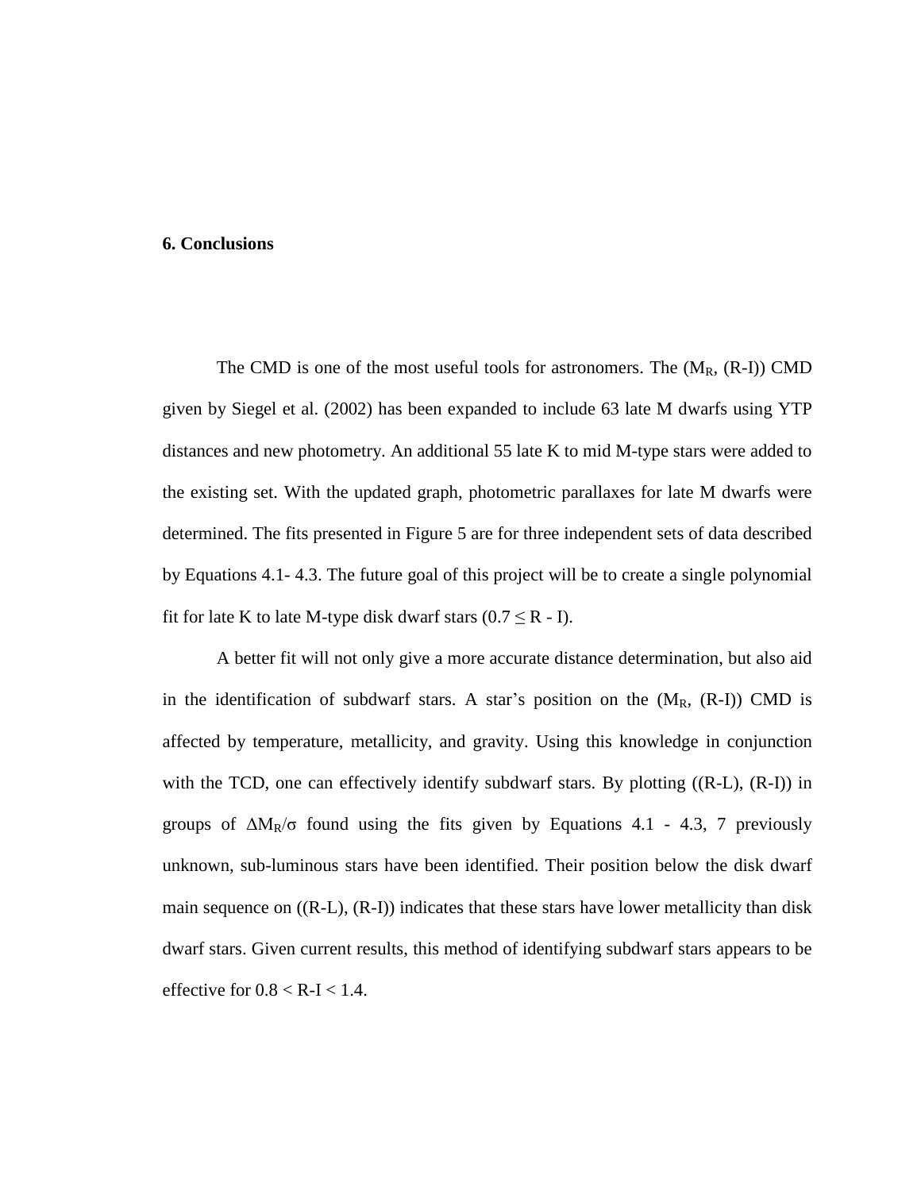## 6. Conclusions

The CMD is one of the most useful tools for astronomers. The ($M_R$, (R-I)) CMD given by Siegel et al. (2002) has been expanded to include 63 late M dwarfs using YTP distances and new photometry. An additional 55 late K to mid M-type stars were added to the existing set. With the updated graph, photometric parallaxes for late M dwarfs were determined. The fits presented in Figure 5 are for three independent sets of data described by Equations 4.1- 4.3. The future goal of this project will be to create a single polynomial fit for late K to late M-type disk dwarf stars ($0.7 \leq R - I$).

A better fit will not only give a more accurate distance determination, but also aid in the identification of subdwarf stars. A star's position on the ($M_R$, (R-I)) CMD is affected by temperature, metallicity, and gravity. Using this knowledge in conjunction with the TCD, one can effectively identify subdwarf stars. By plotting ((R-L), (R-I)) in groups of $\Delta M_R/\sigma$ found using the fits given by Equations 4.1 - 4.3, 7 previously unknown, sub-luminous stars have been identified. Their position below the disk dwarf main sequence on ((R-L), (R-I)) indicates that these stars have lower metallicity than disk dwarf stars. Given current results, this method of identifying subdwarf stars appears to be effective for $0.8 < R\text{-}I < 1.4$.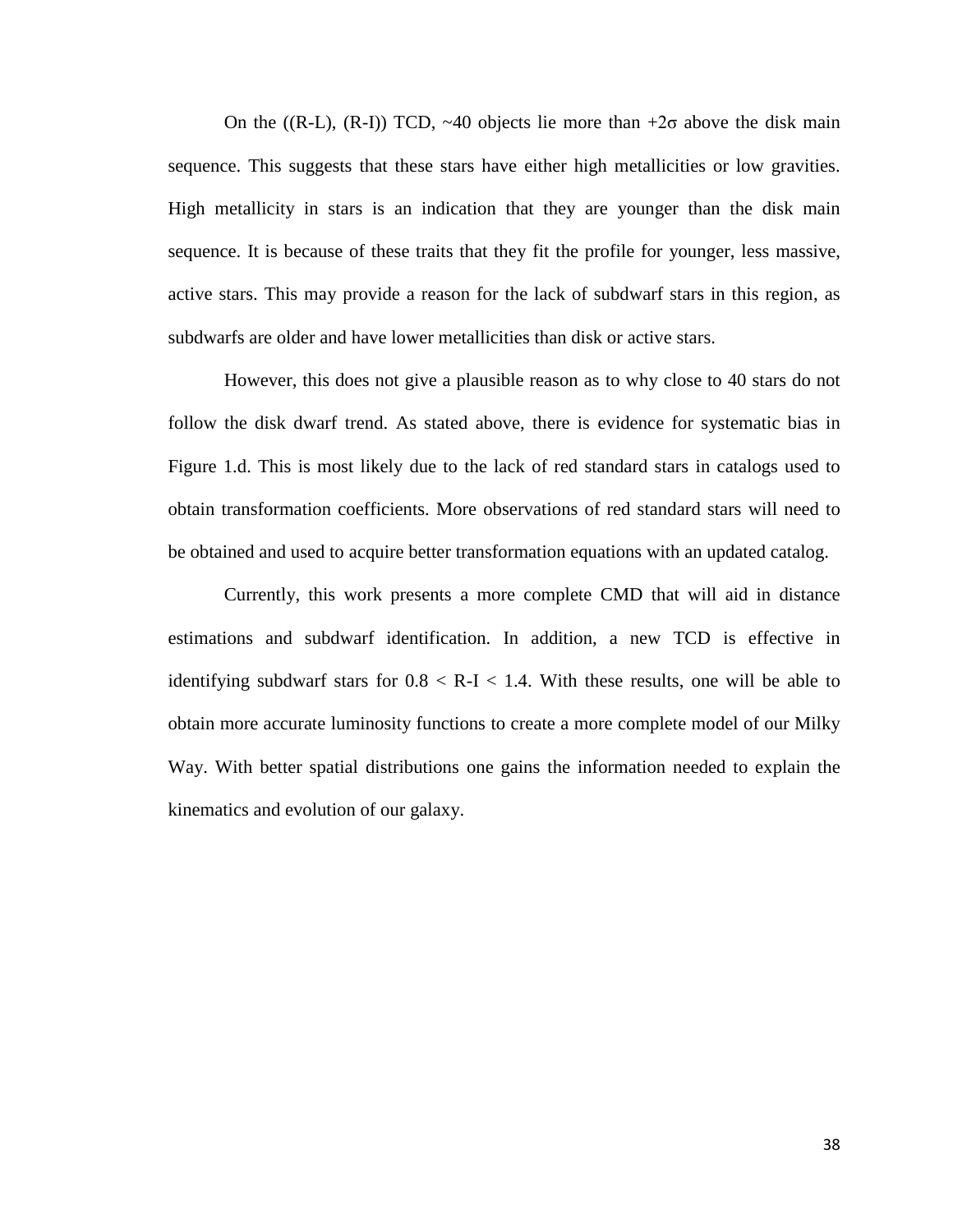On the ((R-L), (R-I)) TCD, ~40 objects lie more than $+2\sigma$ above the disk main sequence. This suggests that these stars have either high metallicities or low gravities. High metallicity in stars is an indication that they are younger than the disk main sequence. It is because of these traits that they fit the profile for younger, less massive, active stars. This may provide a reason for the lack of subdwarf stars in this region, as subdwarfs are older and have lower metallicities than disk or active stars.

However, this does not give a plausible reason as to why close to 40 stars do not follow the disk dwarf trend. As stated above, there is evidence for systematic bias in Figure 1.d. This is most likely due to the lack of red standard stars in catalogs used to obtain transformation coefficients. More observations of red standard stars will need to be obtained and used to acquire better transformation equations with an updated catalog.

Currently, this work presents a more complete CMD that will aid in distance estimations and subdwarf identification. In addition, a new TCD is effective in identifying subdwarf stars for $0.8 < R\text{-}I < 1.4$. With these results, one will be able to obtain more accurate luminosity functions to create a more complete model of our Milky Way. With better spatial distributions one gains the information needed to explain the kinematics and evolution of our galaxy.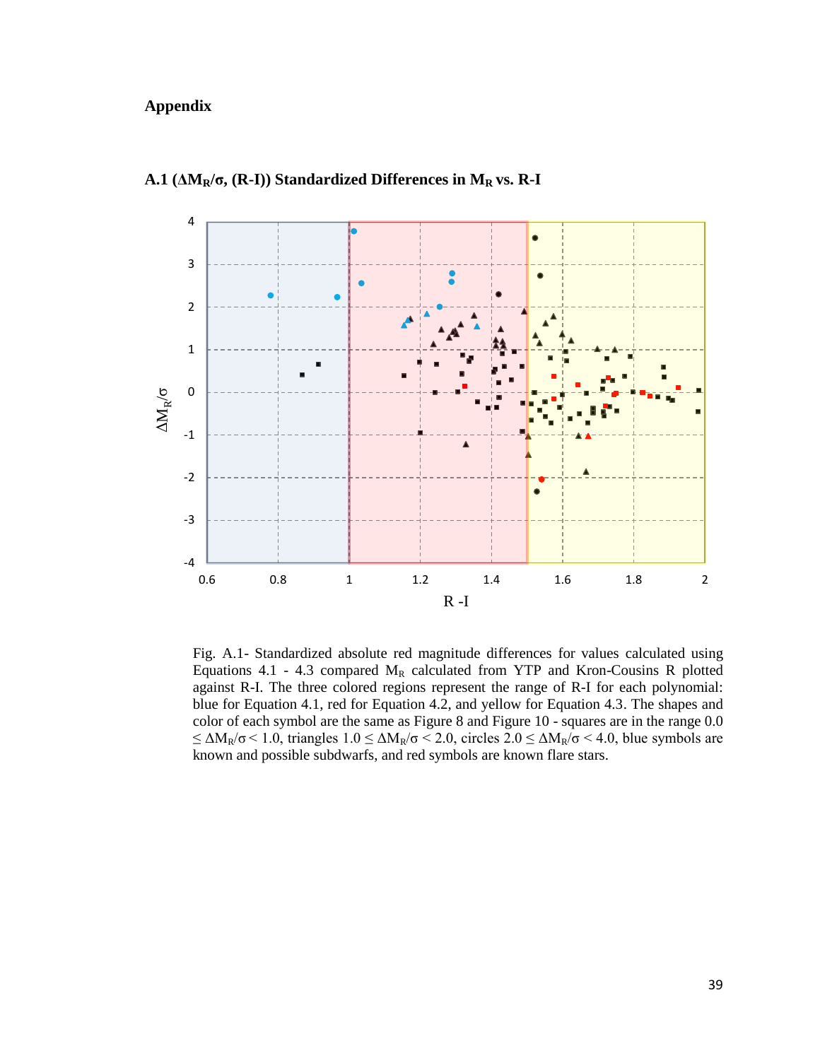# Appendix

## A.1 ($\Delta M_R/\sigma$, (R-I)) Standardized Differences in $M_R$ vs. R-I

Fig. A.1- Standardized absolute red magnitude differences for values calculated using Equations 4.1 - 4.3 compared $M_R$ calculated from YTP and Kron-Cousins R plotted against R-I. The three colored regions represent the range of R-I for each polynomial: blue for Equation 4.1, red for Equation 4.2, and yellow for Equation 4.3. The shapes and color of each symbol are the same as Figure 8 and Figure 10 - squares are in the range $0.0 \leq \Delta M_R/\sigma < 1.0$, triangles $1.0 \leq \Delta M_R/\sigma < 2.0$, circles $2.0 \leq \Delta M_R/\sigma < 4.0$, blue symbols are known and possible subdwarfs, and red symbols are known flare stars.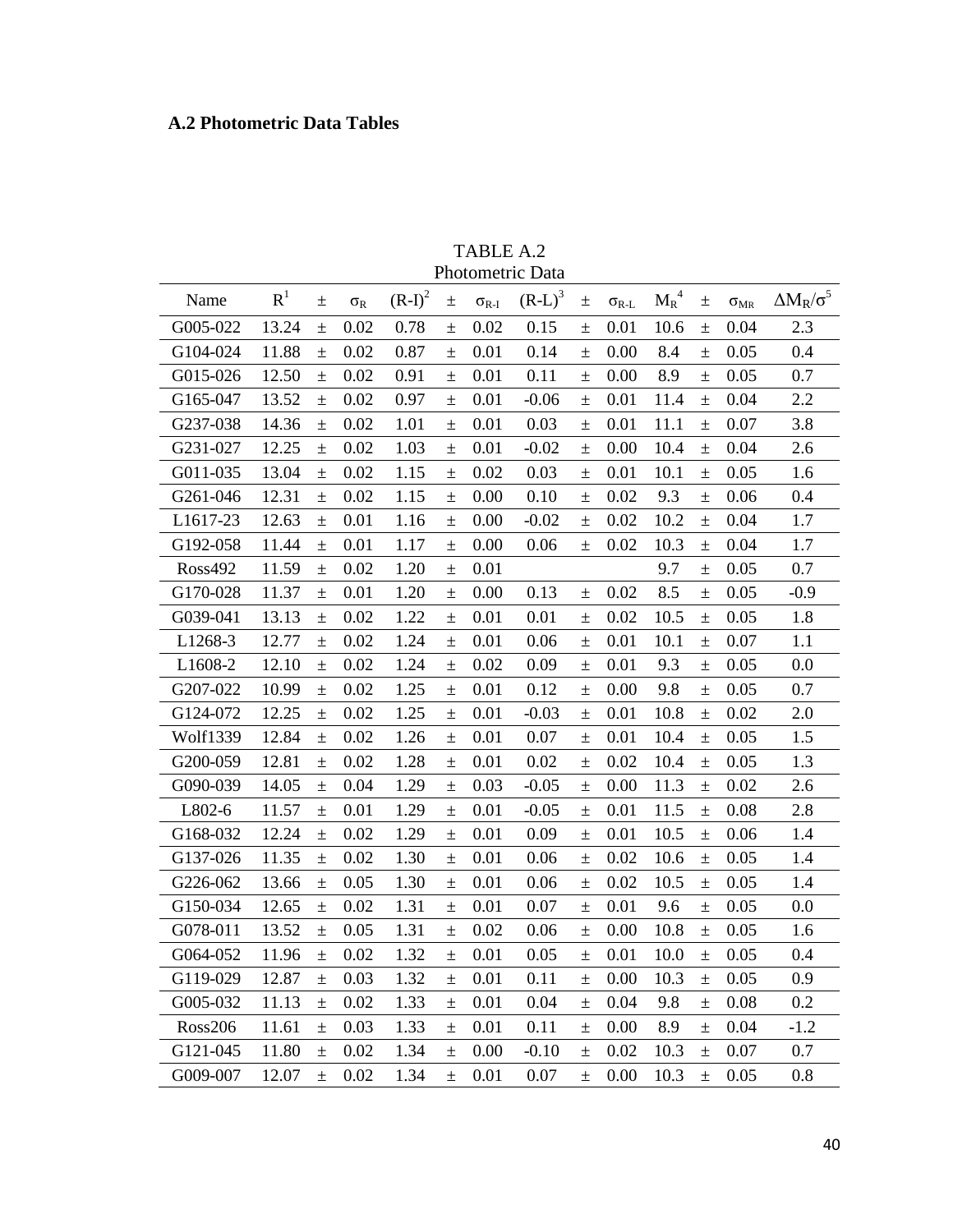## A.2 Photometric Data Tables

TABLE A.2
Photometric Data

| Name | R[1] | ± | $\sigma_R$ | (R-I)[2] | ± | $\sigma_{R-I}$ | (R-L)[3] | ± | $\sigma_{R-L}$ | $M_R$[4] | ± | $\sigma_{MR}$ | $\Delta M_R/\sigma$[5] |
|---|---|---|---|---|---|---|---|---|---|---|---|---|---|
| G005-022 | 13.24 | ± | 0.02 | 0.78 | ± | 0.02 | 0.15 | ± | 0.01 | 10.6 | ± | 0.04 | 2.3 |
| G104-024 | 11.88 | ± | 0.02 | 0.87 | ± | 0.01 | 0.14 | ± | 0.00 | 8.4 | ± | 0.05 | 0.4 |
| G015-026 | 12.50 | ± | 0.02 | 0.91 | ± | 0.01 | 0.11 | ± | 0.00 | 8.9 | ± | 0.05 | 0.7 |
| G165-047 | 13.52 | ± | 0.02 | 0.97 | ± | 0.01 | -0.06 | ± | 0.01 | 11.4 | ± | 0.04 | 2.2 |
| G237-038 | 14.36 | ± | 0.02 | 1.01 | ± | 0.01 | 0.03 | ± | 0.01 | 11.1 | ± | 0.07 | 3.8 |
| G231-027 | 12.25 | ± | 0.02 | 1.03 | ± | 0.01 | -0.02 | ± | 0.00 | 10.4 | ± | 0.04 | 2.6 |
| G011-035 | 13.04 | ± | 0.02 | 1.15 | ± | 0.02 | 0.03 | ± | 0.01 | 10.1 | ± | 0.05 | 1.6 |
| G261-046 | 12.31 | ± | 0.02 | 1.15 | ± | 0.00 | 0.10 | ± | 0.02 | 9.3 | ± | 0.06 | 0.4 |
| L1617-23 | 12.63 | ± | 0.01 | 1.16 | ± | 0.00 | -0.02 | ± | 0.02 | 10.2 | ± | 0.04 | 1.7 |
| G192-058 | 11.44 | ± | 0.01 | 1.17 | ± | 0.00 | 0.06 | ± | 0.02 | 10.3 | ± | 0.04 | 1.7 |
| Ross492 | 11.59 | ± | 0.02 | 1.20 | ± | 0.01 | | | | 9.7 | ± | 0.05 | 0.7 |
| G170-028 | 11.37 | ± | 0.01 | 1.20 | ± | 0.00 | 0.13 | ± | 0.02 | 8.5 | ± | 0.05 | -0.9 |
| G039-041 | 13.13 | ± | 0.02 | 1.22 | ± | 0.01 | 0.01 | ± | 0.02 | 10.5 | ± | 0.05 | 1.8 |
| L1268-3 | 12.77 | ± | 0.02 | 1.24 | ± | 0.01 | 0.06 | ± | 0.01 | 10.1 | ± | 0.07 | 1.1 |
| L1608-2 | 12.10 | ± | 0.02 | 1.24 | ± | 0.02 | 0.09 | ± | 0.01 | 9.3 | ± | 0.05 | 0.0 |
| G207-022 | 10.99 | ± | 0.02 | 1.25 | ± | 0.01 | 0.12 | ± | 0.00 | 9.8 | ± | 0.05 | 0.7 |
| G124-072 | 12.25 | ± | 0.02 | 1.25 | ± | 0.01 | -0.03 | ± | 0.01 | 10.8 | ± | 0.02 | 2.0 |
| Wolf1339 | 12.84 | ± | 0.02 | 1.26 | ± | 0.01 | 0.07 | ± | 0.01 | 10.4 | ± | 0.05 | 1.5 |
| G200-059 | 12.81 | ± | 0.02 | 1.28 | ± | 0.01 | 0.02 | ± | 0.02 | 10.4 | ± | 0.05 | 1.3 |
| G090-039 | 14.05 | ± | 0.04 | 1.29 | ± | 0.03 | -0.05 | ± | 0.00 | 11.3 | ± | 0.02 | 2.6 |
| L802-6 | 11.57 | ± | 0.01 | 1.29 | ± | 0.01 | -0.05 | ± | 0.01 | 11.5 | ± | 0.08 | 2.8 |
| G168-032 | 12.24 | ± | 0.02 | 1.29 | ± | 0.01 | 0.09 | ± | 0.01 | 10.5 | ± | 0.06 | 1.4 |
| G137-026 | 11.35 | ± | 0.02 | 1.30 | ± | 0.01 | 0.06 | ± | 0.02 | 10.6 | ± | 0.05 | 1.4 |
| G226-062 | 13.66 | ± | 0.05 | 1.30 | ± | 0.01 | 0.06 | ± | 0.02 | 10.5 | ± | 0.05 | 1.4 |
| G150-034 | 12.65 | ± | 0.02 | 1.31 | ± | 0.01 | 0.07 | ± | 0.01 | 9.6 | ± | 0.05 | 0.0 |
| G078-011 | 13.52 | ± | 0.05 | 1.31 | ± | 0.02 | 0.06 | ± | 0.00 | 10.8 | ± | 0.05 | 1.6 |
| G064-052 | 11.96 | ± | 0.02 | 1.32 | ± | 0.01 | 0.05 | ± | 0.01 | 10.0 | ± | 0.05 | 0.4 |
| G119-029 | 12.87 | ± | 0.03 | 1.32 | ± | 0.01 | 0.11 | ± | 0.00 | 10.3 | ± | 0.05 | 0.9 |
| G005-032 | 11.13 | ± | 0.02 | 1.33 | ± | 0.01 | 0.04 | ± | 0.04 | 9.8 | ± | 0.08 | 0.2 |
| Ross206 | 11.61 | ± | 0.03 | 1.33 | ± | 0.01 | 0.11 | ± | 0.00 | 8.9 | ± | 0.04 | -1.2 |
| G121-045 | 11.80 | ± | 0.02 | 1.34 | ± | 0.00 | -0.10 | ± | 0.02 | 10.3 | ± | 0.07 | 0.7 |
| G009-007 | 12.07 | ± | 0.02 | 1.34 | ± | 0.01 | 0.07 | ± | 0.00 | 10.3 | ± | 0.05 | 0.8 |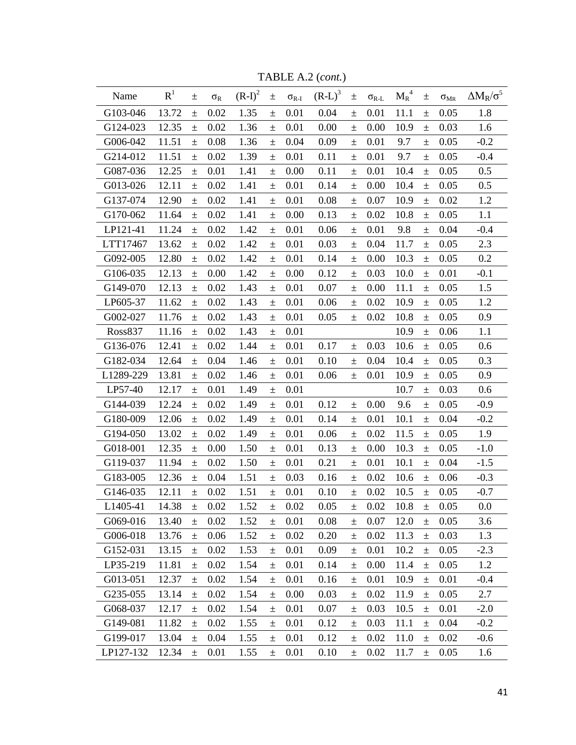TABLE A.2 (*cont.*)

| Name | R[1] | ± | $\sigma_R$ | (R-I)[2] | ± | $\sigma_{R-I}$ | (R-L)[3] | ± | $\sigma_{R-L}$ | $M_R$[4] | ± | $\sigma_{MR}$ | $\Delta M_R/\sigma$[5] |
|---|---|---|---|---|---|---|---|---|---|---|---|---|---|
| G103-046 | 13.72 | ± | 0.02 | 1.35 | ± | 0.01 | 0.04 | ± | 0.01 | 11.1 | ± | 0.05 | 1.8 |
| G124-023 | 12.35 | ± | 0.02 | 1.36 | ± | 0.01 | 0.00 | ± | 0.00 | 10.9 | ± | 0.03 | 1.6 |
| G006-042 | 11.51 | ± | 0.08 | 1.36 | ± | 0.04 | 0.09 | ± | 0.01 | 9.7 | ± | 0.05 | -0.2 |
| G214-012 | 11.51 | ± | 0.02 | 1.39 | ± | 0.01 | 0.11 | ± | 0.01 | 9.7 | ± | 0.05 | -0.4 |
| G087-036 | 12.25 | ± | 0.01 | 1.41 | ± | 0.00 | 0.11 | ± | 0.01 | 10.4 | ± | 0.05 | 0.5 |
| G013-026 | 12.11 | ± | 0.02 | 1.41 | ± | 0.01 | 0.14 | ± | 0.00 | 10.4 | ± | 0.05 | 0.5 |
| G137-074 | 12.90 | ± | 0.02 | 1.41 | ± | 0.01 | 0.08 | ± | 0.07 | 10.9 | ± | 0.02 | 1.2 |
| G170-062 | 11.64 | ± | 0.02 | 1.41 | ± | 0.00 | 0.13 | ± | 0.02 | 10.8 | ± | 0.05 | 1.1 |
| LP121-41 | 11.24 | ± | 0.02 | 1.42 | ± | 0.01 | 0.06 | ± | 0.01 | 9.8 | ± | 0.04 | -0.4 |
| LTT17467 | 13.62 | ± | 0.02 | 1.42 | ± | 0.01 | 0.03 | ± | 0.04 | 11.7 | ± | 0.05 | 2.3 |
| G092-005 | 12.80 | ± | 0.02 | 1.42 | ± | 0.01 | 0.14 | ± | 0.00 | 10.3 | ± | 0.05 | 0.2 |
| G106-035 | 12.13 | ± | 0.00 | 1.42 | ± | 0.00 | 0.12 | ± | 0.03 | 10.0 | ± | 0.01 | -0.1 |
| G149-070 | 12.13 | ± | 0.02 | 1.43 | ± | 0.01 | 0.07 | ± | 0.00 | 11.1 | ± | 0.05 | 1.5 |
| LP605-37 | 11.62 | ± | 0.02 | 1.43 | ± | 0.01 | 0.06 | ± | 0.02 | 10.9 | ± | 0.05 | 1.2 |
| G002-027 | 11.76 | ± | 0.02 | 1.43 | ± | 0.01 | 0.05 | ± | 0.02 | 10.8 | ± | 0.05 | 0.9 |
| Ross837 | 11.16 | ± | 0.02 | 1.43 | ± | 0.01 | | | | 10.9 | ± | 0.06 | 1.1 |
| G136-076 | 12.41 | ± | 0.02 | 1.44 | ± | 0.01 | 0.17 | ± | 0.03 | 10.6 | ± | 0.05 | 0.6 |
| G182-034 | 12.64 | ± | 0.04 | 1.46 | ± | 0.01 | 0.10 | ± | 0.04 | 10.4 | ± | 0.05 | 0.3 |
| L1289-229 | 13.81 | ± | 0.02 | 1.46 | ± | 0.01 | 0.06 | ± | 0.01 | 10.9 | ± | 0.05 | 0.9 |
| LP57-40 | 12.17 | ± | 0.01 | 1.49 | ± | 0.01 | | | | 10.7 | ± | 0.03 | 0.6 |
| G144-039 | 12.24 | ± | 0.02 | 1.49 | ± | 0.01 | 0.12 | ± | 0.00 | 9.6 | ± | 0.05 | -0.9 |
| G180-009 | 12.06 | ± | 0.02 | 1.49 | ± | 0.01 | 0.14 | ± | 0.01 | 10.1 | ± | 0.04 | -0.2 |
| G194-050 | 13.02 | ± | 0.02 | 1.49 | ± | 0.01 | 0.06 | ± | 0.02 | 11.5 | ± | 0.05 | 1.9 |
| G018-001 | 12.35 | ± | 0.00 | 1.50 | ± | 0.01 | 0.13 | ± | 0.00 | 10.3 | ± | 0.05 | -1.0 |
| G119-037 | 11.94 | ± | 0.02 | 1.50 | ± | 0.01 | 0.21 | ± | 0.01 | 10.1 | ± | 0.04 | -1.5 |
| G183-005 | 12.36 | ± | 0.04 | 1.51 | ± | 0.03 | 0.16 | ± | 0.02 | 10.6 | ± | 0.06 | -0.3 |
| G146-035 | 12.11 | ± | 0.02 | 1.51 | ± | 0.01 | 0.10 | ± | 0.02 | 10.5 | ± | 0.05 | -0.7 |
| L1405-41 | 14.38 | ± | 0.02 | 1.52 | ± | 0.02 | 0.05 | ± | 0.02 | 10.8 | ± | 0.05 | 0.0 |
| G069-016 | 13.40 | ± | 0.02 | 1.52 | ± | 0.01 | 0.08 | ± | 0.07 | 12.0 | ± | 0.05 | 3.6 |
| G006-018 | 13.76 | ± | 0.06 | 1.52 | ± | 0.02 | 0.20 | ± | 0.02 | 11.3 | ± | 0.03 | 1.3 |
| G152-031 | 13.15 | ± | 0.02 | 1.53 | ± | 0.01 | 0.09 | ± | 0.01 | 10.2 | ± | 0.05 | -2.3 |
| LP35-219 | 11.81 | ± | 0.02 | 1.54 | ± | 0.01 | 0.14 | ± | 0.00 | 11.4 | ± | 0.05 | 1.2 |
| G013-051 | 12.37 | ± | 0.02 | 1.54 | ± | 0.01 | 0.16 | ± | 0.01 | 10.9 | ± | 0.01 | -0.4 |
| G235-055 | 13.14 | ± | 0.02 | 1.54 | ± | 0.00 | 0.03 | ± | 0.02 | 11.9 | ± | 0.05 | 2.7 |
| G068-037 | 12.17 | ± | 0.02 | 1.54 | ± | 0.01 | 0.07 | ± | 0.03 | 10.5 | ± | 0.01 | -2.0 |
| G149-081 | 11.82 | ± | 0.02 | 1.55 | ± | 0.01 | 0.12 | ± | 0.03 | 11.1 | ± | 0.04 | -0.2 |
| G199-017 | 13.04 | ± | 0.04 | 1.55 | ± | 0.01 | 0.12 | ± | 0.02 | 11.0 | ± | 0.02 | -0.6 |
| LP127-132 | 12.34 | ± | 0.01 | 1.55 | ± | 0.01 | 0.10 | ± | 0.02 | 11.7 | ± | 0.05 | 1.6 |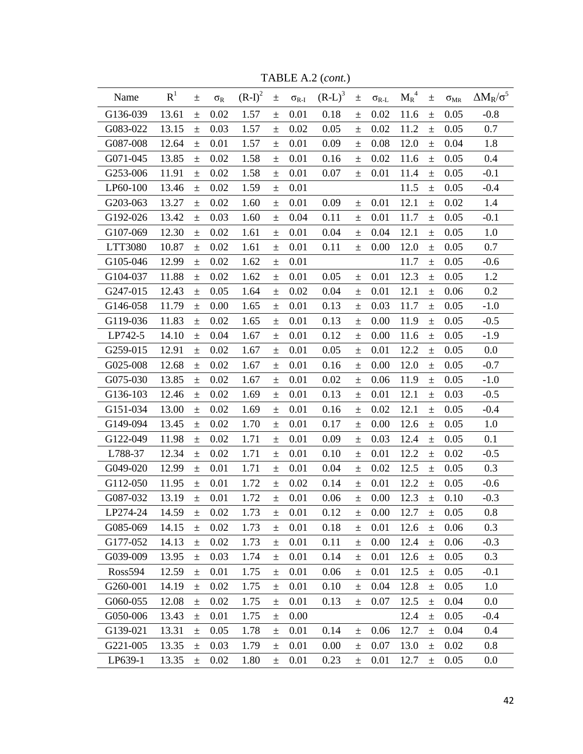TABLE A.2 (*cont.*)

| Name | $R^1$ | ± | $\sigma_R$ | $(R\text{-}I)^2$ | ± | $\sigma_{R\text{-}I}$ | $(R\text{-}L)^3$ | ± | $\sigma_{R\text{-}L}$ | $M_R{}^4$ | ± | $\sigma_{MR}$ | $\Delta M_R/\sigma^5$ |
|---|---|---|---|---|---|---|---|---|---|---|---|---|---|
| G136-039 | 13.61 | ± | 0.02 | 1.57 | ± | 0.01 | 0.18 | ± | 0.02 | 11.6 | ± | 0.05 | -0.8 |
| G083-022 | 13.15 | ± | 0.03 | 1.57 | ± | 0.02 | 0.05 | ± | 0.02 | 11.2 | ± | 0.05 | 0.7 |
| G087-008 | 12.64 | ± | 0.01 | 1.57 | ± | 0.01 | 0.09 | ± | 0.08 | 12.0 | ± | 0.04 | 1.8 |
| G071-045 | 13.85 | ± | 0.02 | 1.58 | ± | 0.01 | 0.16 | ± | 0.02 | 11.6 | ± | 0.05 | 0.4 |
| G253-006 | 11.91 | ± | 0.02 | 1.58 | ± | 0.01 | 0.07 | ± | 0.01 | 11.4 | ± | 0.05 | -0.1 |
| LP60-100 | 13.46 | ± | 0.02 | 1.59 | ± | 0.01 | | | | 11.5 | ± | 0.05 | -0.4 |
| G203-063 | 13.27 | ± | 0.02 | 1.60 | ± | 0.01 | 0.09 | ± | 0.01 | 12.1 | ± | 0.02 | 1.4 |
| G192-026 | 13.42 | ± | 0.03 | 1.60 | ± | 0.04 | 0.11 | ± | 0.01 | 11.7 | ± | 0.05 | -0.1 |
| G107-069 | 12.30 | ± | 0.02 | 1.61 | ± | 0.01 | 0.04 | ± | 0.04 | 12.1 | ± | 0.05 | 1.0 |
| LTT3080 | 10.87 | ± | 0.02 | 1.61 | ± | 0.01 | 0.11 | ± | 0.00 | 12.0 | ± | 0.05 | 0.7 |
| G105-046 | 12.99 | ± | 0.02 | 1.62 | ± | 0.01 | | | | 11.7 | ± | 0.05 | -0.6 |
| G104-037 | 11.88 | ± | 0.02 | 1.62 | ± | 0.01 | 0.05 | ± | 0.01 | 12.3 | ± | 0.05 | 1.2 |
| G247-015 | 12.43 | ± | 0.05 | 1.64 | ± | 0.02 | 0.04 | ± | 0.01 | 12.1 | ± | 0.06 | 0.2 |
| G146-058 | 11.79 | ± | 0.00 | 1.65 | ± | 0.01 | 0.13 | ± | 0.03 | 11.7 | ± | 0.05 | -1.0 |
| G119-036 | 11.83 | ± | 0.02 | 1.65 | ± | 0.01 | 0.13 | ± | 0.00 | 11.9 | ± | 0.05 | -0.5 |
| LP742-5 | 14.10 | ± | 0.04 | 1.67 | ± | 0.01 | 0.12 | ± | 0.00 | 11.6 | ± | 0.05 | -1.9 |
| G259-015 | 12.91 | ± | 0.02 | 1.67 | ± | 0.01 | 0.05 | ± | 0.01 | 12.2 | ± | 0.05 | 0.0 |
| G025-008 | 12.68 | ± | 0.02 | 1.67 | ± | 0.01 | 0.16 | ± | 0.00 | 12.0 | ± | 0.05 | -0.7 |
| G075-030 | 13.85 | ± | 0.02 | 1.67 | ± | 0.01 | 0.02 | ± | 0.06 | 11.9 | ± | 0.05 | -1.0 |
| G136-103 | 12.46 | ± | 0.02 | 1.69 | ± | 0.01 | 0.13 | ± | 0.01 | 12.1 | ± | 0.03 | -0.5 |
| G151-034 | 13.00 | ± | 0.02 | 1.69 | ± | 0.01 | 0.16 | ± | 0.02 | 12.1 | ± | 0.05 | -0.4 |
| G149-094 | 13.45 | ± | 0.02 | 1.70 | ± | 0.01 | 0.17 | ± | 0.00 | 12.6 | ± | 0.05 | 1.0 |
| G122-049 | 11.98 | ± | 0.02 | 1.71 | ± | 0.01 | 0.09 | ± | 0.03 | 12.4 | ± | 0.05 | 0.1 |
| L788-37 | 12.34 | ± | 0.02 | 1.71 | ± | 0.01 | 0.10 | ± | 0.01 | 12.2 | ± | 0.02 | -0.5 |
| G049-020 | 12.99 | ± | 0.01 | 1.71 | ± | 0.01 | 0.04 | ± | 0.02 | 12.5 | ± | 0.05 | 0.3 |
| G112-050 | 11.95 | ± | 0.01 | 1.72 | ± | 0.02 | 0.14 | ± | 0.01 | 12.2 | ± | 0.05 | -0.6 |
| G087-032 | 13.19 | ± | 0.01 | 1.72 | ± | 0.01 | 0.06 | ± | 0.00 | 12.3 | ± | 0.10 | -0.3 |
| LP274-24 | 14.59 | ± | 0.02 | 1.73 | ± | 0.01 | 0.12 | ± | 0.00 | 12.7 | ± | 0.05 | 0.8 |
| G085-069 | 14.15 | ± | 0.02 | 1.73 | ± | 0.01 | 0.18 | ± | 0.01 | 12.6 | ± | 0.06 | 0.3 |
| G177-052 | 14.13 | ± | 0.02 | 1.73 | ± | 0.01 | 0.11 | ± | 0.00 | 12.4 | ± | 0.06 | -0.3 |
| G039-009 | 13.95 | ± | 0.03 | 1.74 | ± | 0.01 | 0.14 | ± | 0.01 | 12.6 | ± | 0.05 | 0.3 |
| Ross594 | 12.59 | ± | 0.01 | 1.75 | ± | 0.01 | 0.06 | ± | 0.01 | 12.5 | ± | 0.05 | -0.1 |
| G260-001 | 14.19 | ± | 0.02 | 1.75 | ± | 0.01 | 0.10 | ± | 0.04 | 12.8 | ± | 0.05 | 1.0 |
| G060-055 | 12.08 | ± | 0.02 | 1.75 | ± | 0.01 | 0.13 | ± | 0.07 | 12.5 | ± | 0.04 | 0.0 |
| G050-006 | 13.43 | ± | 0.01 | 1.75 | ± | 0.00 | | | | 12.4 | ± | 0.05 | -0.4 |
| G139-021 | 13.31 | ± | 0.05 | 1.78 | ± | 0.01 | 0.14 | ± | 0.06 | 12.7 | ± | 0.04 | 0.4 |
| G221-005 | 13.35 | ± | 0.03 | 1.79 | ± | 0.01 | 0.00 | ± | 0.07 | 13.0 | ± | 0.02 | 0.8 |
| LP639-1 | 13.35 | ± | 0.02 | 1.80 | ± | 0.01 | 0.23 | ± | 0.01 | 12.7 | ± | 0.05 | 0.0 |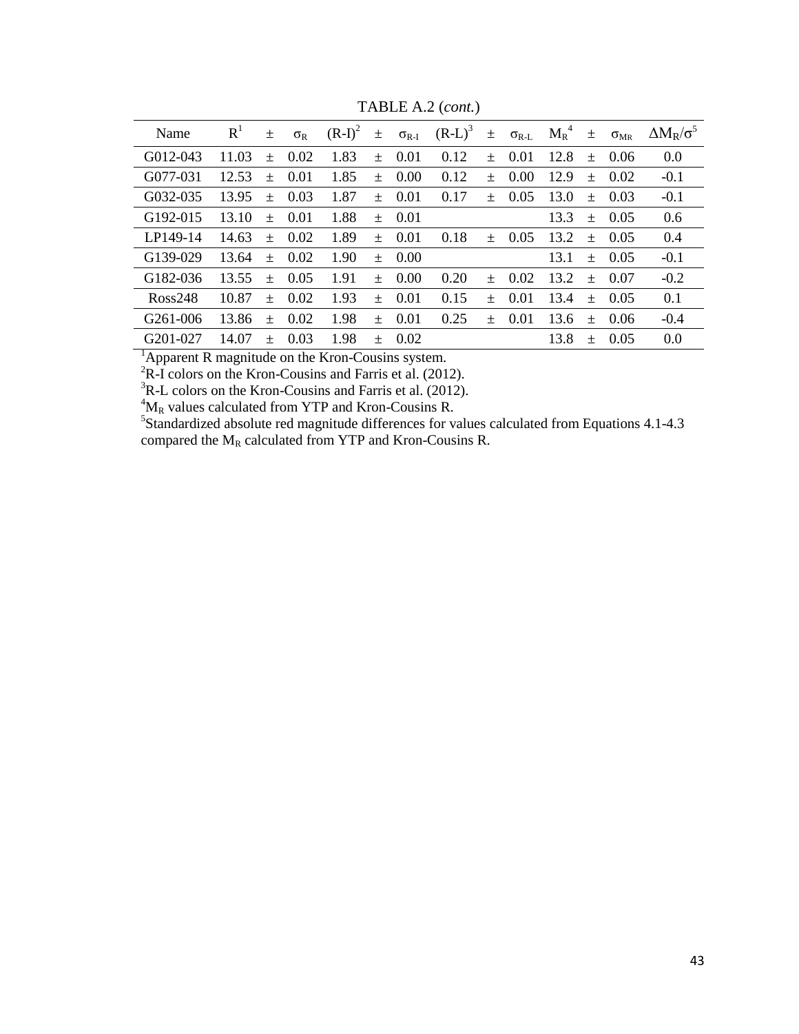TABLE A.2 (*cont.*)

| Name | R[1] | ± | $\sigma_R$ | (R-I)[2] | ± | $\sigma_{R-I}$ | (R-L)[3] | ± | $\sigma_{R-L}$ | $M_R$[4] | ± | $\sigma_{MR}$ | $\Delta M_R/\sigma$[5] |
|---|---|---|---|---|---|---|---|---|---|---|---|---|---|
| G012-043 | 11.03 | ± | 0.02 | 1.83 | ± | 0.01 | 0.12 | ± | 0.01 | 12.8 | ± | 0.06 | 0.0 |
| G077-031 | 12.53 | ± | 0.01 | 1.85 | ± | 0.00 | 0.12 | ± | 0.00 | 12.9 | ± | 0.02 | -0.1 |
| G032-035 | 13.95 | ± | 0.03 | 1.87 | ± | 0.01 | 0.17 | ± | 0.05 | 13.0 | ± | 0.03 | -0.1 |
| G192-015 | 13.10 | ± | 0.01 | 1.88 | ± | 0.01 | | | | 13.3 | ± | 0.05 | 0.6 |
| LP149-14 | 14.63 | ± | 0.02 | 1.89 | ± | 0.01 | 0.18 | ± | 0.05 | 13.2 | ± | 0.05 | 0.4 |
| G139-029 | 13.64 | ± | 0.02 | 1.90 | ± | 0.00 | | | | 13.1 | ± | 0.05 | -0.1 |
| G182-036 | 13.55 | ± | 0.05 | 1.91 | ± | 0.00 | 0.20 | ± | 0.02 | 13.2 | ± | 0.07 | -0.2 |
| Ross248 | 10.87 | ± | 0.02 | 1.93 | ± | 0.01 | 0.15 | ± | 0.01 | 13.4 | ± | 0.05 | 0.1 |
| G261-006 | 13.86 | ± | 0.02 | 1.98 | ± | 0.01 | 0.25 | ± | 0.01 | 13.6 | ± | 0.06 | -0.4 |
| G201-027 | 14.07 | ± | 0.03 | 1.98 | ± | 0.02 | | | | 13.8 | ± | 0.05 | 0.0 |

[1]Apparent R magnitude on the Kron-Cousins system.
[2]R-I colors on the Kron-Cousins and Farris et al. (2012).
[3]R-L colors on the Kron-Cousins and Farris et al. (2012).
[4]$M_R$ values calculated from YTP and Kron-Cousins R.
[5]Standardized absolute red magnitude differences for values calculated from Equations 4.1-4.3 compared the $M_R$ calculated from YTP and Kron-Cousins R.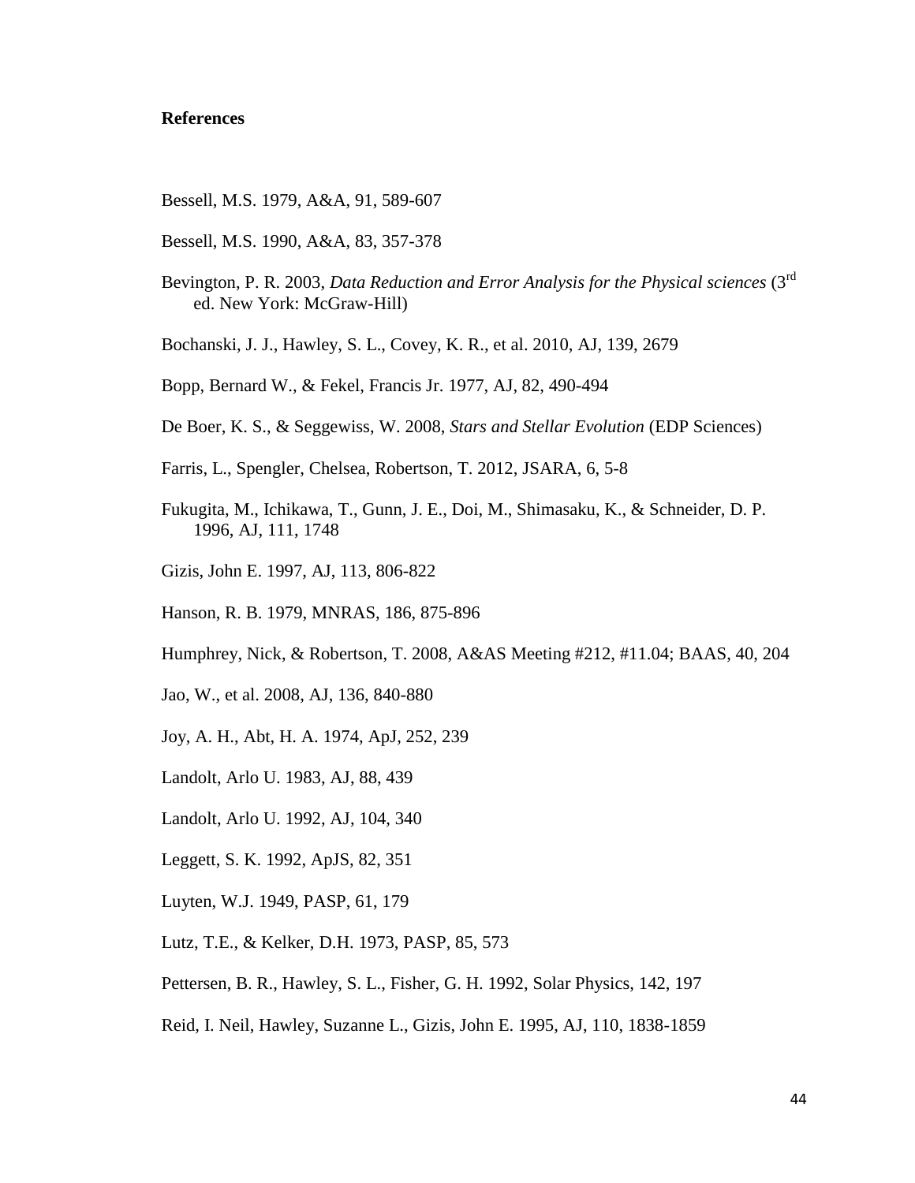**References**

Bessell, M.S. 1979, A&A, 91, 589-607

Bessell, M.S. 1990, A&A, 83, 357-378

Bevington, P. R. 2003, *Data Reduction and Error Analysis for the Physical sciences* (3rd ed. New York: McGraw-Hill)

Bochanski, J. J., Hawley, S. L., Covey, K. R., et al. 2010, AJ, 139, 2679

Bopp, Bernard W., & Fekel, Francis Jr. 1977, AJ, 82, 490-494

De Boer, K. S., & Seggewiss, W. 2008, *Stars and Stellar Evolution* (EDP Sciences)

Farris, L., Spengler, Chelsea, Robertson, T. 2012, JSARA, 6, 5-8

Fukugita, M., Ichikawa, T., Gunn, J. E., Doi, M., Shimasaku, K., & Schneider, D. P. 1996, AJ, 111, 1748

Gizis, John E. 1997, AJ, 113, 806-822

Hanson, R. B. 1979, MNRAS, 186, 875-896

Humphrey, Nick, & Robertson, T. 2008, A&AS Meeting #212, #11.04; BAAS, 40, 204

Jao, W., et al. 2008, AJ, 136, 840-880

Joy, A. H., Abt, H. A. 1974, ApJ, 252, 239

Landolt, Arlo U. 1983, AJ, 88, 439

Landolt, Arlo U. 1992, AJ, 104, 340

Leggett, S. K. 1992, ApJS, 82, 351

Luyten, W.J. 1949, PASP, 61, 179

Lutz, T.E., & Kelker, D.H. 1973, PASP, 85, 573

Pettersen, B. R., Hawley, S. L., Fisher, G. H. 1992, Solar Physics, 142, 197

Reid, I. Neil, Hawley, Suzanne L., Gizis, John E. 1995, AJ, 110, 1838-1859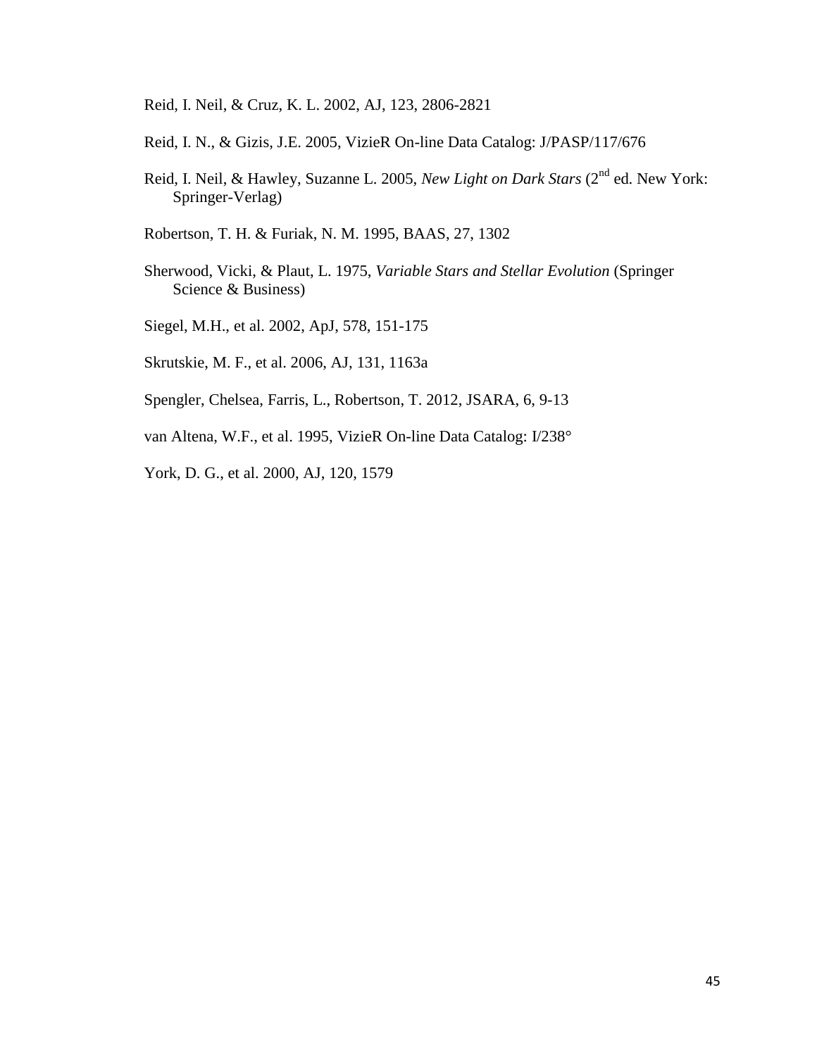Reid, I. Neil, & Cruz, K. L. 2002, AJ, 123, 2806-2821

Reid, I. N., & Gizis, J.E. 2005, VizieR On-line Data Catalog: J/PASP/117/676

Reid, I. Neil, & Hawley, Suzanne L. 2005, *New Light on Dark Stars* (2nd ed. New York: Springer-Verlag)

Robertson, T. H. & Furiak, N. M. 1995, BAAS, 27, 1302

Sherwood, Vicki, & Plaut, L. 1975, *Variable Stars and Stellar Evolution* (Springer Science & Business)

Siegel, M.H., et al. 2002, ApJ, 578, 151-175

Skrutskie, M. F., et al. 2006, AJ, 131, 1163a

Spengler, Chelsea, Farris, L., Robertson, T. 2012, JSARA, 6, 9-13

van Altena, W.F., et al. 1995, VizieR On-line Data Catalog: I/238°

York, D. G., et al. 2000, AJ, 120, 1579